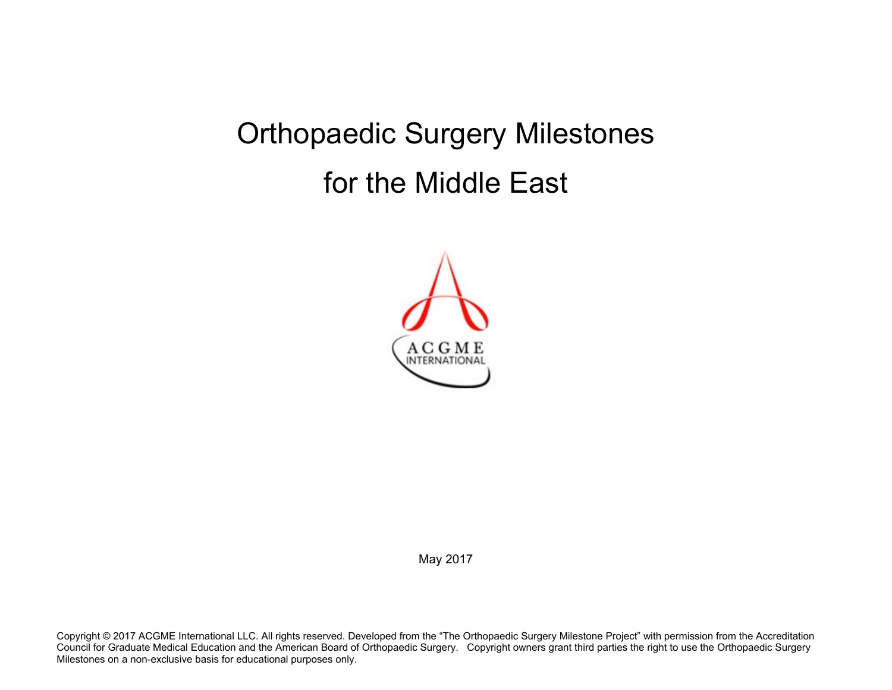# Orthopaedic Surgery Milestones for the Middle East

ACGME INTERNATIONAL

May 2017

Copyright © 2017 ACGME International LLC. All rights reserved. Developed from the "The Orthopaedic Surgery Milestone Project" with permission from the Accreditation Council for Graduate Medical Education and the American Board of Orthopaedic Surgery. Copyright owners grant third parties the right to use the Orthopaedic Surgery Milestones on a non-exclusive basis for educational purposes only.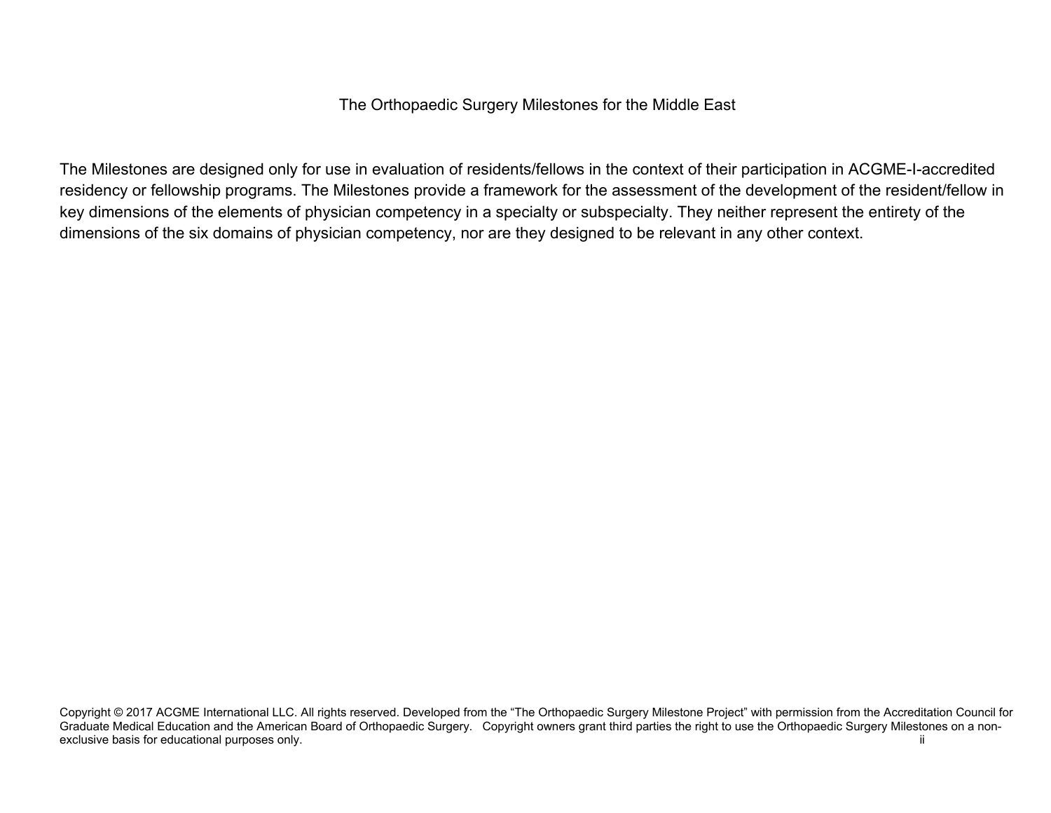The Orthopaedic Surgery Milestones for the Middle East

The Milestones are designed only for use in evaluation of residents/fellows in the context of their participation in ACGME-I-accredited residency or fellowship programs. The Milestones provide a framework for the assessment of the development of the resident/fellow in key dimensions of the elements of physician competency in a specialty or subspecialty. They neither represent the entirety of the dimensions of the six domains of physician competency, nor are they designed to be relevant in any other context.

Copyright © 2017 ACGME International LLC. All rights reserved. Developed from the "The Orthopaedic Surgery Milestone Project" with permission from the Accreditation Council for Graduate Medical Education and the American Board of Orthopaedic Surgery. Copyright owners grant third parties the right to use the Orthopaedic Surgery Milestones on a non-exclusive basis for educational purposes only.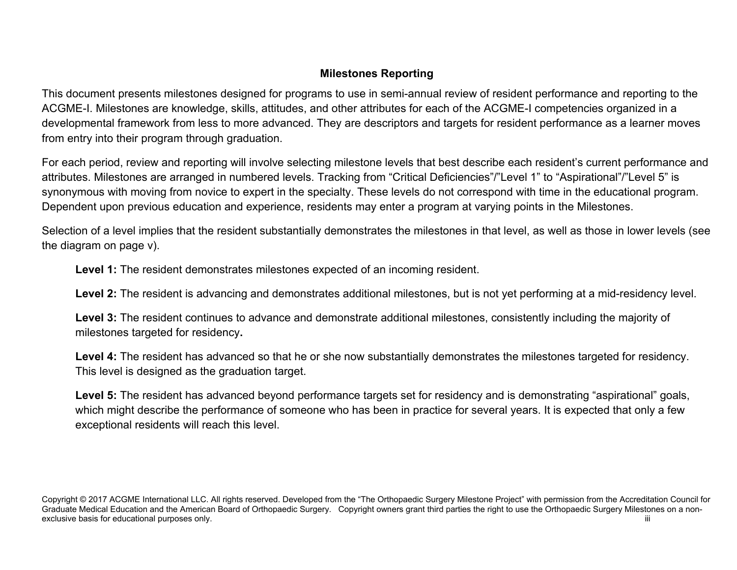## Milestones Reporting

This document presents milestones designed for programs to use in semi-annual review of resident performance and reporting to the ACGME-I. Milestones are knowledge, skills, attitudes, and other attributes for each of the ACGME-I competencies organized in a developmental framework from less to more advanced. They are descriptors and targets for resident performance as a learner moves from entry into their program through graduation.

For each period, review and reporting will involve selecting milestone levels that best describe each resident's current performance and attributes. Milestones are arranged in numbered levels. Tracking from "Critical Deficiencies"/"Level 1" to "Aspirational"/"Level 5" is synonymous with moving from novice to expert in the specialty. These levels do not correspond with time in the educational program. Dependent upon previous education and experience, residents may enter a program at varying points in the Milestones.

Selection of a level implies that the resident substantially demonstrates the milestones in that level, as well as those in lower levels (see the diagram on page v).

**Level 1:** The resident demonstrates milestones expected of an incoming resident.

**Level 2:** The resident is advancing and demonstrates additional milestones, but is not yet performing at a mid-residency level.

**Level 3:** The resident continues to advance and demonstrate additional milestones, consistently including the majority of milestones targeted for residency**.**

**Level 4:** The resident has advanced so that he or she now substantially demonstrates the milestones targeted for residency. This level is designed as the graduation target.

**Level 5:** The resident has advanced beyond performance targets set for residency and is demonstrating "aspirational" goals, which might describe the performance of someone who has been in practice for several years. It is expected that only a few exceptional residents will reach this level.

Copyright © 2017 ACGME International LLC. All rights reserved. Developed from the "The Orthopaedic Surgery Milestone Project" with permission from the Accreditation Council for Graduate Medical Education and the American Board of Orthopaedic Surgery. Copyright owners grant third parties the right to use the Orthopaedic Surgery Milestones on a non-exclusive basis for educational purposes only.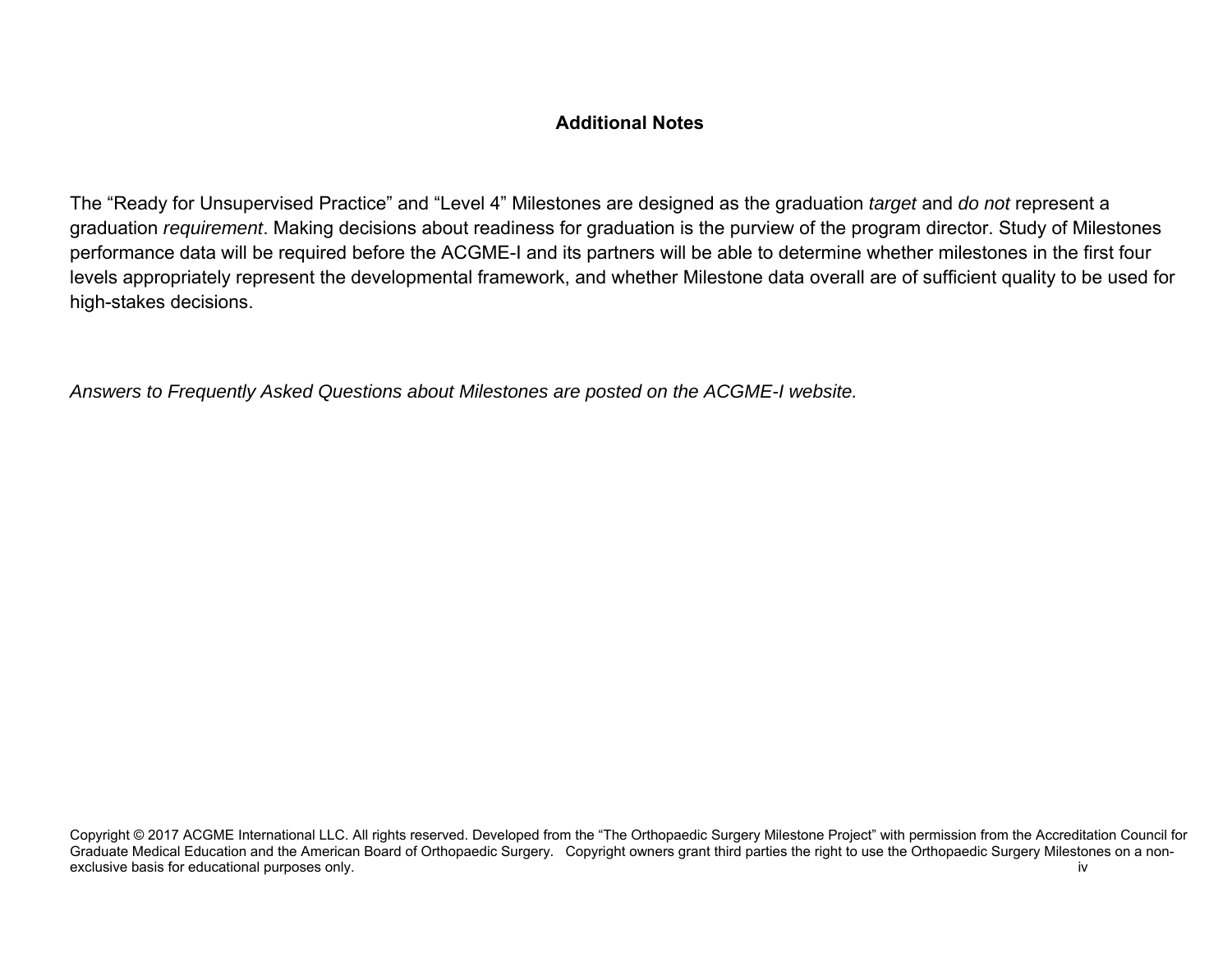## Additional Notes

The "Ready for Unsupervised Practice" and "Level 4" Milestones are designed as the graduation *target* and *do not* represent a graduation *requirement*. Making decisions about readiness for graduation is the purview of the program director. Study of Milestones performance data will be required before the ACGME-I and its partners will be able to determine whether milestones in the first four levels appropriately represent the developmental framework, and whether Milestone data overall are of sufficient quality to be used for high-stakes decisions.

*Answers to Frequently Asked Questions about Milestones are posted on the ACGME-I website.*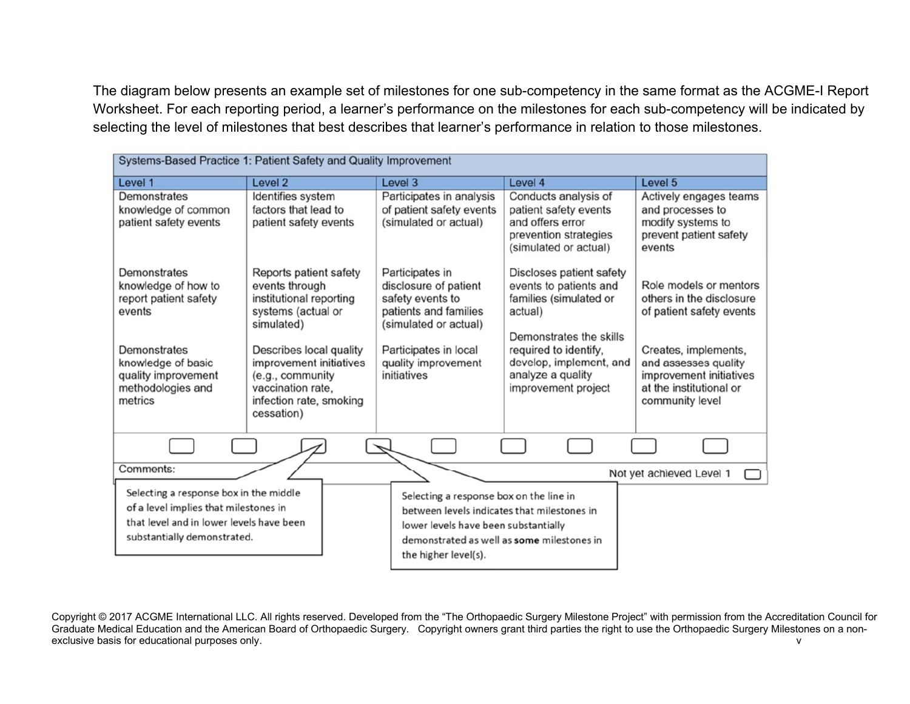The diagram below presents an example set of milestones for one sub-competency in the same format as the ACGME-I Report Worksheet. For each reporting period, a learner's performance on the milestones for each sub-competency will be indicated by selecting the level of milestones that best describes that learner's performance in relation to those milestones.

| Systems-Based Practice 1: Patient Safety and Quality Improvement | | | | |
|---|---|---|---|---|
| **Level 1** | **Level 2** | **Level 3** | **Level 4** | **Level 5** |
| Demonstrates knowledge of common patient safety events<br><br>Demonstrates knowledge of how to report patient safety events<br><br>Demonstrates knowledge of basic quality improvement methodologies and metrics | Identifies system factors that lead to patient safety events<br><br>Reports patient safety events through institutional reporting systems (actual or simulated)<br><br>Describes local quality improvement initiatives (e.g., community vaccination rate, infection rate, smoking cessation) | Participates in analysis of patient safety events (simulated or actual)<br><br>Participates in disclosure of patient safety events to patients and families (simulated or actual)<br><br>Participates in local quality improvement initiatives | Conducts analysis of patient safety events and offers error prevention strategies (simulated or actual)<br><br>Discloses patient safety events to patients and families (simulated or actual)<br><br>Demonstrates the skills required to identify, develop, implement, and analyze a quality improvement project | Actively engages teams and processes to modify systems to prevent patient safety events<br><br>Role models or mentors others in the disclosure of patient safety events<br><br>Creates, implements, and assesses quality improvement initiatives at the institutional or community level |

Comments:

Not yet achieved Level 1

Selecting a response box in the middle of a level implies that milestones in that level and in lower levels have been substantially demonstrated.

Selecting a response box on the line in between levels indicates that milestones in lower levels have been substantially demonstrated as well as **some** milestones in the higher level(s).

Copyright © 2017 ACGME International LLC. All rights reserved. Developed from the "The Orthopaedic Surgery Milestone Project" with permission from the Accreditation Council for Graduate Medical Education and the American Board of Orthopaedic Surgery. Copyright owners grant third parties the right to use the Orthopaedic Surgery Milestones on a non-exclusive basis for educational purposes only.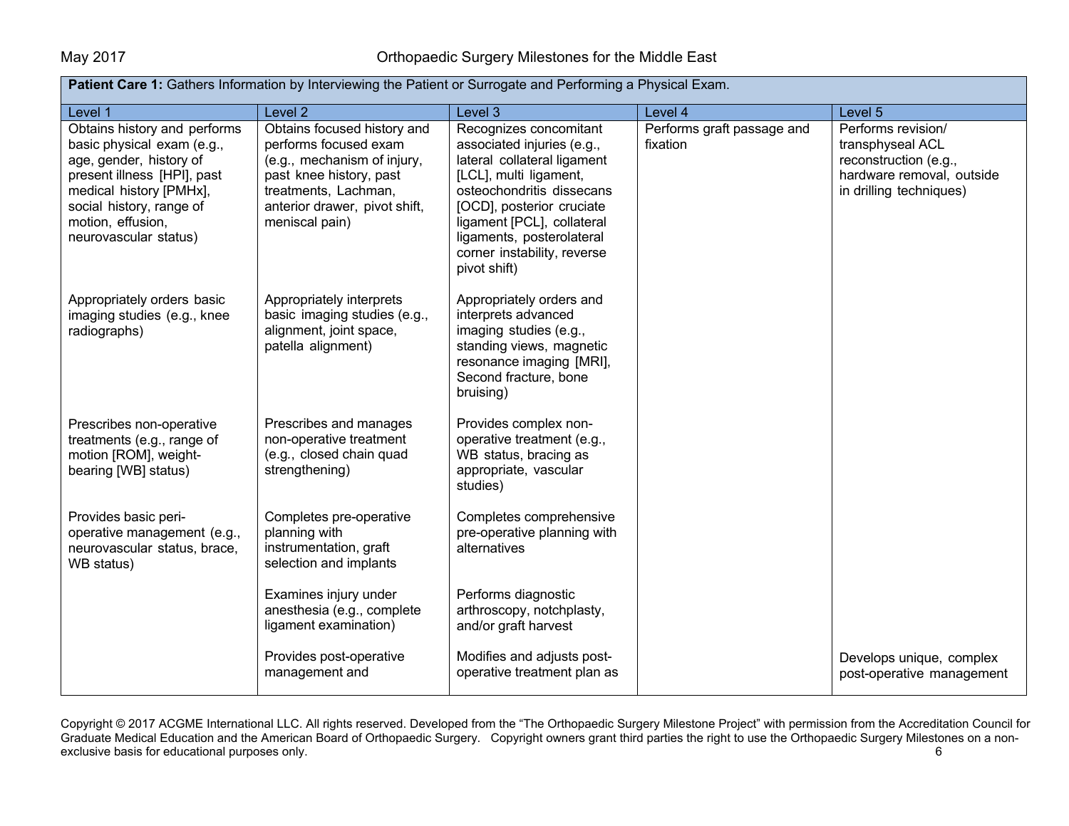| **Patient Care 1:** Gathers Information by Interviewing the Patient or Surrogate and Performing a Physical Exam. | | | | |
|---|---|---|---|---|
| Level 1 | Level 2 | Level 3 | Level 4 | Level 5 |
| Obtains history and performs basic physical exam (e.g., age, gender, history of present illness [HPI], past medical history [PMHx], social history, range of motion, effusion, neurovascular status) | Obtains focused history and performs focused exam (e.g., mechanism of injury, past knee history, past treatments, Lachman, anterior drawer, pivot shift, meniscal pain) | Recognizes concomitant associated injuries (e.g., lateral collateral ligament [LCL], multi ligament, osteochondritis dissecans [OCD], posterior cruciate ligament [PCL], collateral ligaments, posterolateral corner instability, reverse pivot shift) | Performs graft passage and fixation | Performs revision/ transphyseal ACL reconstruction (e.g., hardware removal, outside in drilling techniques) |
| Appropriately orders basic imaging studies (e.g., knee radiographs) | Appropriately interprets basic imaging studies (e.g., alignment, joint space, patella alignment) | Appropriately orders and interprets advanced imaging studies (e.g., standing views, magnetic resonance imaging [MRI], Second fracture, bone bruising) | | |
| Prescribes non-operative treatments (e.g., range of motion [ROM], weight-bearing [WB] status) | Prescribes and manages non-operative treatment (e.g., closed chain quad strengthening) | Provides complex non-operative treatment (e.g., WB status, bracing as appropriate, vascular studies) | | |
| Provides basic peri-operative management (e.g., neurovascular status, brace, WB status) | Completes pre-operative planning with instrumentation, graft selection and implants | Completes comprehensive pre-operative planning with alternatives | | |
| | Examines injury under anesthesia (e.g., complete ligament examination) | Performs diagnostic arthroscopy, notchplasty, and/or graft harvest | | |
| | Provides post-operative management and | Modifies and adjusts post-operative treatment plan as | | Develops unique, complex post-operative management |

Copyright © 2017 ACGME International LLC. All rights reserved. Developed from the "The Orthopaedic Surgery Milestone Project" with permission from the Accreditation Council for Graduate Medical Education and the American Board of Orthopaedic Surgery. Copyright owners grant third parties the right to use the Orthopaedic Surgery Milestones on a non-exclusive basis for educational purposes only.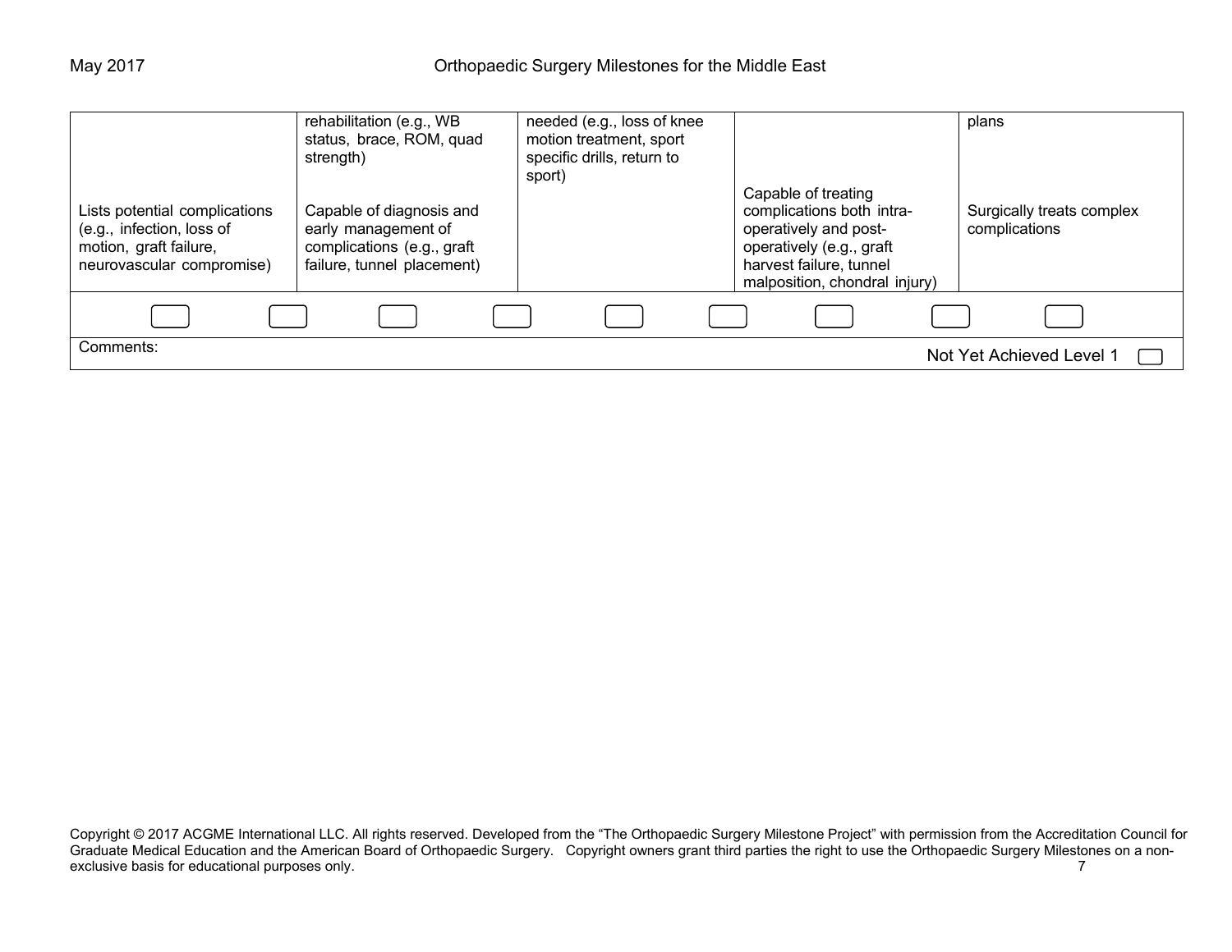| | | | | |
|---|---|---|---|---|
| | rehabilitation (e.g., WB status, brace, ROM, quad strength) | needed (e.g., loss of knee motion treatment, sport specific drills, return to sport) | | plans |
| Lists potential complications (e.g., infection, loss of motion, graft failure, neurovascular compromise) | Capable of diagnosis and early management of complications (e.g., graft failure, tunnel placement) | | Capable of treating complications both intra-operatively and post-operatively (e.g., graft harvest failure, tunnel malposition, chondral injury) | Surgically treats complex complications |

Comments:

Not Yet Achieved Level 1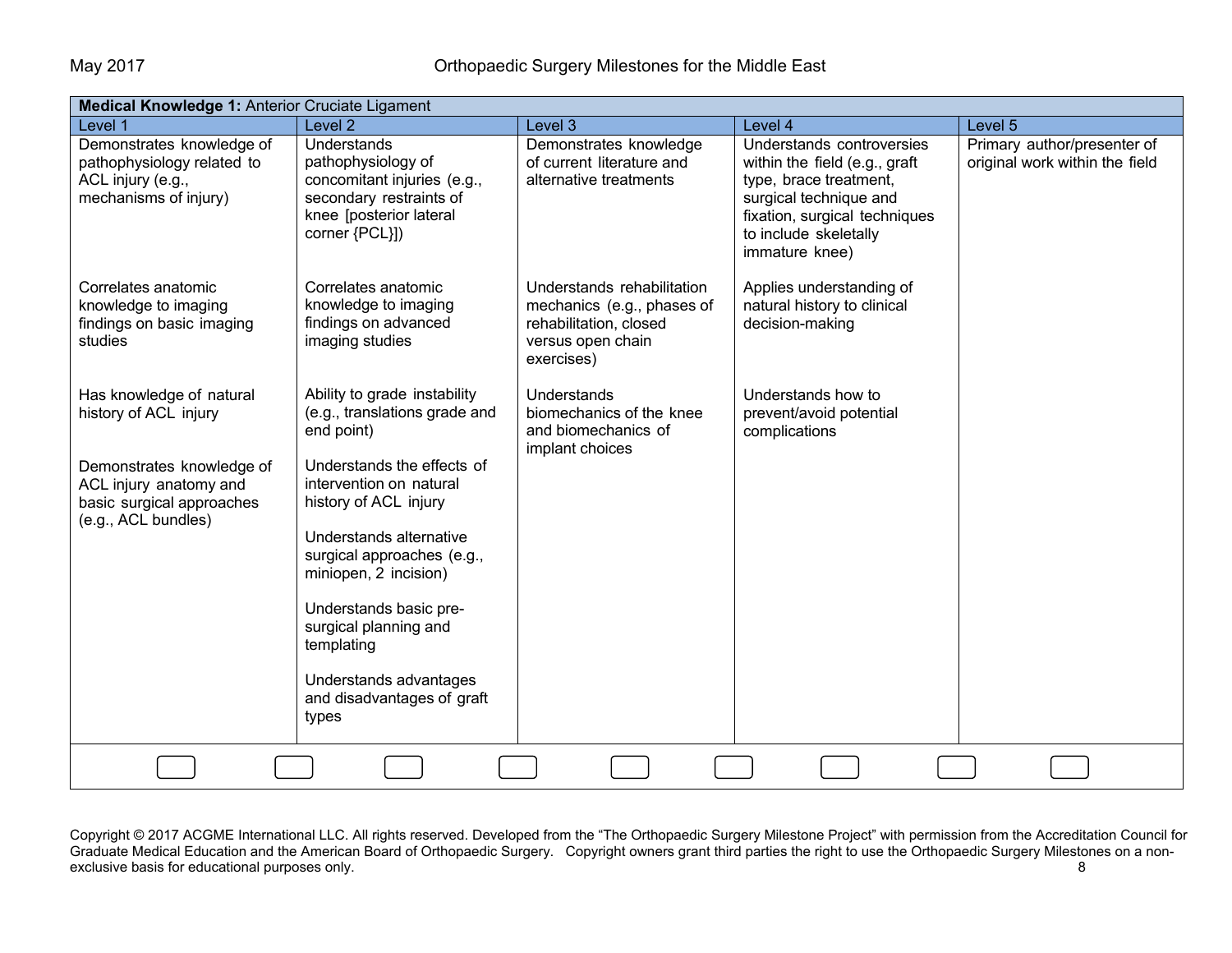**Medical Knowledge 1:** Anterior Cruciate Ligament

| Level 1 | Level 2 | Level 3 | Level 4 | Level 5 |
|---|---|---|---|---|
| Demonstrates knowledge of pathophysiology related to ACL injury (e.g., mechanisms of injury)<br><br>Correlates anatomic knowledge to imaging findings on basic imaging studies<br><br>Has knowledge of natural history of ACL injury<br><br>Demonstrates knowledge of ACL injury anatomy and basic surgical approaches (e.g., ACL bundles) | Understands pathophysiology of concomitant injuries (e.g., secondary restraints of knee [posterior lateral corner {PCL}])<br><br>Correlates anatomic knowledge to imaging findings on advanced imaging studies<br><br>Ability to grade instability (e.g., translations grade and end point)<br><br>Understands the effects of intervention on natural history of ACL injury<br><br>Understands alternative surgical approaches (e.g., miniopen, 2 incision)<br><br>Understands basic pre-surgical planning and templating<br><br>Understands advantages and disadvantages of graft types | Demonstrates knowledge of current literature and alternative treatments<br><br>Understands rehabilitation mechanics (e.g., phases of rehabilitation, closed versus open chain exercises)<br><br>Understands biomechanics of the knee and biomechanics of implant choices | Understands controversies within the field (e.g., graft type, brace treatment, surgical technique and fixation, surgical techniques to include skeletally immature knee)<br><br>Applies understanding of natural history to clinical decision-making<br><br>Understands how to prevent/avoid potential complications | Primary author/presenter of original work within the field |

Copyright © 2017 ACGME International LLC. All rights reserved. Developed from the "The Orthopaedic Surgery Milestone Project" with permission from the Accreditation Council for Graduate Medical Education and the American Board of Orthopaedic Surgery. Copyright owners grant third parties the right to use the Orthopaedic Surgery Milestones on a non-exclusive basis for educational purposes only.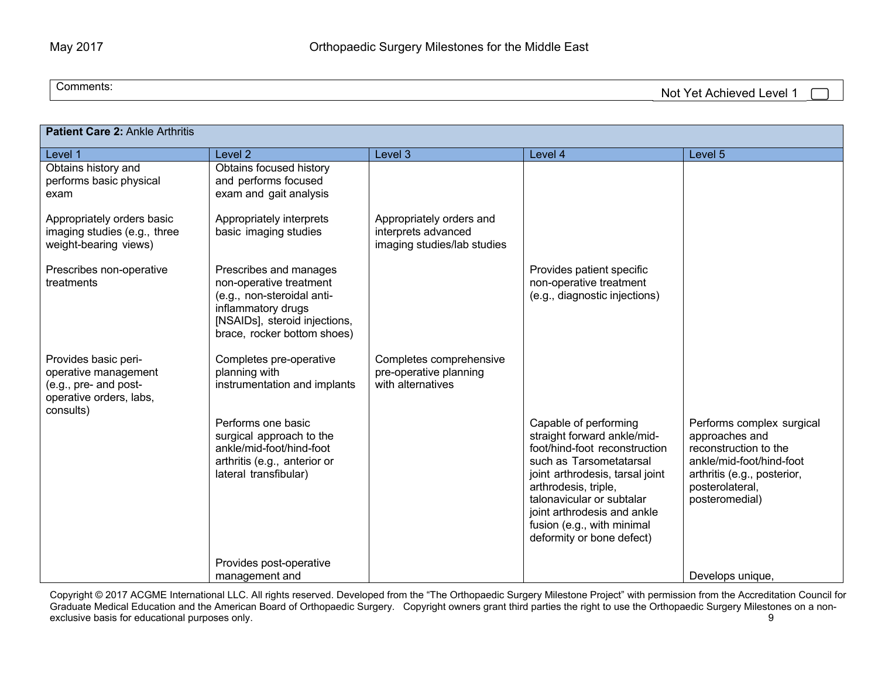| Comments: | Not Yet Achieved Level 1 |
|---|---|

| **Patient Care 2:** Ankle Arthritis | | | | |
|---|---|---|---|---|
| Level 1 | Level 2 | Level 3 | Level 4 | Level 5 |
| Obtains history and performs basic physical exam | Obtains focused history and performs focused exam and gait analysis | | | |
| Appropriately orders basic imaging studies (e.g., three weight-bearing views) | Appropriately interprets basic imaging studies | Appropriately orders and interprets advanced imaging studies/lab studies | | |
| Prescribes non-operative treatments | Prescribes and manages non-operative treatment (e.g., non-steroidal anti-inflammatory drugs [NSAIDs], steroid injections, brace, rocker bottom shoes) | | Provides patient specific non-operative treatment (e.g., diagnostic injections) | |
| Provides basic peri-operative management (e.g., pre- and post-operative orders, labs, consults) | Completes pre-operative planning with instrumentation and implants | Completes comprehensive pre-operative planning with alternatives | | |
| | Performs one basic surgical approach to the ankle/mid-foot/hind-foot arthritis (e.g., anterior or lateral transfibular) | | Capable of performing straight forward ankle/mid-foot/hind-foot reconstruction such as Tarsometatarsal joint arthrodesis, tarsal joint arthrodesis, triple, talonavicular or subtalar joint arthrodesis and ankle fusion (e.g., with minimal deformity or bone defect) | Performs complex surgical approaches and reconstruction to the ankle/mid-foot/hind-foot arthritis (e.g., posterior, posterolateral, posteromedial) |
| | Provides post-operative management and | | | Develops unique, |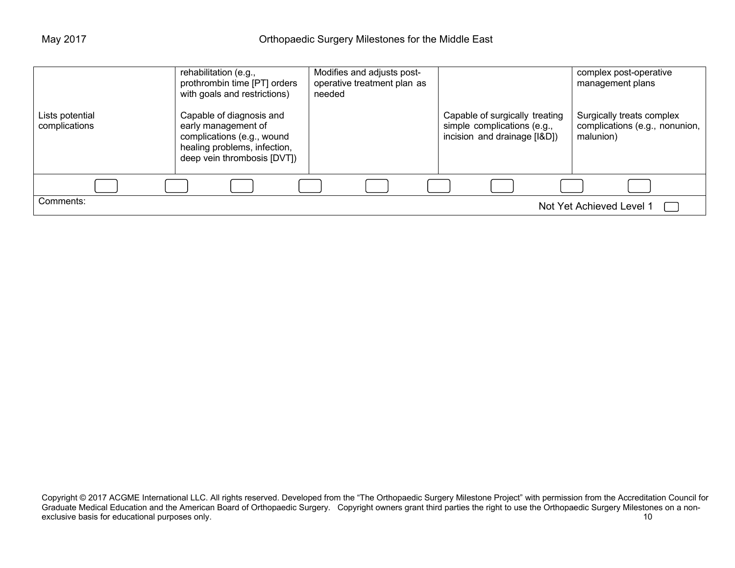| | | | | |
|---|---|---|---|---|
| | rehabilitation (e.g., prothrombin time [PT] orders with goals and restrictions) | Modifies and adjusts post-operative treatment plan as needed | | complex post-operative management plans |
| Lists potential complications | Capable of diagnosis and early management of complications (e.g., wound healing problems, infection, deep vein thrombosis [DVT]) | | Capable of surgically treating simple complications (e.g., incision and drainage [I&D]) | Surgically treats complex complications (e.g., nonunion, malunion) |

Comments:

Not Yet Achieved Level 1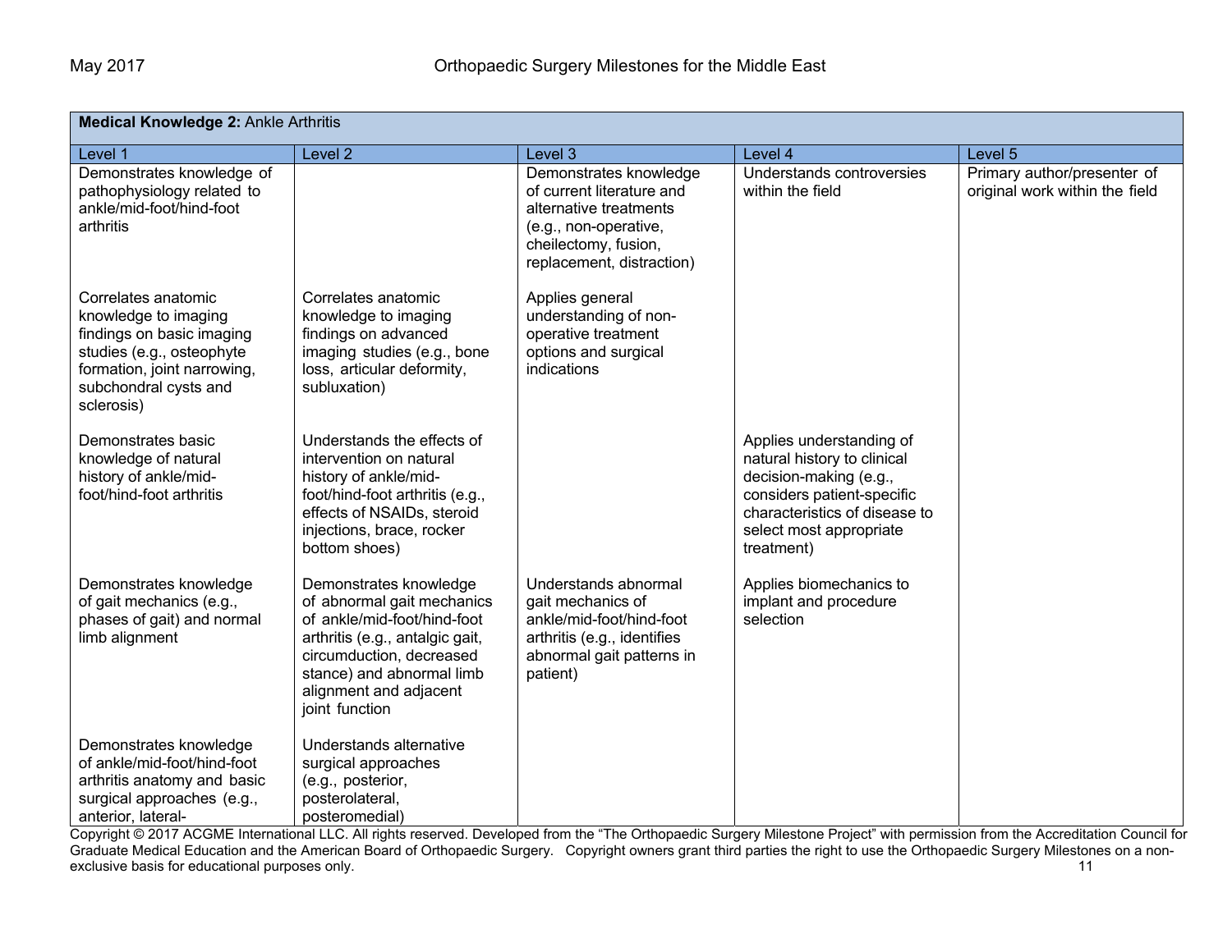| **Medical Knowledge 2:** Ankle Arthritis | | | | |
|---|---|---|---|---|
| Level 1 | Level 2 | Level 3 | Level 4 | Level 5 |
| Demonstrates knowledge of pathophysiology related to ankle/mid-foot/hind-foot arthritis | | Demonstrates knowledge of current literature and alternative treatments (e.g., non-operative, cheilectomy, fusion, replacement, distraction) | Understands controversies within the field | Primary author/presenter of original work within the field |
| Correlates anatomic knowledge to imaging findings on basic imaging studies (e.g., osteophyte formation, joint narrowing, subchondral cysts and sclerosis) | Correlates anatomic knowledge to imaging findings on advanced imaging studies (e.g., bone loss, articular deformity, subluxation) | Applies general understanding of non-operative treatment options and surgical indications | | |
| Demonstrates basic knowledge of natural history of ankle/mid-foot/hind-foot arthritis | Understands the effects of intervention on natural history of ankle/mid-foot/hind-foot arthritis (e.g., effects of NSAIDs, steroid injections, brace, rocker bottom shoes) | | Applies understanding of natural history to clinical decision-making (e.g., considers patient-specific characteristics of disease to select most appropriate treatment) | |
| Demonstrates knowledge of gait mechanics (e.g., phases of gait) and normal limb alignment | Demonstrates knowledge of abnormal gait mechanics of ankle/mid-foot/hind-foot arthritis (e.g., antalgic gait, circumduction, decreased stance) and abnormal limb alignment and adjacent joint function | Understands abnormal gait mechanics of ankle/mid-foot/hind-foot arthritis (e.g., identifies abnormal gait patterns in patient) | Applies biomechanics to implant and procedure selection | |
| Demonstrates knowledge of ankle/mid-foot/hind-foot arthritis anatomy and basic surgical approaches (e.g., anterior, lateral- | Understands alternative surgical approaches (e.g., posterior, posterolateral, posteromedial) | | | |

Copyright © 2017 ACGME International LLC. All rights reserved. Developed from the "The Orthopaedic Surgery Milestone Project" with permission from the Accreditation Council for Graduate Medical Education and the American Board of Orthopaedic Surgery. Copyright owners grant third parties the right to use the Orthopaedic Surgery Milestones on a non-exclusive basis for educational purposes only.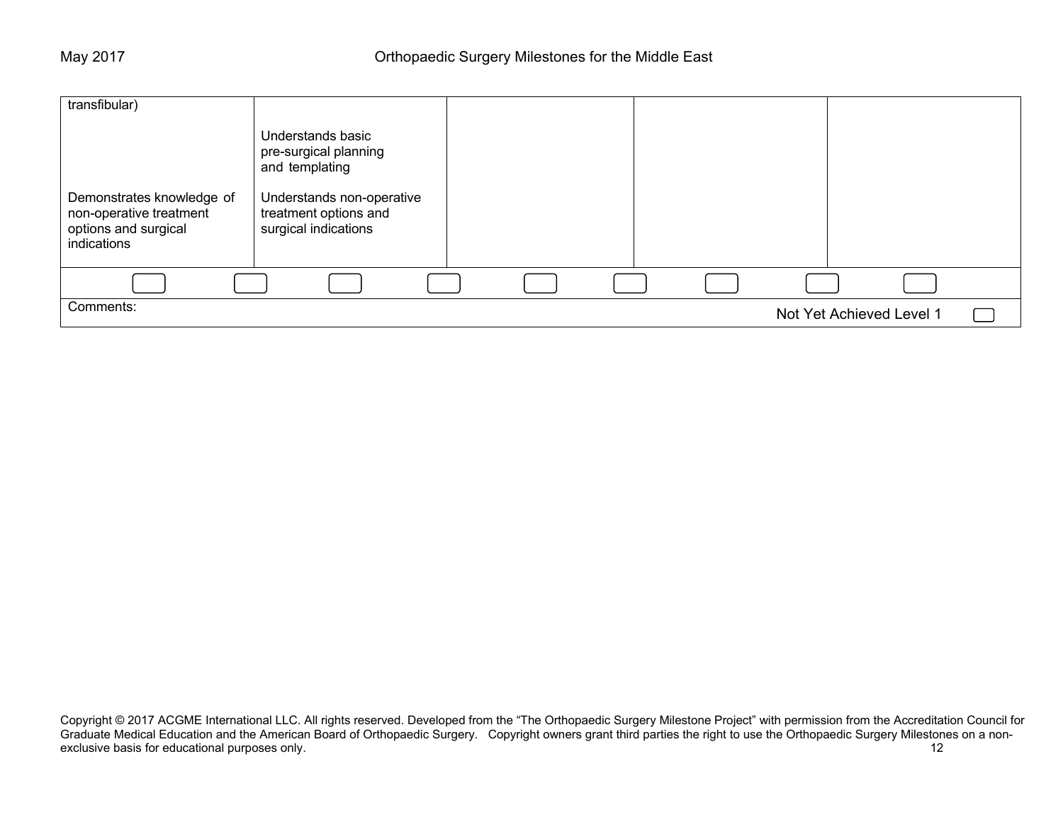| | | | | |
|---|---|---|---|---|
| transfibular)<br><br><br><br>Demonstrates knowledge of non-operative treatment options and surgical indications | Understands basic pre-surgical planning and templating<br><br>Understands non-operative treatment options and surgical indications | | | |

Comments:

Not Yet Achieved Level 1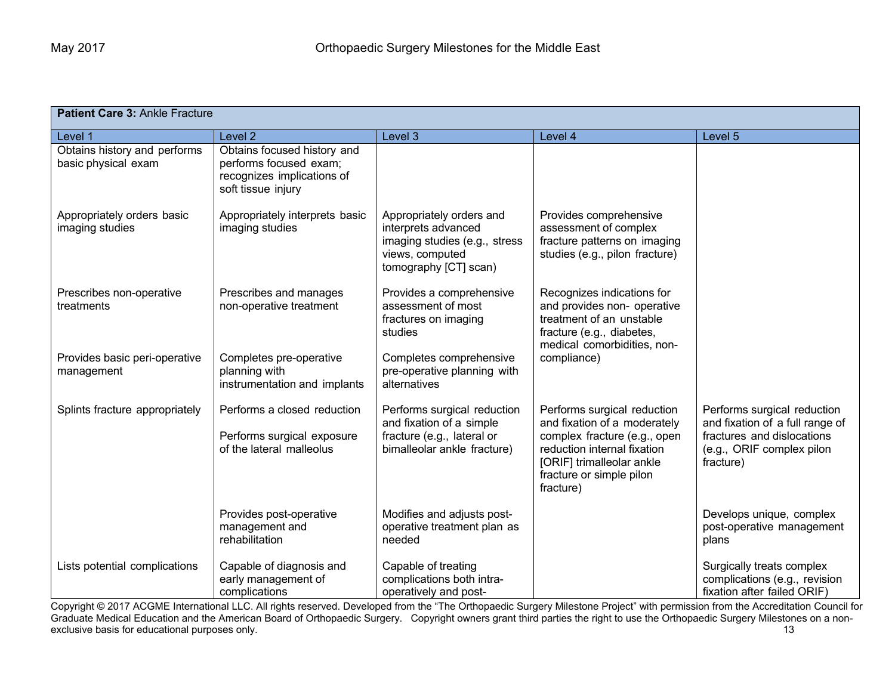| **Patient Care 3:** Ankle Fracture | | | | |
|---|---|---|---|---|
| Level 1 | Level 2 | Level 3 | Level 4 | Level 5 |
| Obtains history and performs basic physical exam | Obtains focused history and performs focused exam; recognizes implications of soft tissue injury | | | |
| Appropriately orders basic imaging studies | Appropriately interprets basic imaging studies | Appropriately orders and interprets advanced imaging studies (e.g., stress views, computed tomography [CT] scan) | Provides comprehensive assessment of complex fracture patterns on imaging studies (e.g., pilon fracture) | |
| Prescribes non-operative treatments | Prescribes and manages non-operative treatment | Provides a comprehensive assessment of most fractures on imaging studies | Recognizes indications for and provides non- operative treatment of an unstable fracture (e.g., diabetes, medical comorbidities, non-compliance) | |
| Provides basic peri-operative management | Completes pre-operative planning with instrumentation and implants | Completes comprehensive pre-operative planning with alternatives | | |
| Splints fracture appropriately | Performs a closed reduction<br><br>Performs surgical exposure of the lateral malleolus | Performs surgical reduction and fixation of a simple fracture (e.g., lateral or bimalleolar ankle fracture) | Performs surgical reduction and fixation of a moderately complex fracture (e.g., open reduction internal fixation [ORIF] trimalleolar ankle fracture or simple pilon fracture) | Performs surgical reduction and fixation of a full range of fractures and dislocations (e.g., ORIF complex pilon fracture) |
| | Provides post-operative management and rehabilitation | Modifies and adjusts post-operative treatment plan as needed | | Develops unique, complex post-operative management plans |
| Lists potential complications | Capable of diagnosis and early management of complications | Capable of treating complications both intra-operatively and post- | | Surgically treats complex complications (e.g., revision fixation after failed ORIF) |

Copyright © 2017 ACGME International LLC. All rights reserved. Developed from the "The Orthopaedic Surgery Milestone Project" with permission from the Accreditation Council for Graduate Medical Education and the American Board of Orthopaedic Surgery. Copyright owners grant third parties the right to use the Orthopaedic Surgery Milestones on a non-exclusive basis for educational purposes only.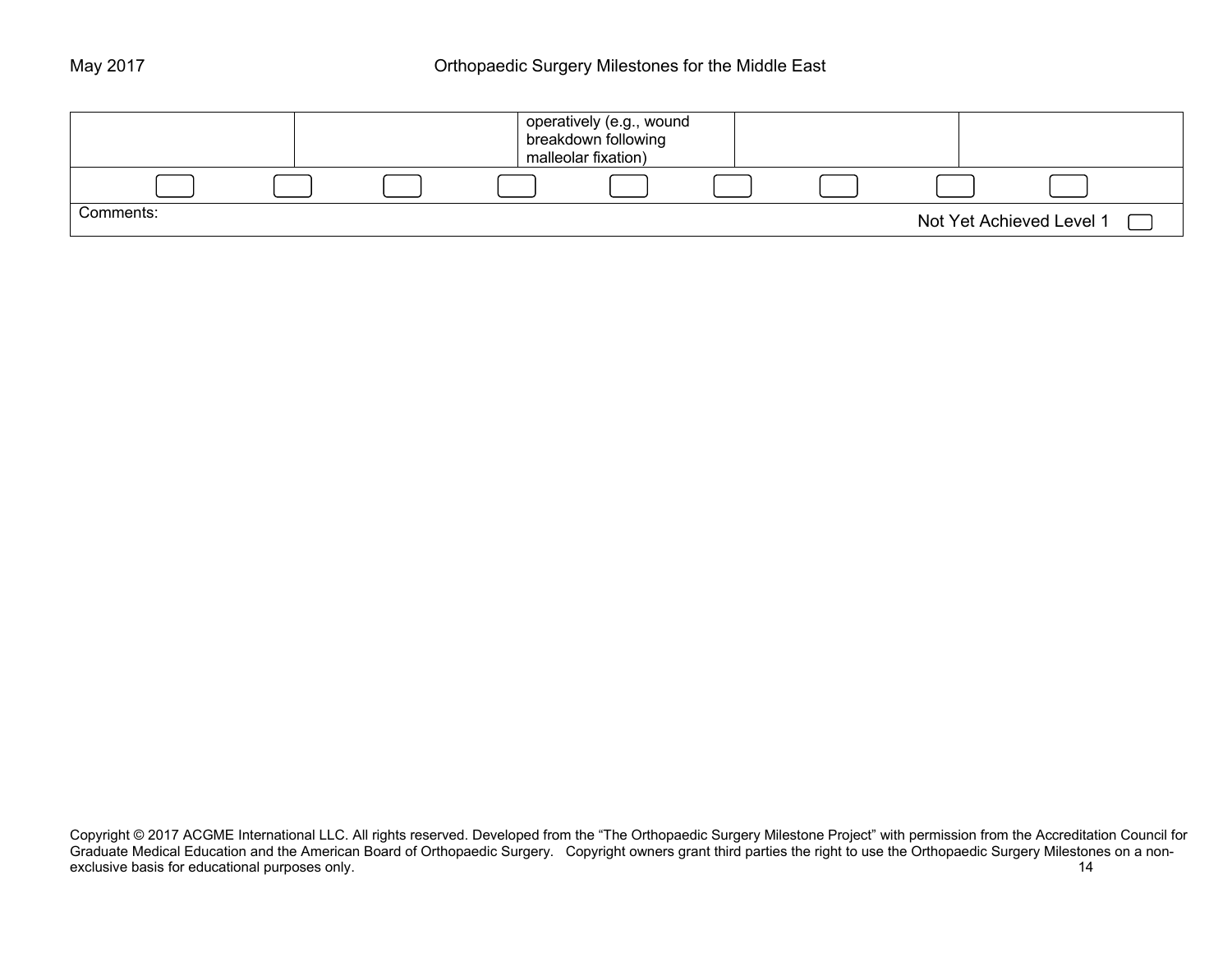| | | | | |
|---|---|---|---|---|
| | | operatively (e.g., wound breakdown following malleolar fixation) | | |

Comments:

Not Yet Achieved Level 1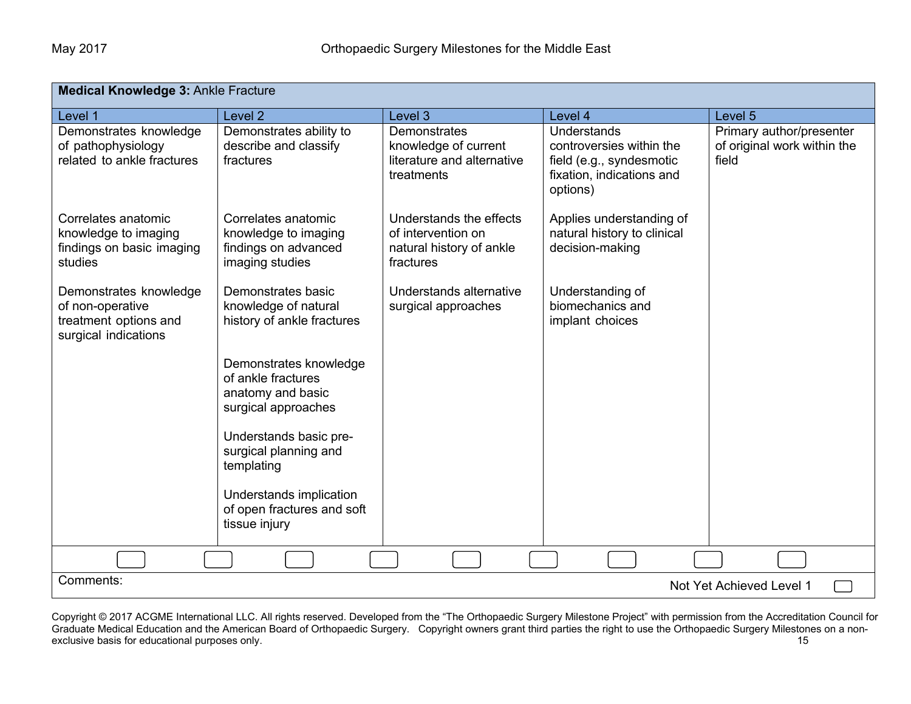| **Medical Knowledge 3:** Ankle Fracture | | | | |
|---|---|---|---|---|
| Level 1 | Level 2 | Level 3 | Level 4 | Level 5 |
| Demonstrates knowledge of pathophysiology related to ankle fractures<br><br>Correlates anatomic knowledge to imaging findings on basic imaging studies<br><br>Demonstrates knowledge of non-operative treatment options and surgical indications | Demonstrates ability to describe and classify fractures<br><br>Correlates anatomic knowledge to imaging findings on advanced imaging studies<br><br>Demonstrates basic knowledge of natural history of ankle fractures<br><br>Demonstrates knowledge of ankle fractures anatomy and basic surgical approaches<br><br>Understands basic pre-surgical planning and templating<br><br>Understands implication of open fractures and soft tissue injury | Demonstrates knowledge of current literature and alternative treatments<br><br>Understands the effects of intervention on natural history of ankle fractures<br><br>Understands alternative surgical approaches | Understands controversies within the field (e.g., syndesmotic fixation, indications and options)<br><br>Applies understanding of natural history to clinical decision-making<br><br>Understanding of biomechanics and implant choices | Primary author/presenter of original work within the field |

Comments:

Not Yet Achieved Level 1

Copyright © 2017 ACGME International LLC. All rights reserved. Developed from the "The Orthopaedic Surgery Milestone Project" with permission from the Accreditation Council for Graduate Medical Education and the American Board of Orthopaedic Surgery. Copyright owners grant third parties the right to use the Orthopaedic Surgery Milestones on a non-exclusive basis for educational purposes only.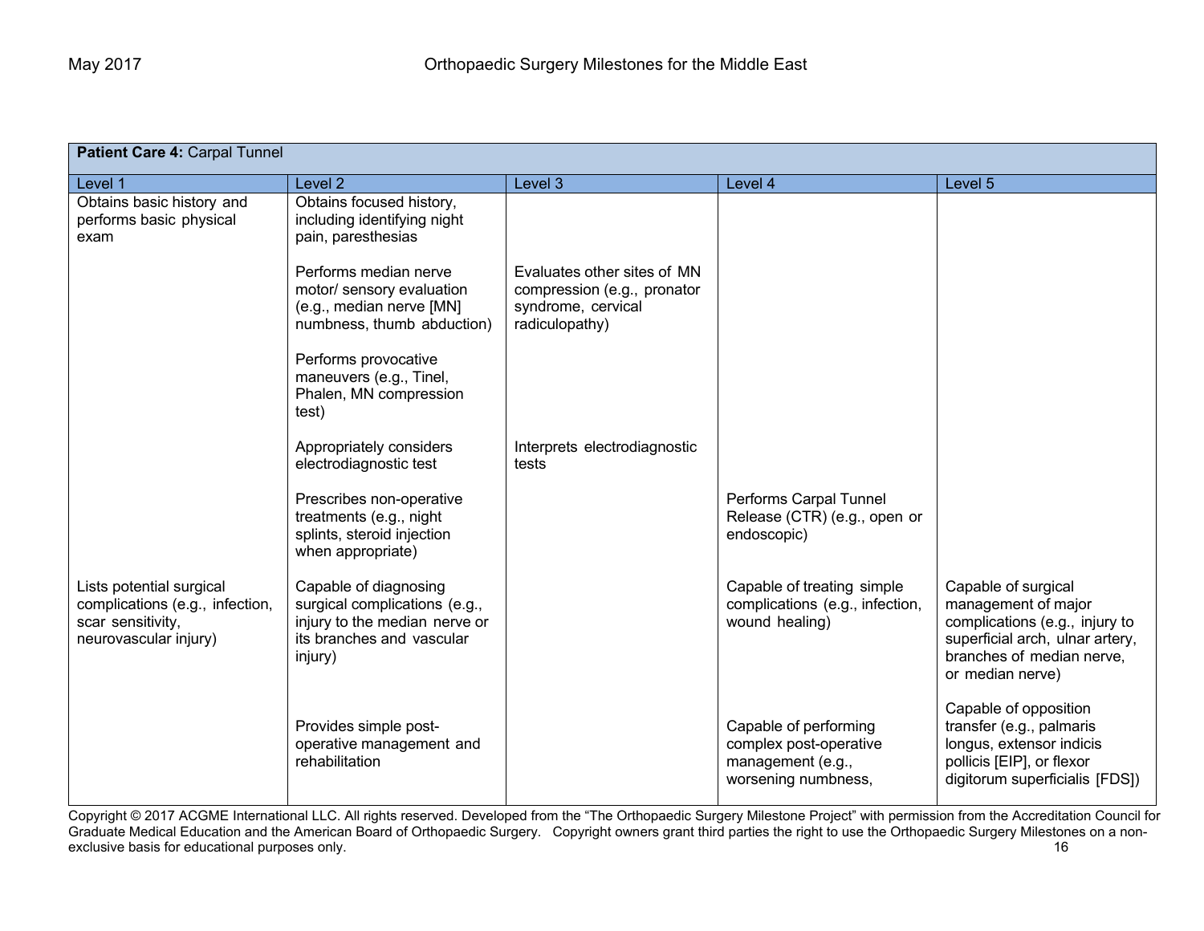| **Patient Care 4:** Carpal Tunnel | | | | |
|---|---|---|---|---|
| Level 1 | Level 2 | Level 3 | Level 4 | Level 5 |
| Obtains basic history and performs basic physical exam | Obtains focused history, including identifying night pain, paresthesias | | | |
| | Performs median nerve motor/ sensory evaluation (e.g., median nerve [MN] numbness, thumb abduction) | Evaluates other sites of MN compression (e.g., pronator syndrome, cervical radiculopathy) | | |
| | Performs provocative maneuvers (e.g., Tinel, Phalen, MN compression test) | | | |
| | Appropriately considers electrodiagnostic test | Interprets electrodiagnostic tests | | |
| | Prescribes non-operative treatments (e.g., night splints, steroid injection when appropriate) | | Performs Carpal Tunnel Release (CTR) (e.g., open or endoscopic) | |
| Lists potential surgical complications (e.g., infection, scar sensitivity, neurovascular injury) | Capable of diagnosing surgical complications (e.g., injury to the median nerve or its branches and vascular injury) | | Capable of treating simple complications (e.g., infection, wound healing) | Capable of surgical management of major complications (e.g., injury to superficial arch, ulnar artery, branches of median nerve, or median nerve) |
| | Provides simple post-operative management and rehabilitation | | Capable of performing complex post-operative management (e.g., worsening numbness, | Capable of opposition transfer (e.g., palmaris longus, extensor indicis pollicis [EIP], or flexor digitorum superficialis [FDS]) |

Copyright © 2017 ACGME International LLC. All rights reserved. Developed from the "The Orthopaedic Surgery Milestone Project" with permission from the Accreditation Council for Graduate Medical Education and the American Board of Orthopaedic Surgery. Copyright owners grant third parties the right to use the Orthopaedic Surgery Milestones on a non-exclusive basis for educational purposes only.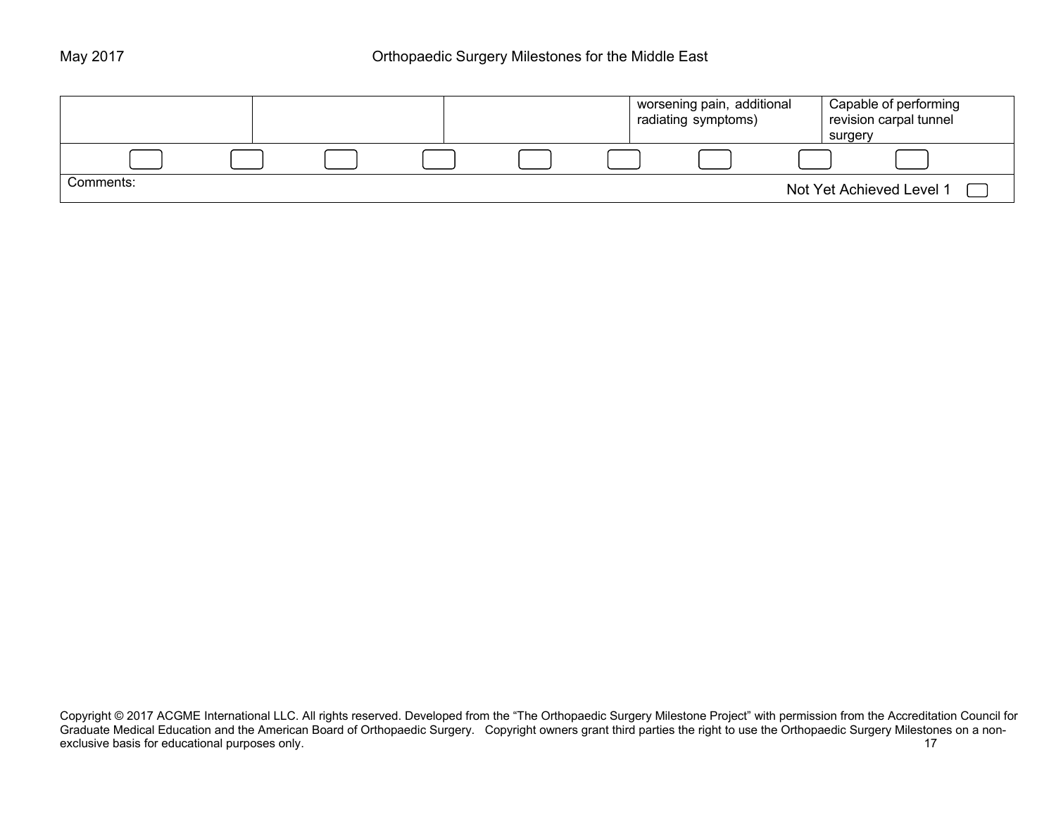| | | | | |
|---|---|---|---|---|
| | | | worsening pain, additional radiating symptoms) | Capable of performing revision carpal tunnel surgery |

Comments:

Not Yet Achieved Level 1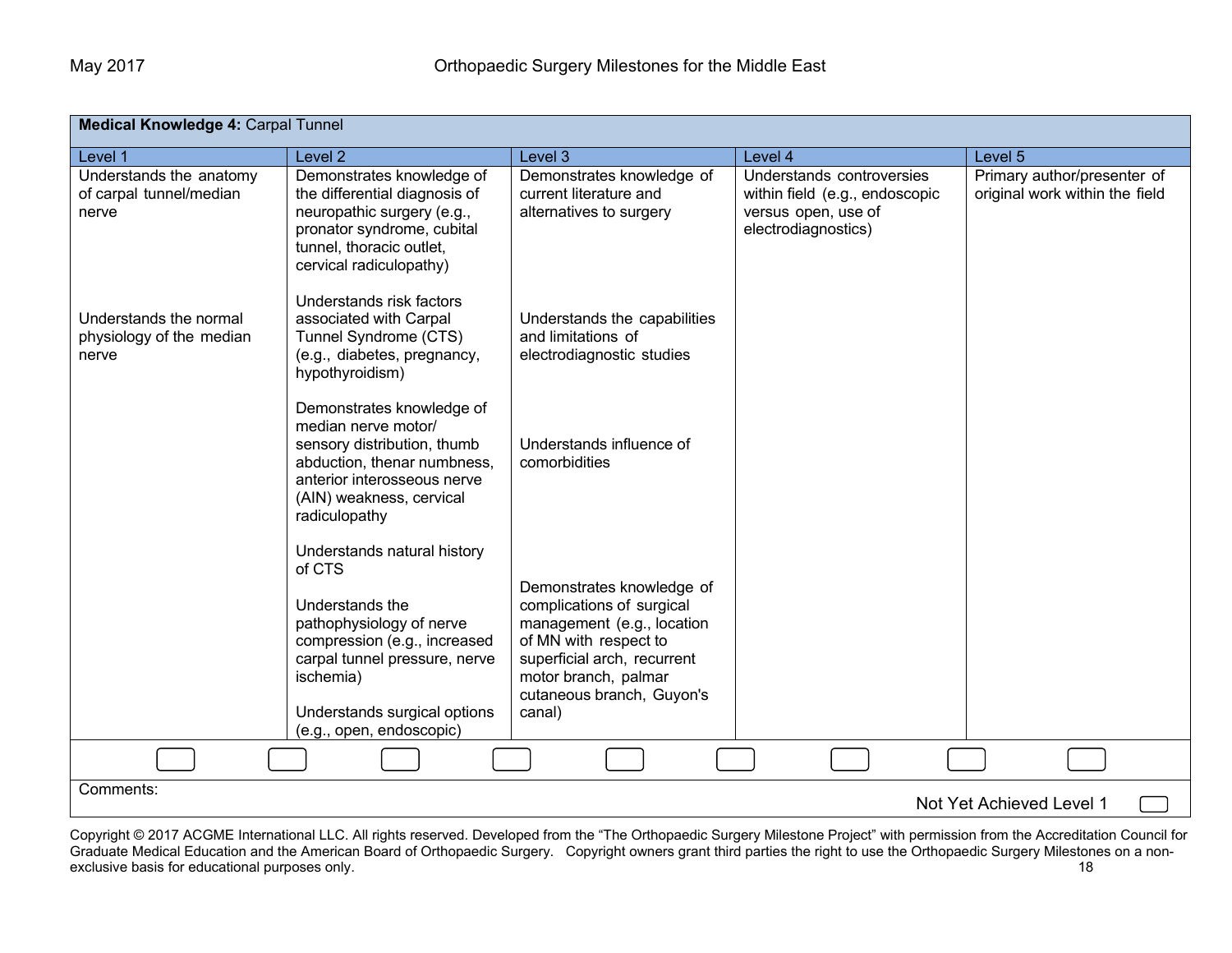| **Medical Knowledge 4:** Carpal Tunnel | | | | |
|---|---|---|---|---|
| Level 1 | Level 2 | Level 3 | Level 4 | Level 5 |
| Understands the anatomy of carpal tunnel/median nerve<br><br>Understands the normal physiology of the median nerve | Demonstrates knowledge of the differential diagnosis of neuropathic surgery (e.g., pronator syndrome, cubital tunnel, thoracic outlet, cervical radiculopathy)<br><br>Understands risk factors associated with Carpal Tunnel Syndrome (CTS) (e.g., diabetes, pregnancy, hypothyroidism)<br><br>Demonstrates knowledge of median nerve motor/ sensory distribution, thumb abduction, thenar numbness, anterior interosseous nerve (AIN) weakness, cervical radiculopathy<br><br>Understands natural history of CTS<br><br>Understands the pathophysiology of nerve compression (e.g., increased carpal tunnel pressure, nerve ischemia)<br><br>Understands surgical options (e.g., open, endoscopic) | Demonstrates knowledge of current literature and alternatives to surgery<br><br>Understands the capabilities and limitations of electrodiagnostic studies<br><br>Understands influence of comorbidities<br><br>Demonstrates knowledge of complications of surgical management (e.g., location of MN with respect to superficial arch, recurrent motor branch, palmar cutaneous branch, Guyon's canal) | Understands controversies within field (e.g., endoscopic versus open, use of electrodiagnostics) | Primary author/presenter of original work within the field |

Comments:

Not Yet Achieved Level 1

Copyright © 2017 ACGME International LLC. All rights reserved. Developed from the "The Orthopaedic Surgery Milestone Project" with permission from the Accreditation Council for Graduate Medical Education and the American Board of Orthopaedic Surgery. Copyright owners grant third parties the right to use the Orthopaedic Surgery Milestones on a non-exclusive basis for educational purposes only.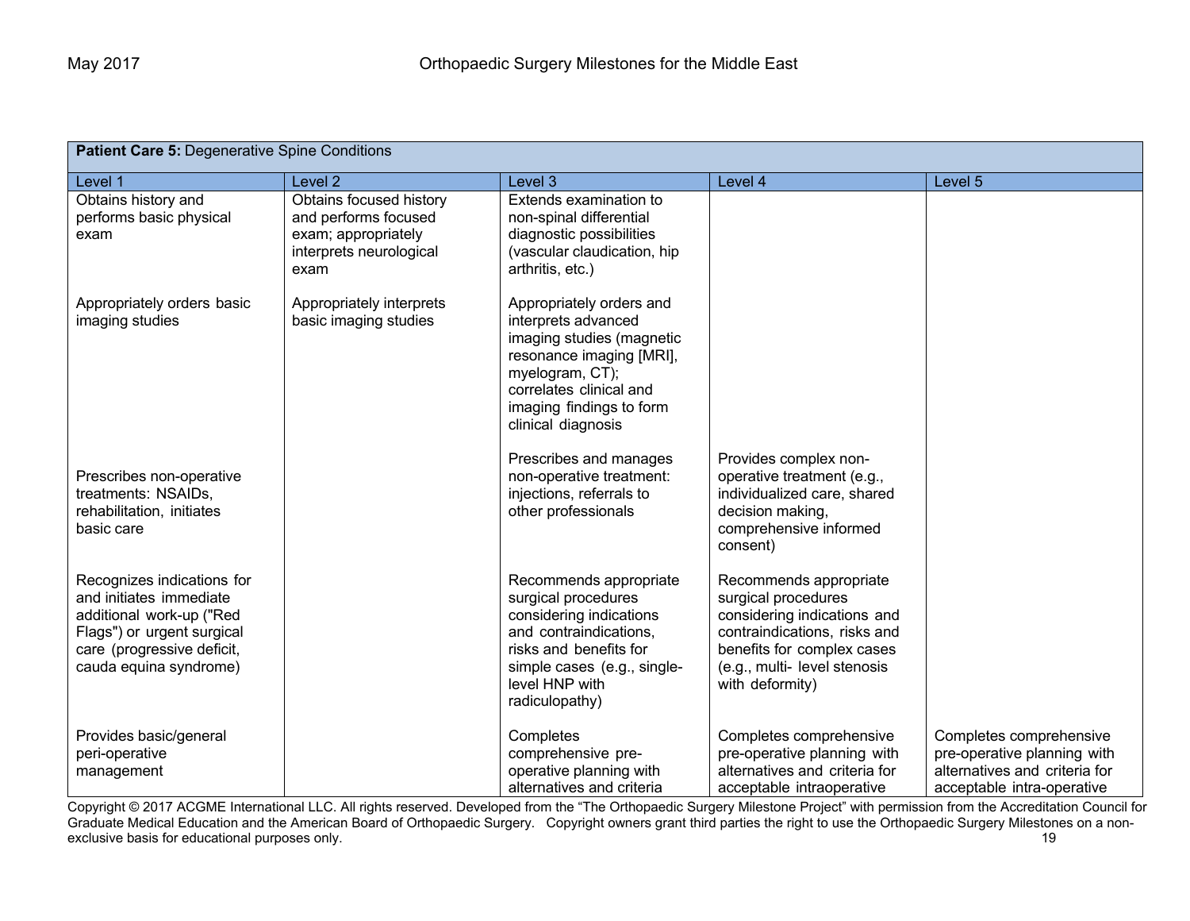| **Patient Care 5:** Degenerative Spine Conditions | | | | |
|---|---|---|---|---|
| Level 1 | Level 2 | Level 3 | Level 4 | Level 5 |
| Obtains history and performs basic physical exam | Obtains focused history and performs focused exam; appropriately interprets neurological exam | Extends examination to non-spinal differential diagnostic possibilities (vascular claudication, hip arthritis, etc.) | | |
| Appropriately orders basic imaging studies | Appropriately interprets basic imaging studies | Appropriately orders and interprets advanced imaging studies (magnetic resonance imaging [MRI], myelogram, CT); correlates clinical and imaging findings to form clinical diagnosis | | |
| Prescribes non-operative treatments: NSAIDs, rehabilitation, initiates basic care | | Prescribes and manages non-operative treatment: injections, referrals to other professionals | Provides complex non-operative treatment (e.g., individualized care, shared decision making, comprehensive informed consent) | |
| Recognizes indications for and initiates immediate additional work-up ("Red Flags") or urgent surgical care (progressive deficit, cauda equina syndrome) | | Recommends appropriate surgical procedures considering indications and contraindications, risks and benefits for simple cases (e.g., single-level HNP with radiculopathy) | Recommends appropriate surgical procedures considering indications and contraindications, risks and benefits for complex cases (e.g., multi- level stenosis with deformity) | |
| Provides basic/general peri-operative management | | Completes comprehensive pre-operative planning with alternatives and criteria | Completes comprehensive pre-operative planning with alternatives and criteria for acceptable intraoperative | Completes comprehensive pre-operative planning with alternatives and criteria for acceptable intra-operative |

Copyright © 2017 ACGME International LLC. All rights reserved. Developed from the "The Orthopaedic Surgery Milestone Project" with permission from the Accreditation Council for Graduate Medical Education and the American Board of Orthopaedic Surgery. Copyright owners grant third parties the right to use the Orthopaedic Surgery Milestones on a non-exclusive basis for educational purposes only.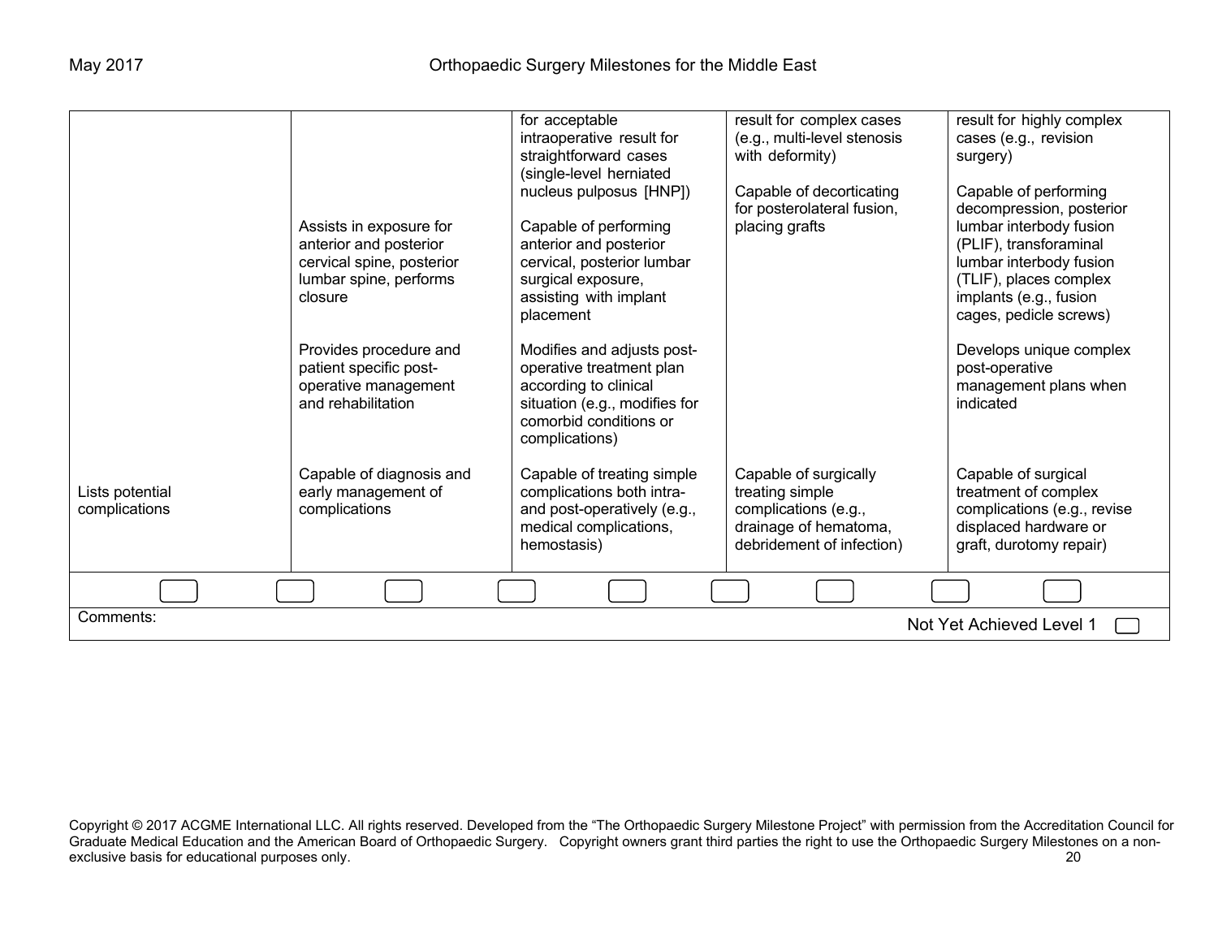| | | | | |
|---|---|---|---|---|
| | | for acceptable intraoperative result for straightforward cases (single-level herniated nucleus pulposus [HNP]) | result for complex cases (e.g., multi-level stenosis with deformity) | result for highly complex cases (e.g., revision surgery) |
| | Assists in exposure for anterior and posterior cervical spine, posterior lumbar spine, performs closure | Capable of performing anterior and posterior cervical, posterior lumbar surgical exposure, assisting with implant placement | Capable of decorticating for posterolateral fusion, placing grafts | Capable of performing decompression, posterior lumbar interbody fusion (PLIF), transforaminal lumbar interbody fusion (TLIF), places complex implants (e.g., fusion cages, pedicle screws) |
| | Provides procedure and patient specific post-operative management and rehabilitation | Modifies and adjusts post-operative treatment plan according to clinical situation (e.g., modifies for comorbid conditions or complications) | | Develops unique complex post-operative management plans when indicated |
| Lists potential complications | Capable of diagnosis and early management of complications | Capable of treating simple complications both intra- and post-operatively (e.g., medical complications, hemostasis) | Capable of surgically treating simple complications (e.g., drainage of hematoma, debridement of infection) | Capable of surgical treatment of complex complications (e.g., revise displaced hardware or graft, durotomy repair) |

Comments:

Not Yet Achieved Level 1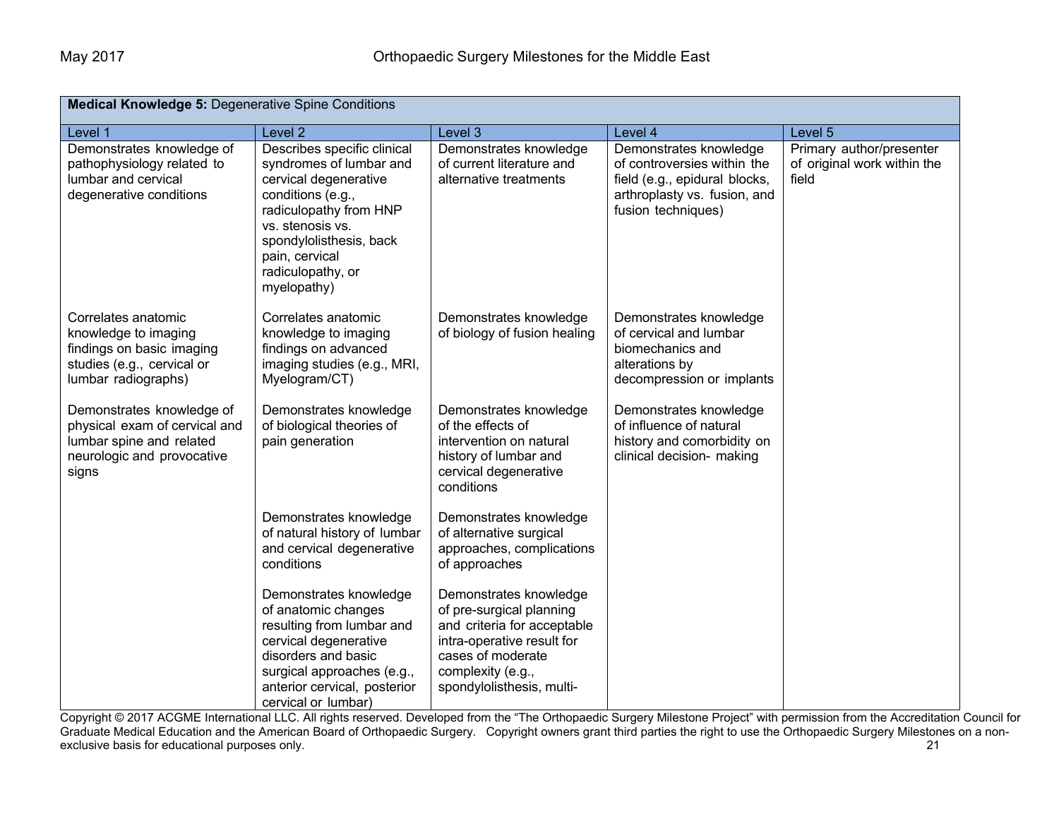| **Medical Knowledge 5:** Degenerative Spine Conditions | | | | |
|---|---|---|---|---|
| Level 1 | Level 2 | Level 3 | Level 4 | Level 5 |
| Demonstrates knowledge of pathophysiology related to lumbar and cervical degenerative conditions | Describes specific clinical syndromes of lumbar and cervical degenerative conditions (e.g., radiculopathy from HNP vs. stenosis vs. spondylolisthesis, back pain, cervical radiculopathy, or myelopathy) | Demonstrates knowledge of current literature and alternative treatments | Demonstrates knowledge of controversies within the field (e.g., epidural blocks, arthroplasty vs. fusion, and fusion techniques) | Primary author/presenter of original work within the field |
| Correlates anatomic knowledge to imaging findings on basic imaging studies (e.g., cervical or lumbar radiographs) | Correlates anatomic knowledge to imaging findings on advanced imaging studies (e.g., MRI, Myelogram/CT) | Demonstrates knowledge of biology of fusion healing | Demonstrates knowledge of cervical and lumbar biomechanics and alterations by decompression or implants | |
| Demonstrates knowledge of physical exam of cervical and lumbar spine and related neurologic and provocative signs | Demonstrates knowledge of biological theories of pain generation | Demonstrates knowledge of the effects of intervention on natural history of lumbar and cervical degenerative conditions | Demonstrates knowledge of influence of natural history and comorbidity on clinical decision- making | |
| | Demonstrates knowledge of natural history of lumbar and cervical degenerative conditions | Demonstrates knowledge of alternative surgical approaches, complications of approaches | | |
| | Demonstrates knowledge of anatomic changes resulting from lumbar and cervical degenerative disorders and basic surgical approaches (e.g., anterior cervical, posterior cervical or lumbar) | Demonstrates knowledge of pre-surgical planning and criteria for acceptable intra-operative result for cases of moderate complexity (e.g., spondylolisthesis, multi- | | |

Copyright © 2017 ACGME International LLC. All rights reserved. Developed from the "The Orthopaedic Surgery Milestone Project" with permission from the Accreditation Council for Graduate Medical Education and the American Board of Orthopaedic Surgery. Copyright owners grant third parties the right to use the Orthopaedic Surgery Milestones on a non-exclusive basis for educational purposes only.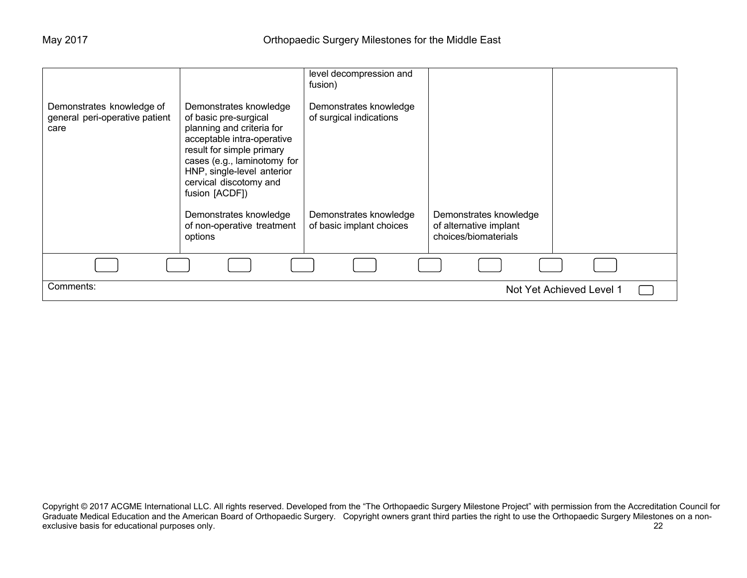| Level 1 | Level 2 | Level 3 | Level 4 | Level 5 |
|---|---|---|---|---|
| | | level decompression and fusion) | | |
| Demonstrates knowledge of general peri-operative patient care | Demonstrates knowledge of basic pre-surgical planning and criteria for acceptable intra-operative result for simple primary cases (e.g., laminotomy for HNP, single-level anterior cervical discotomy and fusion [ACDF]) | Demonstrates knowledge of surgical indications | | |
| | Demonstrates knowledge of non-operative treatment options | Demonstrates knowledge of basic implant choices | Demonstrates knowledge of alternative implant choices/biomaterials | |

Comments:

Not Yet Achieved Level 1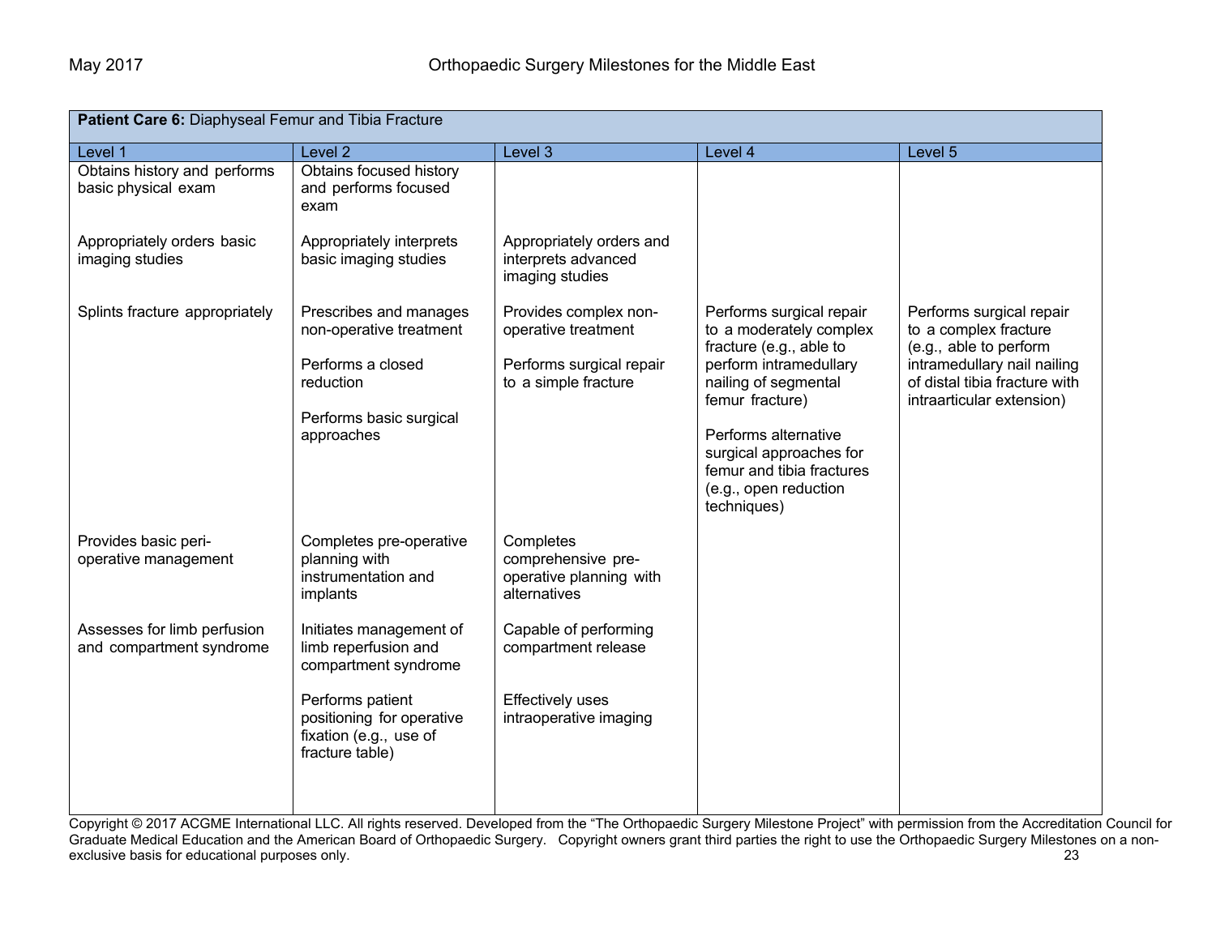| **Patient Care 6:** Diaphyseal Femur and Tibia Fracture | | | | |
|---|---|---|---|---|
| Level 1 | Level 2 | Level 3 | Level 4 | Level 5 |
| Obtains history and performs basic physical exam | Obtains focused history and performs focused exam | | | |
| Appropriately orders basic imaging studies | Appropriately interprets basic imaging studies | Appropriately orders and interprets advanced imaging studies | | |
| Splints fracture appropriately | Prescribes and manages non-operative treatment<br><br>Performs a closed reduction<br><br>Performs basic surgical approaches | Provides complex non-operative treatment<br><br>Performs surgical repair to a simple fracture | Performs surgical repair to a moderately complex fracture (e.g., able to perform intramedullary nailing of segmental femur fracture)<br><br>Performs alternative surgical approaches for femur and tibia fractures (e.g., open reduction techniques) | Performs surgical repair to a complex fracture (e.g., able to perform intramedullary nail nailing of distal tibia fracture with intraarticular extension) |
| Provides basic peri-operative management | Completes pre-operative planning with instrumentation and implants | Completes comprehensive pre-operative planning with alternatives | | |
| Assesses for limb perfusion and compartment syndrome | Initiates management of limb reperfusion and compartment syndrome<br><br>Performs patient positioning for operative fixation (e.g., use of fracture table) | Capable of performing compartment release<br><br>Effectively uses intraoperative imaging | | |

Copyright © 2017 ACGME International LLC. All rights reserved. Developed from the "The Orthopaedic Surgery Milestone Project" with permission from the Accreditation Council for Graduate Medical Education and the American Board of Orthopaedic Surgery. Copyright owners grant third parties the right to use the Orthopaedic Surgery Milestones on a non-exclusive basis for educational purposes only.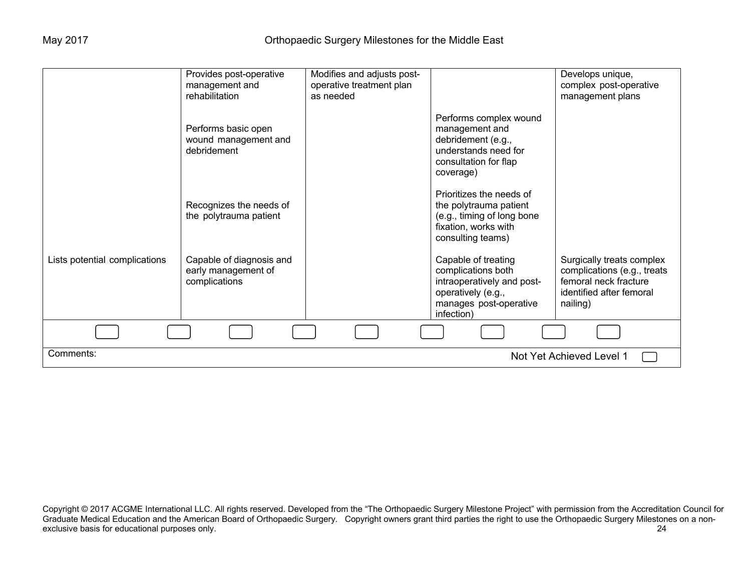| | | | | |
|---|---|---|---|---|
| | Provides post-operative management and rehabilitation | Modifies and adjusts post-operative treatment plan as needed | | Develops unique, complex post-operative management plans |
| | Performs basic open wound management and debridement | | Performs complex wound management and debridement (e.g., understands need for consultation for flap coverage) | |
| | Recognizes the needs of the polytrauma patient | | Prioritizes the needs of the polytrauma patient (e.g., timing of long bone fixation, works with consulting teams) | |
| Lists potential complications | Capable of diagnosis and early management of complications | | Capable of treating complications both intraoperatively and post-operatively (e.g., manages post-operative infection) | Surgically treats complex complications (e.g., treats femoral neck fracture identified after femoral nailing) |

Comments:

Not Yet Achieved Level 1

Copyright © 2017 ACGME International LLC. All rights reserved. Developed from the "The Orthopaedic Surgery Milestone Project" with permission from the Accreditation Council for Graduate Medical Education and the American Board of Orthopaedic Surgery. Copyright owners grant third parties the right to use the Orthopaedic Surgery Milestones on a non-exclusive basis for educational purposes only.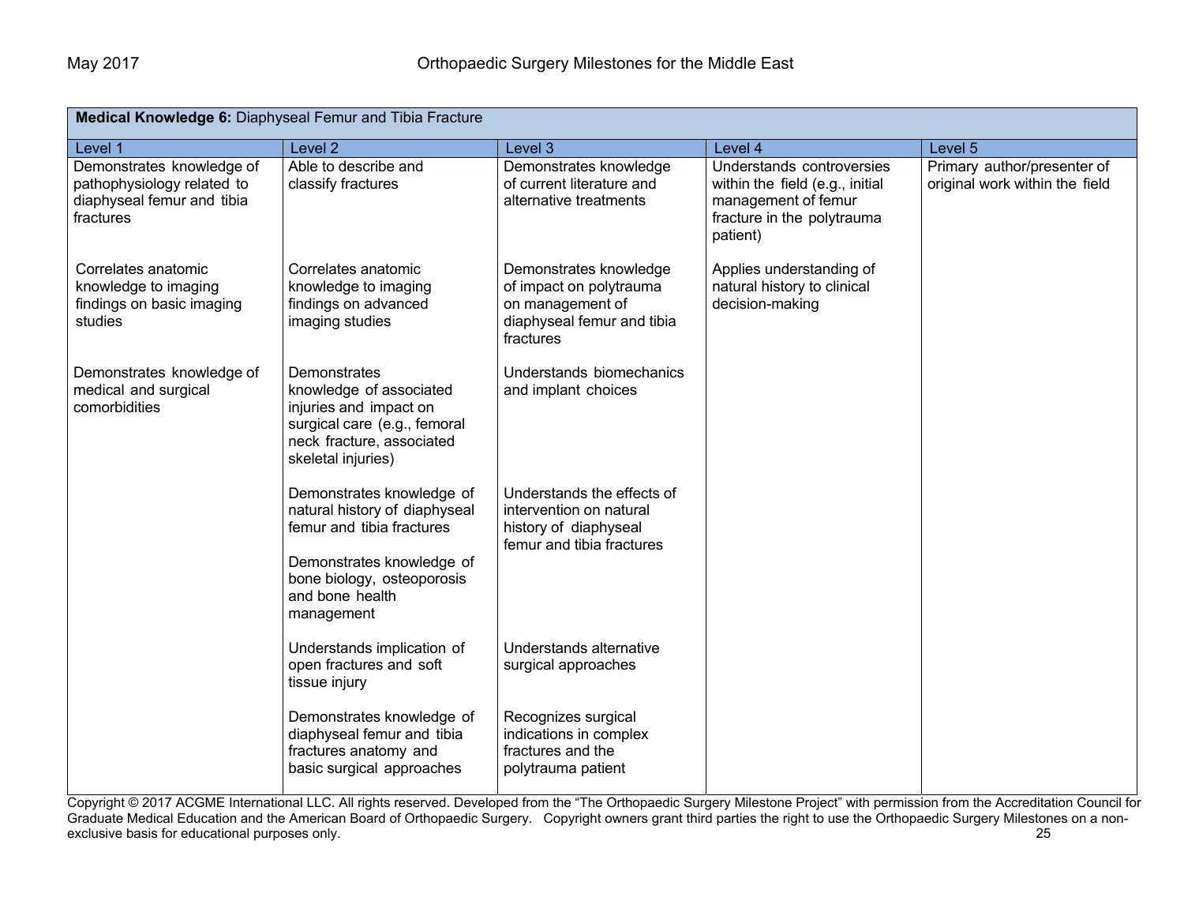| **Medical Knowledge 6:** Diaphyseal Femur and Tibia Fracture | | | | |
|---|---|---|---|---|
| Level 1 | Level 2 | Level 3 | Level 4 | Level 5 |
| Demonstrates knowledge of pathophysiology related to diaphyseal femur and tibia fractures | Able to describe and classify fractures | Demonstrates knowledge of current literature and alternative treatments | Understands controversies within the field (e.g., initial management of femur fracture in the polytrauma patient) | Primary author/presenter of original work within the field |
| Correlates anatomic knowledge to imaging findings on basic imaging studies | Correlates anatomic knowledge to imaging findings on advanced imaging studies | Demonstrates knowledge of impact on polytrauma on management of diaphyseal femur and tibia fractures | Applies understanding of natural history to clinical decision-making | |
| Demonstrates knowledge of medical and surgical comorbidities | Demonstrates knowledge of associated injuries and impact on surgical care (e.g., femoral neck fracture, associated skeletal injuries) | Understands biomechanics and implant choices | | |
| | Demonstrates knowledge of natural history of diaphyseal femur and tibia fractures<br><br>Demonstrates knowledge of bone biology, osteoporosis and bone health management | Understands the effects of intervention on natural history of diaphyseal femur and tibia fractures | | |
| | Understands implication of open fractures and soft tissue injury | Understands alternative surgical approaches | | |
| | Demonstrates knowledge of diaphyseal femur and tibia fractures anatomy and basic surgical approaches | Recognizes surgical indications in complex fractures and the polytrauma patient | | |

Copyright © 2017 ACGME International LLC. All rights reserved. Developed from the "The Orthopaedic Surgery Milestone Project" with permission from the Accreditation Council for Graduate Medical Education and the American Board of Orthopaedic Surgery. Copyright owners grant third parties the right to use the Orthopaedic Surgery Milestones on a non-exclusive basis for educational purposes only.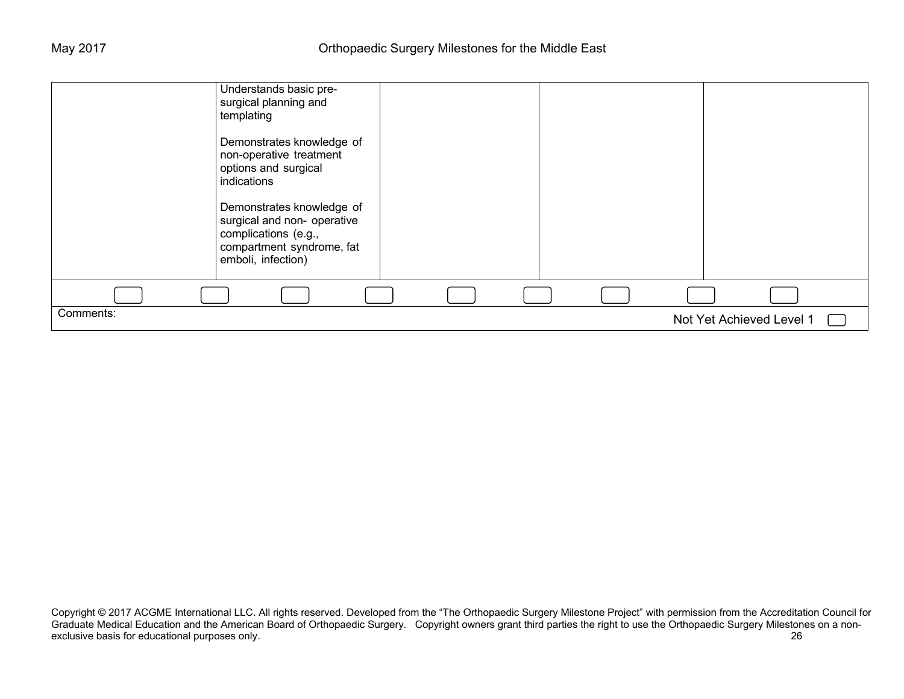| | | | | |
|---|---|---|---|---|
| | Understands basic pre-surgical planning and templating<br><br>Demonstrates knowledge of non-operative treatment options and surgical indications<br><br>Demonstrates knowledge of surgical and non- operative complications (e.g., compartment syndrome, fat emboli, infection) | | | |

Comments:

Not Yet Achieved Level 1

Copyright © 2017 ACGME International LLC. All rights reserved. Developed from the "The Orthopaedic Surgery Milestone Project" with permission from the Accreditation Council for Graduate Medical Education and the American Board of Orthopaedic Surgery. Copyright owners grant third parties the right to use the Orthopaedic Surgery Milestones on a non-exclusive basis for educational purposes only.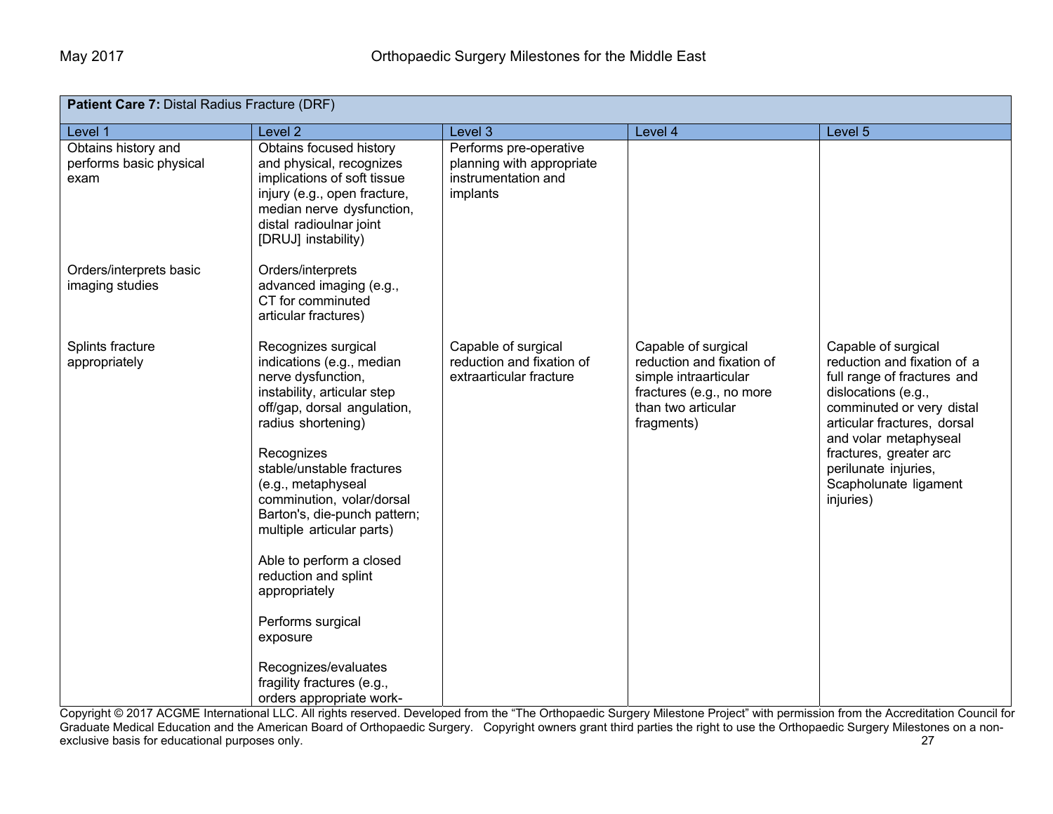| **Patient Care 7:** Distal Radius Fracture (DRF) | | | | |
|---|---|---|---|---|
| Level 1 | Level 2 | Level 3 | Level 4 | Level 5 |
| Obtains history and performs basic physical exam | Obtains focused history and physical, recognizes implications of soft tissue injury (e.g., open fracture, median nerve dysfunction, distal radioulnar joint [DRUJ] instability) | Performs pre-operative planning with appropriate instrumentation and implants | | |
| Orders/interprets basic imaging studies | Orders/interprets advanced imaging (e.g., CT for comminuted articular fractures) | | | |
| Splints fracture appropriately | Recognizes surgical indications (e.g., median nerve dysfunction, instability, articular step off/gap, dorsal angulation, radius shortening)<br><br>Recognizes stable/unstable fractures (e.g., metaphyseal comminution, volar/dorsal Barton's, die-punch pattern; multiple articular parts)<br><br>Able to perform a closed reduction and splint appropriately<br><br>Performs surgical exposure<br><br>Recognizes/evaluates fragility fractures (e.g., orders appropriate work- | Capable of surgical reduction and fixation of extraarticular fracture | Capable of surgical reduction and fixation of simple intraarticular fractures (e.g., no more than two articular fragments) | Capable of surgical reduction and fixation of a full range of fractures and dislocations (e.g., comminuted or very distal articular fractures, dorsal and volar metaphyseal fractures, greater arc perilunate injuries, Scapholunate ligament injuries) |

Copyright © 2017 ACGME International LLC. All rights reserved. Developed from the "The Orthopaedic Surgery Milestone Project" with permission from the Accreditation Council for Graduate Medical Education and the American Board of Orthopaedic Surgery. Copyright owners grant third parties the right to use the Orthopaedic Surgery Milestones on a non-exclusive basis for educational purposes only.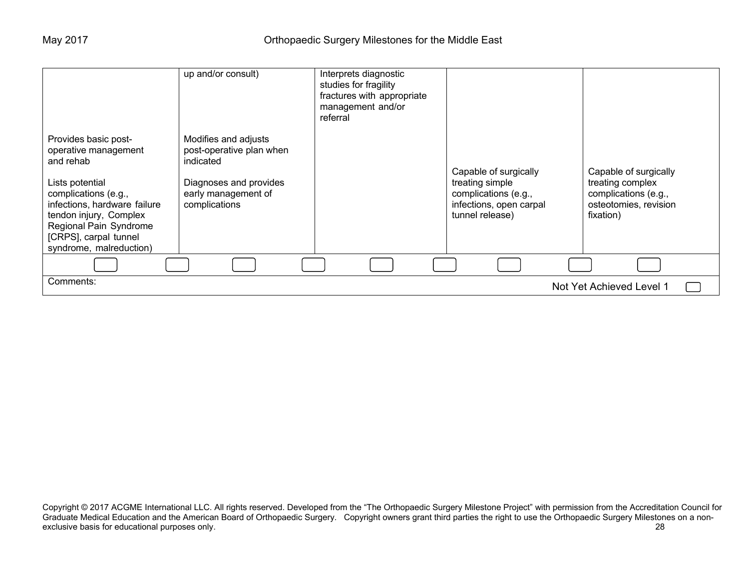| | | | | |
|---|---|---|---|---|
| | up and/or consult) | Interprets diagnostic studies for fragility fractures with appropriate management and/or referral | | |
| Provides basic post-operative management and rehab<br><br>Lists potential complications (e.g., infections, hardware failure tendon injury, Complex Regional Pain Syndrome [CRPS], carpal tunnel syndrome, malreduction) | Modifies and adjusts post-operative plan when indicated<br><br>Diagnoses and provides early management of complications | | Capable of surgically treating simple complications (e.g., infections, open carpal tunnel release) | Capable of surgically treating complex complications (e.g., osteotomies, revision fixation) |

Comments:

Not Yet Achieved Level 1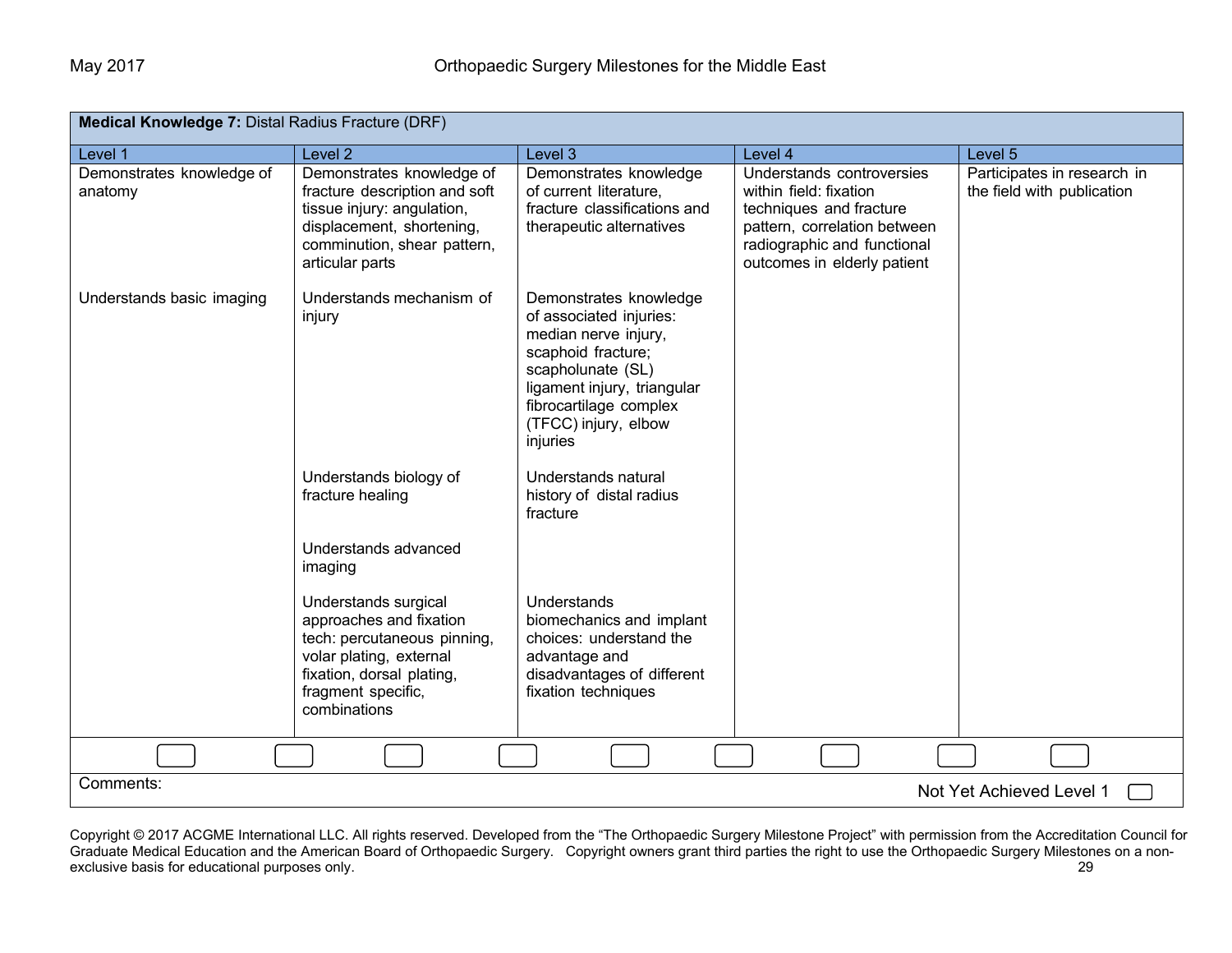| **Medical Knowledge 7:** Distal Radius Fracture (DRF) | | | | |
|---|---|---|---|---|
| Level 1 | Level 2 | Level 3 | Level 4 | Level 5 |
| Demonstrates knowledge of anatomy | Demonstrates knowledge of fracture description and soft tissue injury: angulation, displacement, shortening, comminution, shear pattern, articular parts | Demonstrates knowledge of current literature, fracture classifications and therapeutic alternatives | Understands controversies within field: fixation techniques and fracture pattern, correlation between radiographic and functional outcomes in elderly patient | Participates in research in the field with publication |
| Understands basic imaging | Understands mechanism of injury | Demonstrates knowledge of associated injuries: median nerve injury, scaphoid fracture; scapholunate (SL) ligament injury, triangular fibrocartilage complex (TFCC) injury, elbow injuries | | |
| | Understands biology of fracture healing | Understands natural history of distal radius fracture | | |
| | Understands advanced imaging | | | |
| | Understands surgical approaches and fixation tech: percutaneous pinning, volar plating, external fixation, dorsal plating, fragment specific, combinations | Understands biomechanics and implant choices: understand the advantage and disadvantages of different fixation techniques | | |

Comments:

Not Yet Achieved Level 1

Copyright © 2017 ACGME International LLC. All rights reserved. Developed from the "The Orthopaedic Surgery Milestone Project" with permission from the Accreditation Council for Graduate Medical Education and the American Board of Orthopaedic Surgery. Copyright owners grant third parties the right to use the Orthopaedic Surgery Milestones on a non-exclusive basis for educational purposes only.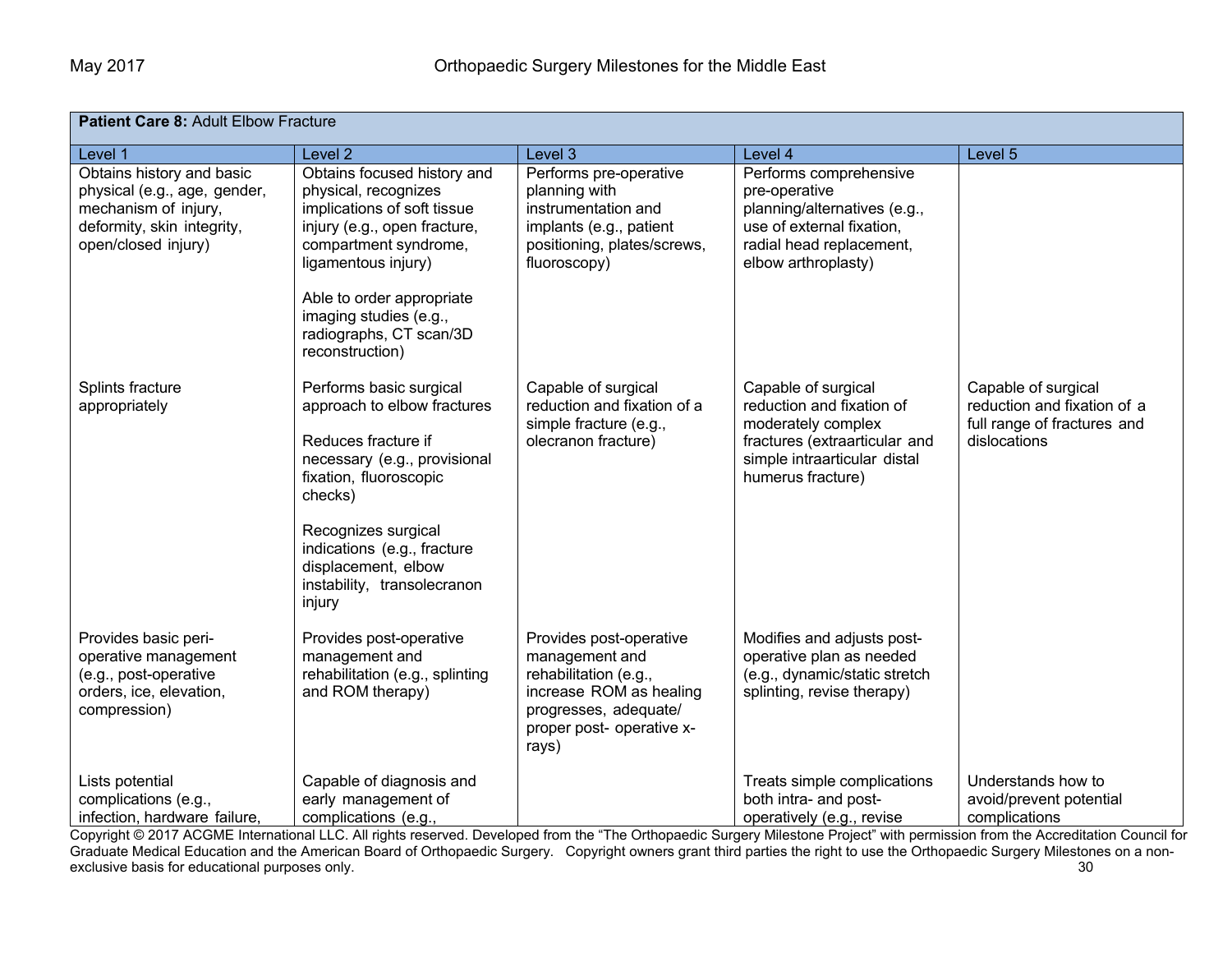| **Patient Care 8:** Adult Elbow Fracture | | | | |
|---|---|---|---|---|
| Level 1 | Level 2 | Level 3 | Level 4 | Level 5 |
| Obtains history and basic physical (e.g., age, gender, mechanism of injury, deformity, skin integrity, open/closed injury) | Obtains focused history and physical, recognizes implications of soft tissue injury (e.g., open fracture, compartment syndrome, ligamentous injury)<br><br>Able to order appropriate imaging studies (e.g., radiographs, CT scan/3D reconstruction) | Performs pre-operative planning with instrumentation and implants (e.g., patient positioning, plates/screws, fluoroscopy) | Performs comprehensive pre-operative planning/alternatives (e.g., use of external fixation, radial head replacement, elbow arthroplasty) | |
| Splints fracture appropriately | Performs basic surgical approach to elbow fractures<br><br>Reduces fracture if necessary (e.g., provisional fixation, fluoroscopic checks)<br><br>Recognizes surgical indications (e.g., fracture displacement, elbow instability, transolecranon injury | Capable of surgical reduction and fixation of a simple fracture (e.g., olecranon fracture) | Capable of surgical reduction and fixation of moderately complex fractures (extraarticular and simple intraarticular distal humerus fracture) | Capable of surgical reduction and fixation of a full range of fractures and dislocations |
| Provides basic peri-operative management (e.g., post-operative orders, ice, elevation, compression) | Provides post-operative management and rehabilitation (e.g., splinting and ROM therapy) | Provides post-operative management and rehabilitation (e.g., increase ROM as healing progresses, adequate/ proper post- operative x-rays) | Modifies and adjusts post-operative plan as needed (e.g., dynamic/static stretch splinting, revise therapy) | |
| Lists potential complications (e.g., infection, hardware failure, | Capable of diagnosis and early management of complications (e.g., | | Treats simple complications both intra- and post-operatively (e.g., revise | Understands how to avoid/prevent potential complications |

Copyright © 2017 ACGME International LLC. All rights reserved. Developed from the "The Orthopaedic Surgery Milestone Project" with permission from the Accreditation Council for Graduate Medical Education and the American Board of Orthopaedic Surgery. Copyright owners grant third parties the right to use the Orthopaedic Surgery Milestones on a non-exclusive basis for educational purposes only.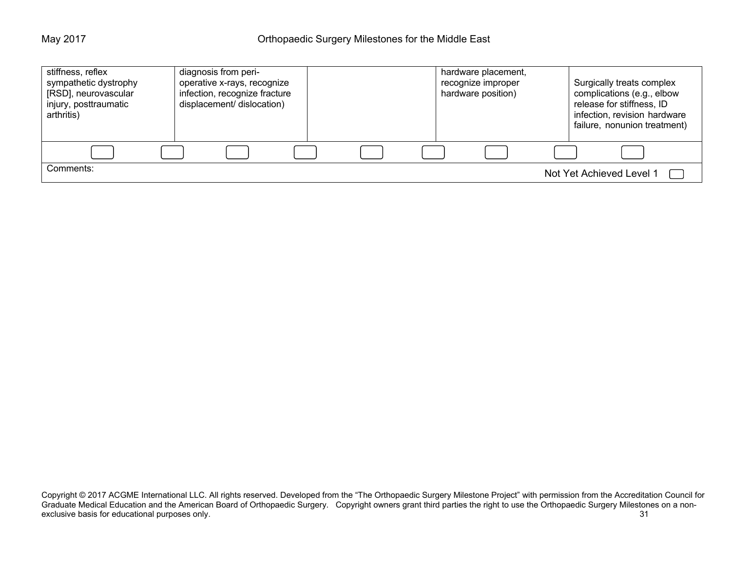| | | | | |
|---|---|---|---|---|
| stiffness, reflex sympathetic dystrophy [RSD], neurovascular injury, posttraumatic arthritis) | diagnosis from peri-operative x-rays, recognize infection, recognize fracture displacement/ dislocation) | | hardware placement, recognize improper hardware position) | Surgically treats complex complications (e.g., elbow release for stiffness, ID infection, revision hardware failure, nonunion treatment) |

Comments:

Not Yet Achieved Level 1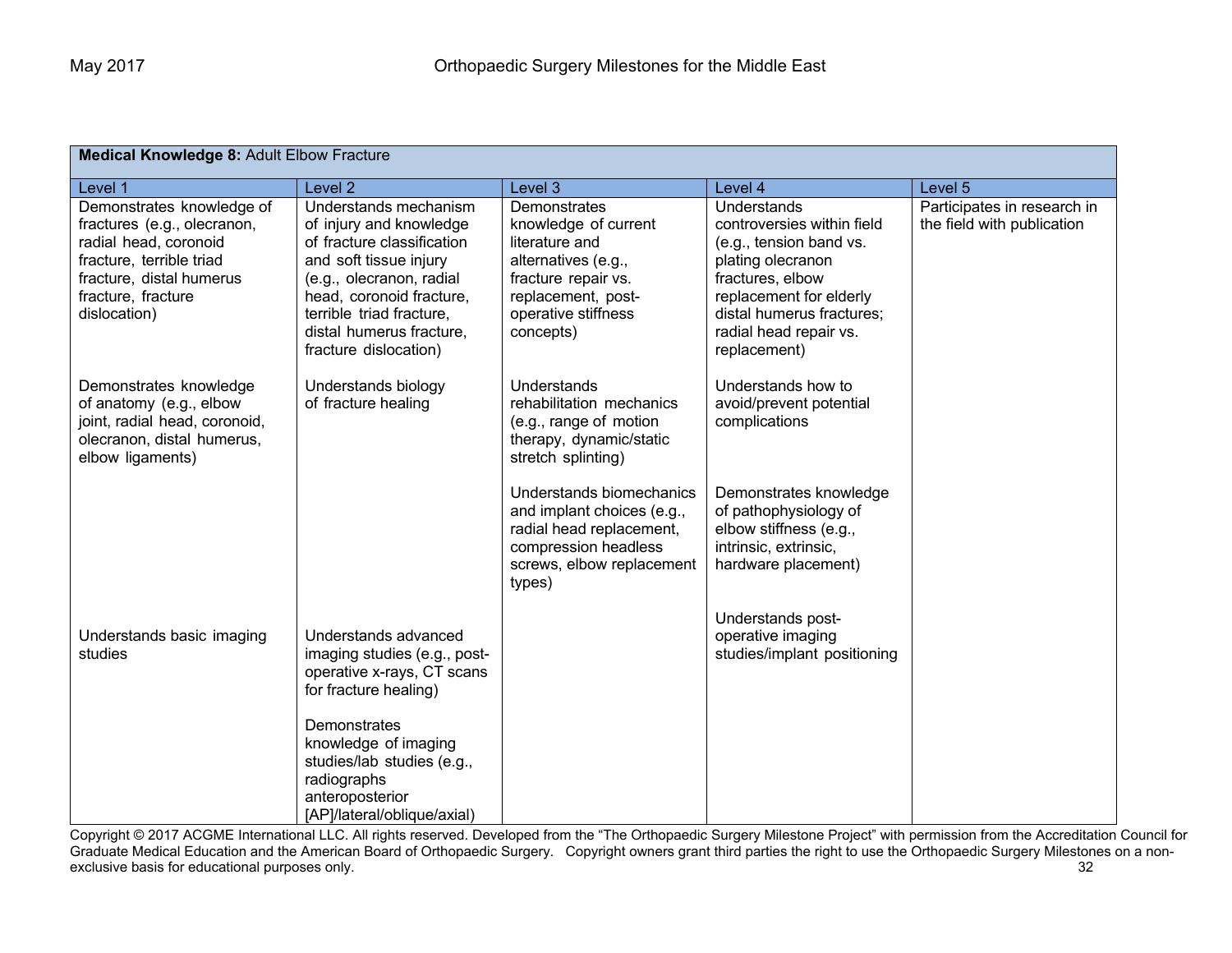| **Medical Knowledge 8:** Adult Elbow Fracture | | | | |
|---|---|---|---|---|
| Level 1 | Level 2 | Level 3 | Level 4 | Level 5 |
| Demonstrates knowledge of fractures (e.g., olecranon, radial head, coronoid fracture, terrible triad fracture, distal humerus fracture, fracture dislocation) | Understands mechanism of injury and knowledge of fracture classification and soft tissue injury (e.g., olecranon, radial head, coronoid fracture, terrible triad fracture, distal humerus fracture, fracture dislocation) | Demonstrates knowledge of current literature and alternatives (e.g., fracture repair vs. replacement, post-operative stiffness concepts) | Understands controversies within field (e.g., tension band vs. plating olecranon fractures, elbow replacement for elderly distal humerus fractures; radial head repair vs. replacement) | Participates in research in the field with publication |
| Demonstrates knowledge of anatomy (e.g., elbow joint, radial head, coronoid, olecranon, distal humerus, elbow ligaments) | Understands biology of fracture healing | Understands rehabilitation mechanics (e.g., range of motion therapy, dynamic/static stretch splinting) | Understands how to avoid/prevent potential complications | |
| | | Understands biomechanics and implant choices (e.g., radial head replacement, compression headless screws, elbow replacement types) | Demonstrates knowledge of pathophysiology of elbow stiffness (e.g., intrinsic, extrinsic, hardware placement) | |
| Understands basic imaging studies | Understands advanced imaging studies (e.g., post-operative x-rays, CT scans for fracture healing)<br><br>Demonstrates knowledge of imaging studies/lab studies (e.g., radiographs anteroposterior [AP]/lateral/oblique/axial) | | Understands post-operative imaging studies/implant positioning | |

Copyright © 2017 ACGME International LLC. All rights reserved. Developed from the "The Orthopaedic Surgery Milestone Project" with permission from the Accreditation Council for Graduate Medical Education and the American Board of Orthopaedic Surgery. Copyright owners grant third parties the right to use the Orthopaedic Surgery Milestones on a non-exclusive basis for educational purposes only.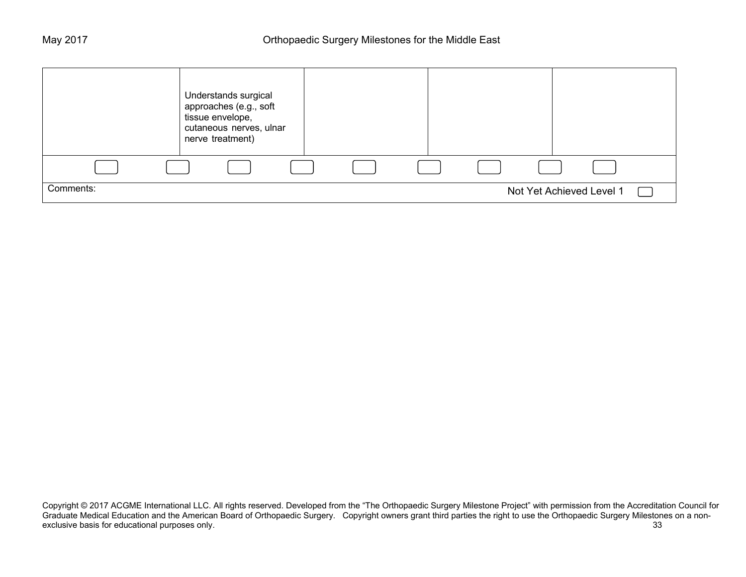| | | | | |
|---|---|---|---|---|
| | Understands surgical approaches (e.g., soft tissue envelope, cutaneous nerves, ulnar nerve treatment) | | | |

Comments:

Not Yet Achieved Level 1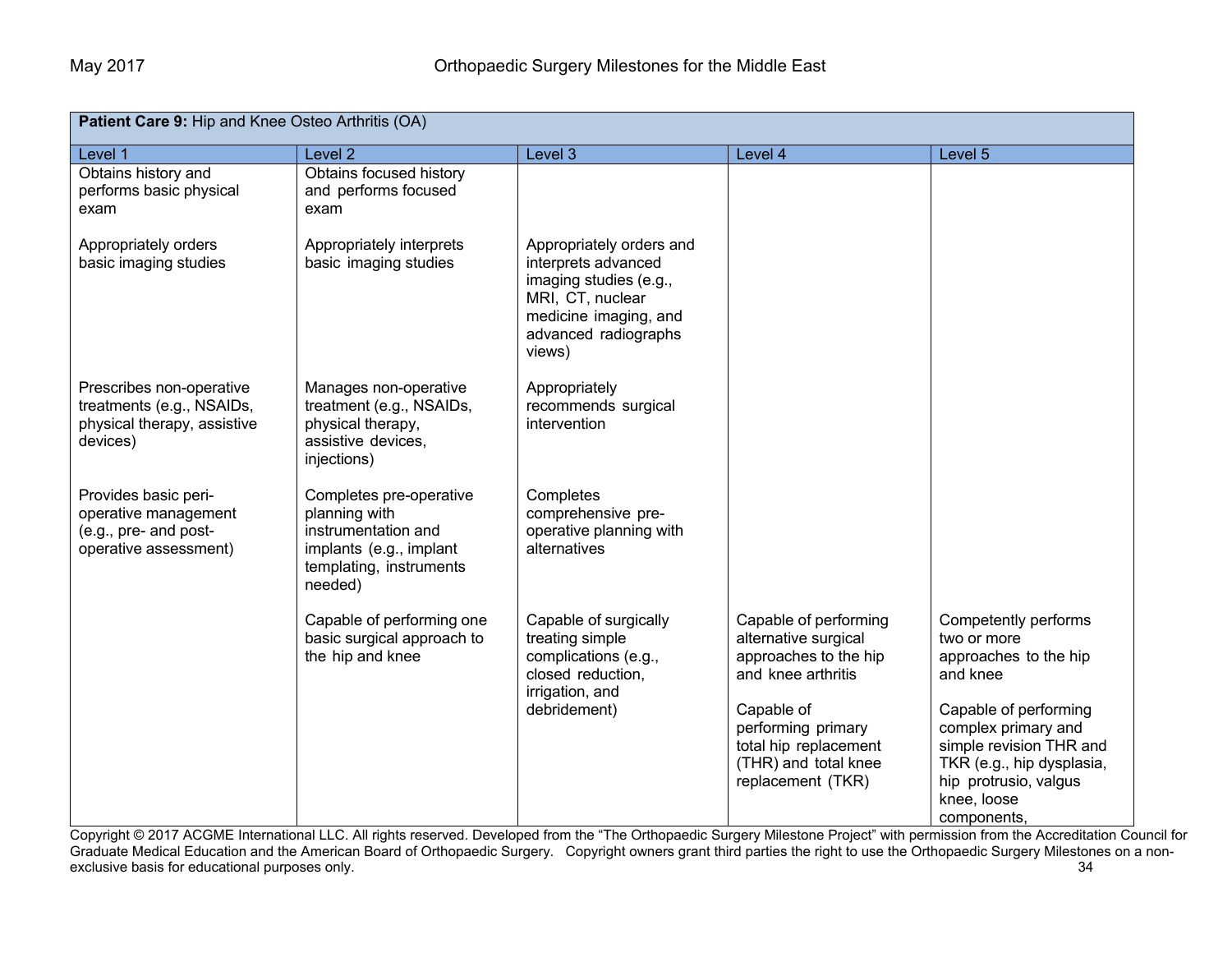| **Patient Care 9:** Hip and Knee Osteo Arthritis (OA) | | | | |
|---|---|---|---|---|
| Level 1 | Level 2 | Level 3 | Level 4 | Level 5 |
| Obtains history and performs basic physical exam | Obtains focused history and performs focused exam | | | |
| Appropriately orders basic imaging studies | Appropriately interprets basic imaging studies | Appropriately orders and interprets advanced imaging studies (e.g., MRI, CT, nuclear medicine imaging, and advanced radiographs views) | | |
| Prescribes non-operative treatments (e.g., NSAIDs, physical therapy, assistive devices) | Manages non-operative treatment (e.g., NSAIDs, physical therapy, assistive devices, injections) | Appropriately recommends surgical intervention | | |
| Provides basic peri-operative management (e.g., pre- and post-operative assessment) | Completes pre-operative planning with instrumentation and implants (e.g., implant templating, instruments needed) | Completes comprehensive pre-operative planning with alternatives | | |
| | Capable of performing one basic surgical approach to the hip and knee | Capable of surgically treating simple complications (e.g., closed reduction, irrigation, and debridement) | Capable of performing alternative surgical approaches to the hip and knee arthritis<br><br>Capable of performing primary total hip replacement (THR) and total knee replacement (TKR) | Competently performs two or more approaches to the hip and knee<br><br>Capable of performing complex primary and simple revision THR and TKR (e.g., hip dysplasia, hip protrusio, valgus knee, loose components, |

Copyright © 2017 ACGME International LLC. All rights reserved. Developed from the "The Orthopaedic Surgery Milestone Project" with permission from the Accreditation Council for Graduate Medical Education and the American Board of Orthopaedic Surgery. Copyright owners grant third parties the right to use the Orthopaedic Surgery Milestones on a non-exclusive basis for educational purposes only.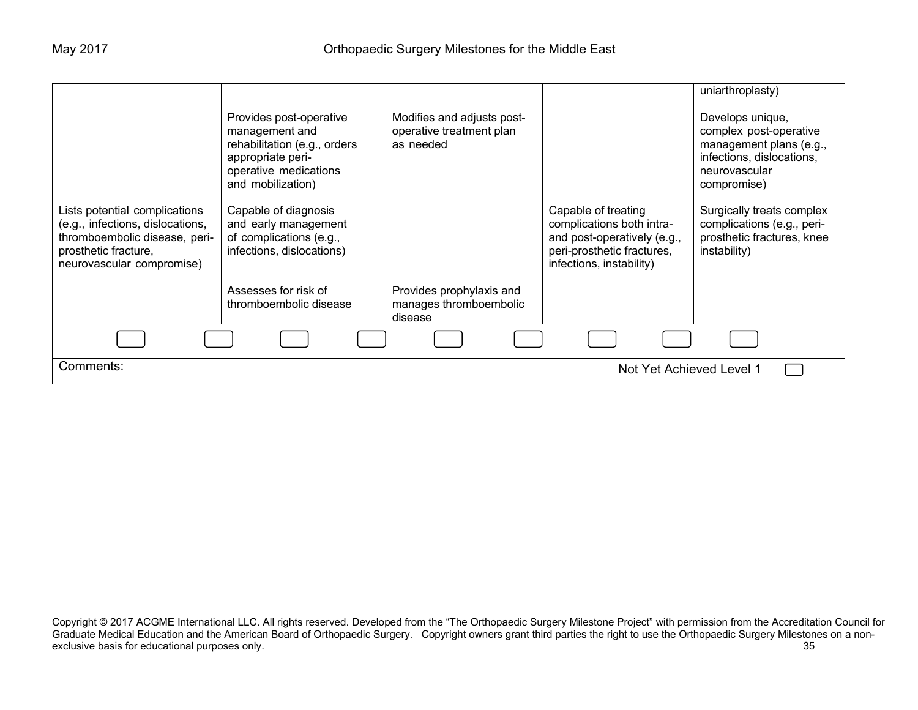| | | | | |
|---|---|---|---|---|
| | | | | uniarthroplasty) |
| | Provides post-operative management and rehabilitation (e.g., orders appropriate peri-operative medications and mobilization) | Modifies and adjusts post-operative treatment plan as needed | | Develops unique, complex post-operative management plans (e.g., infections, dislocations, neurovascular compromise) |
| Lists potential complications (e.g., infections, dislocations, thromboembolic disease, peri-prosthetic fracture, neurovascular compromise) | Capable of diagnosis and early management of complications (e.g., infections, dislocations) | | Capable of treating complications both intra- and post-operatively (e.g., peri-prosthetic fractures, infections, instability) | Surgically treats complex complications (e.g., peri-prosthetic fractures, knee instability) |
| | Assesses for risk of thromboembolic disease | Provides prophylaxis and manages thromboembolic disease | | |

Comments:

Not Yet Achieved Level 1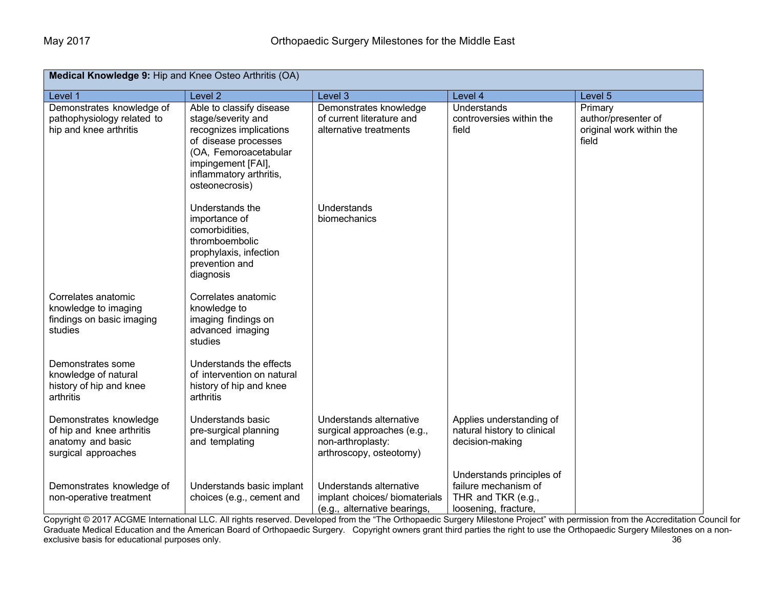| Medical Knowledge 9: Hip and Knee Osteo Arthritis (OA) | | | | |
|---|---|---|---|---|
| Level 1 | Level 2 | Level 3 | Level 4 | Level 5 |
| Demonstrates knowledge of pathophysiology related to hip and knee arthritis | Able to classify disease stage/severity and recognizes implications of disease processes (OA, Femoroacetabular impingement [FAI], inflammatory arthritis, osteonecrosis) | Demonstrates knowledge of current literature and alternative treatments | Understands controversies within the field | Primary author/presenter of original work within the field |
| | Understands the importance of comorbidities, thromboembolic prophylaxis, infection prevention and diagnosis | Understands biomechanics | | |
| Correlates anatomic knowledge to imaging findings on basic imaging studies | Correlates anatomic knowledge to imaging findings on advanced imaging studies | | | |
| Demonstrates some knowledge of natural history of hip and knee arthritis | Understands the effects of intervention on natural history of hip and knee arthritis | | | |
| Demonstrates knowledge of hip and knee arthritis anatomy and basic surgical approaches | Understands basic pre-surgical planning and templating | Understands alternative surgical approaches (e.g., non-arthroplasty: arthroscopy, osteotomy) | Applies understanding of natural history to clinical decision-making | |
| Demonstrates knowledge of non-operative treatment | Understands basic implant choices (e.g., cement and | Understands alternative implant choices/ biomaterials (e.g., alternative bearings, | Understands principles of failure mechanism of THR and TKR (e.g., loosening, fracture, | |

Copyright © 2017 ACGME International LLC. All rights reserved. Developed from the "The Orthopaedic Surgery Milestone Project" with permission from the Accreditation Council for Graduate Medical Education and the American Board of Orthopaedic Surgery. Copyright owners grant third parties the right to use the Orthopaedic Surgery Milestones on a non-exclusive basis for educational purposes only.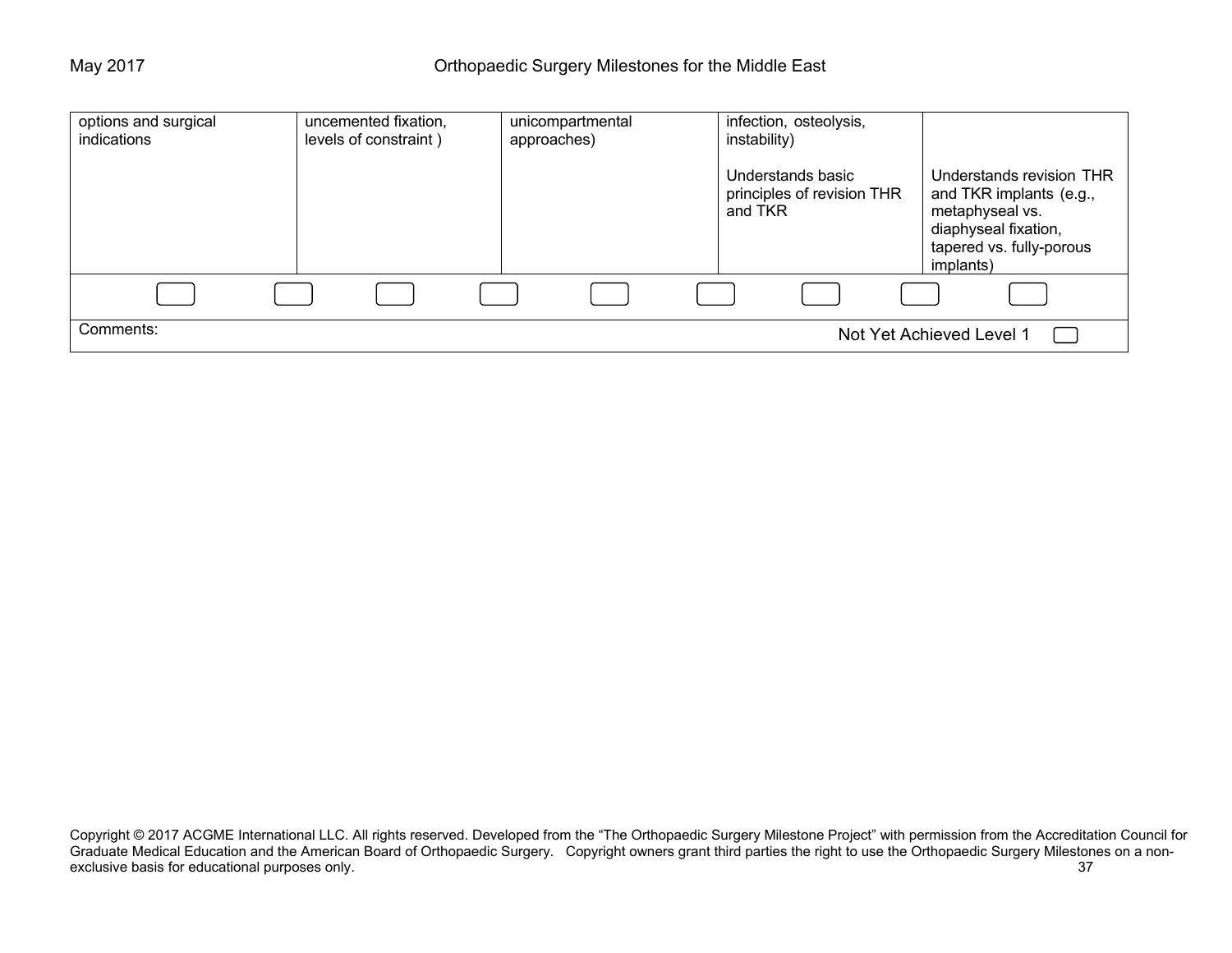| | | | | |
|---|---|---|---|---|
| options and surgical indications | uncemented fixation, levels of constraint ) | unicompartmental approaches) | infection, osteolysis, instability)<br><br>Understands basic principles of revision THR and TKR | <br><br>Understands revision THR and TKR implants (e.g., metaphyseal vs. diaphyseal fixation, tapered vs. fully-porous implants) |
| ☐ ☐ | ☐ ☐ | ☐ ☐ | ☐ ☐ | ☐ |

Comments: Not Yet Achieved Level 1 ☐

Copyright © 2017 ACGME International LLC. All rights reserved. Developed from the "The Orthopaedic Surgery Milestone Project" with permission from the Accreditation Council for Graduate Medical Education and the American Board of Orthopaedic Surgery. Copyright owners grant third parties the right to use the Orthopaedic Surgery Milestones on a non-exclusive basis for educational purposes only.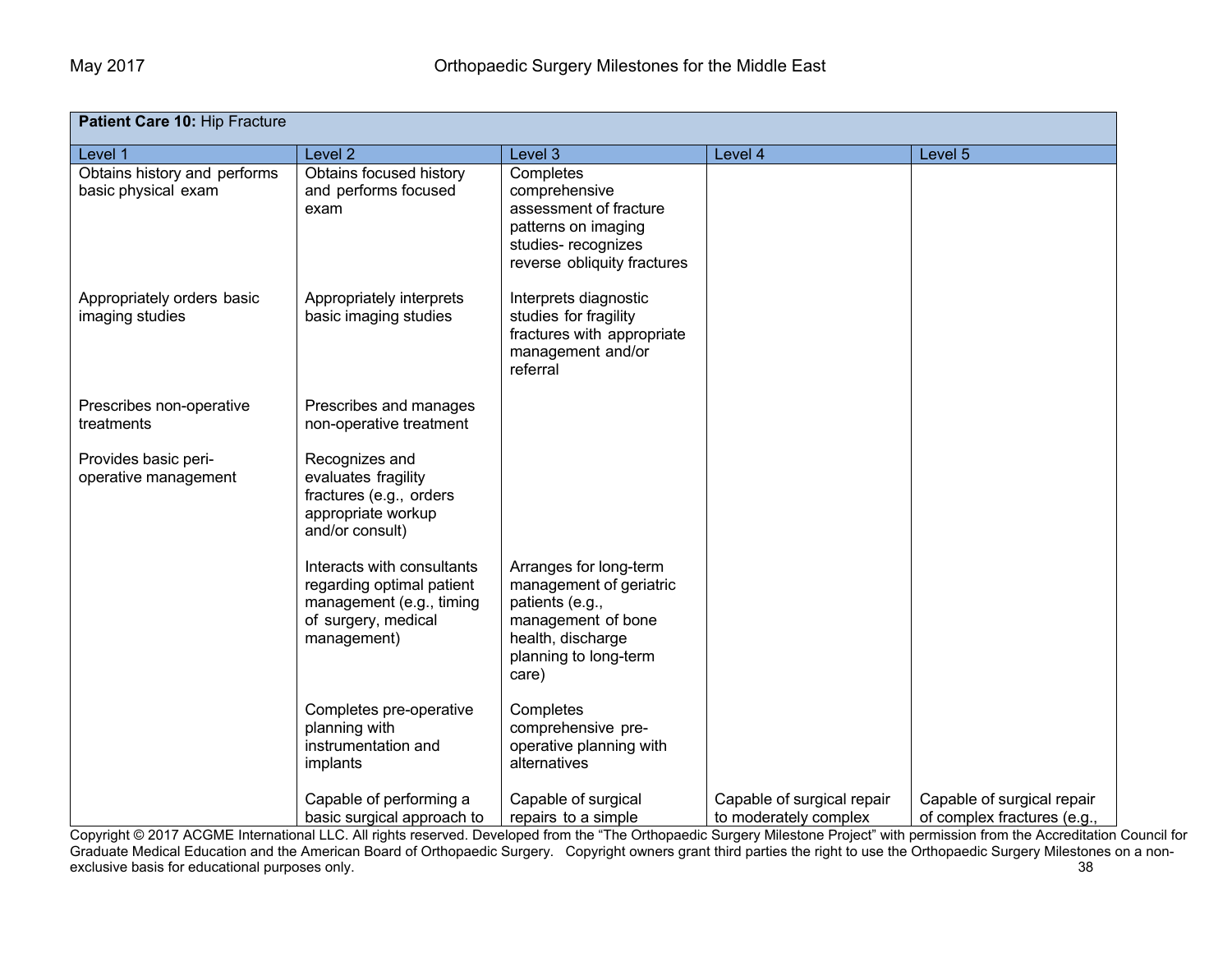| Patient Care 10: Hip Fracture | | | | |
|---|---|---|---|---|
| Level 1 | Level 2 | Level 3 | Level 4 | Level 5 |
| Obtains history and performs basic physical exam | Obtains focused history and performs focused exam | Completes comprehensive assessment of fracture patterns on imaging studies- recognizes reverse obliquity fractures | | |
| Appropriately orders basic imaging studies | Appropriately interprets basic imaging studies | Interprets diagnostic studies for fragility fractures with appropriate management and/or referral | | |
| Prescribes non-operative treatments | Prescribes and manages non-operative treatment | | | |
| Provides basic peri-operative management | Recognizes and evaluates fragility fractures (e.g., orders appropriate workup and/or consult) | | | |
| | Interacts with consultants regarding optimal patient management (e.g., timing of surgery, medical management) | Arranges for long-term management of geriatric patients (e.g., management of bone health, discharge planning to long-term care) | | |
| | Completes pre-operative planning with instrumentation and implants | Completes comprehensive pre-operative planning with alternatives | | |
| | Capable of performing a basic surgical approach to | Capable of surgical repairs to a simple | Capable of surgical repair to moderately complex | Capable of surgical repair of complex fractures (e.g., |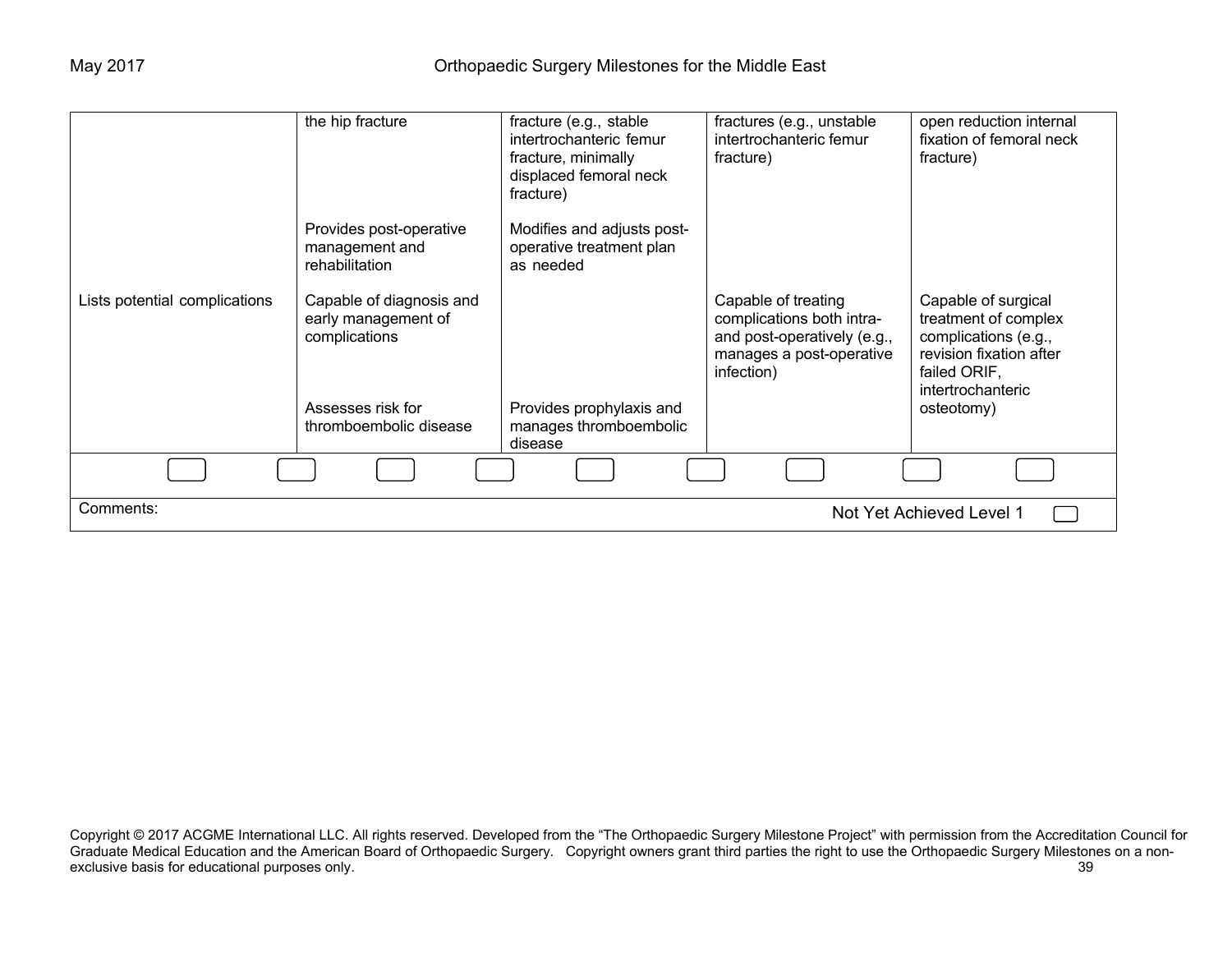| | | | | |
|---|---|---|---|---|
| | the hip fracture | fracture (e.g., stable intertrochanteric femur fracture, minimally displaced femoral neck fracture) | fractures (e.g., unstable intertrochanteric femur fracture) | open reduction internal fixation of femoral neck fracture) |
| | Provides post-operative management and rehabilitation | Modifies and adjusts post-operative treatment plan as needed | | |
| Lists potential complications | Capable of diagnosis and early management of complications | | Capable of treating complications both intra- and post-operatively (e.g., manages a post-operative infection) | Capable of surgical treatment of complex complications (e.g., revision fixation after failed ORIF, intertrochanteric osteotomy) |
| | Assesses risk for thromboembolic disease | Provides prophylaxis and manages thromboembolic disease | | |

Comments:

Not Yet Achieved Level 1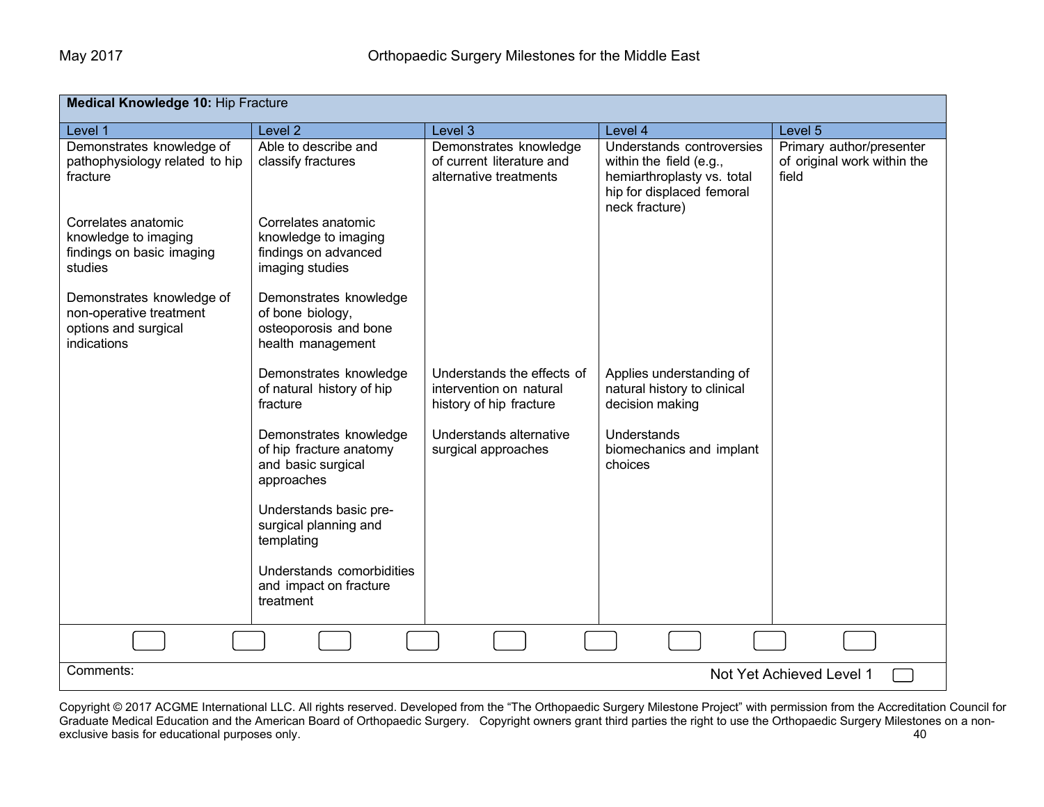| **Medical Knowledge 10:** Hip Fracture | | | | |
|---|---|---|---|---|
| Level 1 | Level 2 | Level 3 | Level 4 | Level 5 |
| Demonstrates knowledge of pathophysiology related to hip fracture | Able to describe and classify fractures | Demonstrates knowledge of current literature and alternative treatments | Understands controversies within the field (e.g., hemiarthroplasty vs. total hip for displaced femoral neck fracture) | Primary author/presenter of original work within the field |
| Correlates anatomic knowledge to imaging findings on basic imaging studies | Correlates anatomic knowledge to imaging findings on advanced imaging studies | | | |
| Demonstrates knowledge of non-operative treatment options and surgical indications | Demonstrates knowledge of bone biology, osteoporosis and bone health management | | | |
| | Demonstrates knowledge of natural history of hip fracture | Understands the effects of intervention on natural history of hip fracture | Applies understanding of natural history to clinical decision making | |
| | Demonstrates knowledge of hip fracture anatomy and basic surgical approaches | Understands alternative surgical approaches | Understands biomechanics and implant choices | |
| | Understands basic pre-surgical planning and templating | | | |
| | Understands comorbidities and impact on fracture treatment | | | |

Comments:

Not Yet Achieved Level 1

Copyright © 2017 ACGME International LLC. All rights reserved. Developed from the "The Orthopaedic Surgery Milestone Project" with permission from the Accreditation Council for Graduate Medical Education and the American Board of Orthopaedic Surgery. Copyright owners grant third parties the right to use the Orthopaedic Surgery Milestones on a non-exclusive basis for educational purposes only.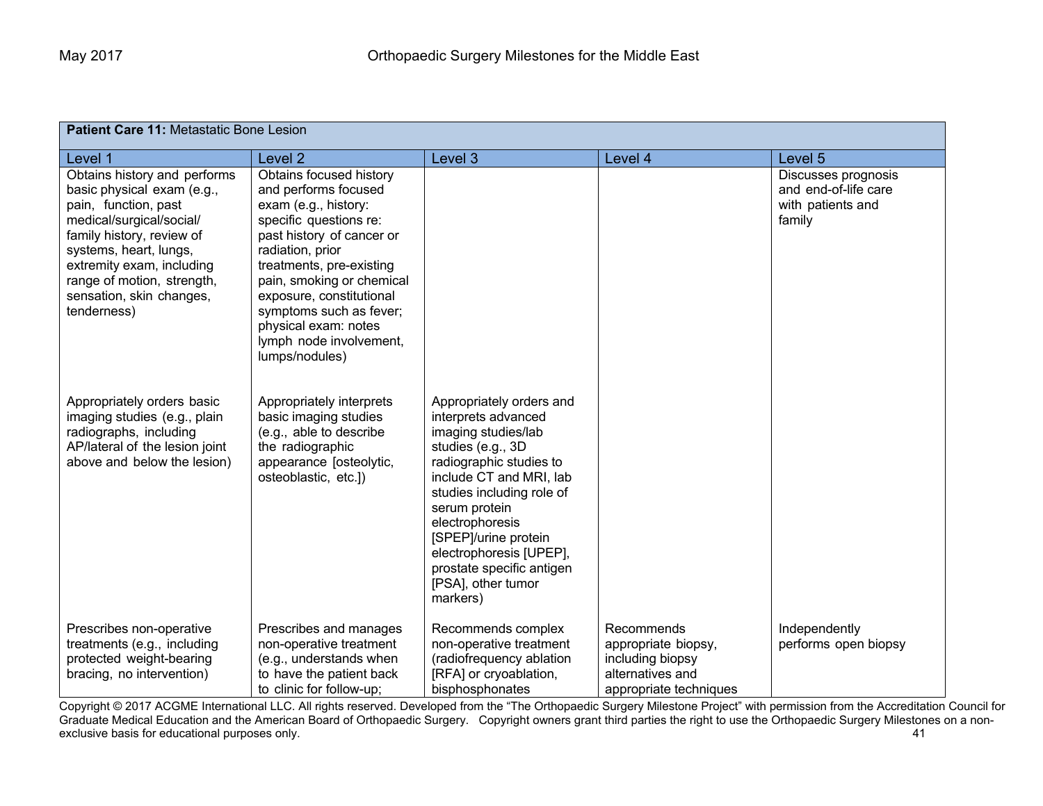| **Patient Care 11:** Metastatic Bone Lesion | | | | |
|---|---|---|---|---|
| Level 1 | Level 2 | Level 3 | Level 4 | Level 5 |
| Obtains history and performs basic physical exam (e.g., pain, function, past medical/surgical/social/ family history, review of systems, heart, lungs, extremity exam, including range of motion, strength, sensation, skin changes, tenderness) | Obtains focused history and performs focused exam (e.g., history: specific questions re: past history of cancer or radiation, prior treatments, pre-existing pain, smoking or chemical exposure, constitutional symptoms such as fever; physical exam: notes lymph node involvement, lumps/nodules) | | | Discusses prognosis and end-of-life care with patients and family |
| Appropriately orders basic imaging studies (e.g., plain radiographs, including AP/lateral of the lesion joint above and below the lesion) | Appropriately interprets basic imaging studies (e.g., able to describe the radiographic appearance [osteolytic, osteoblastic, etc.]) | Appropriately orders and interprets advanced imaging studies/lab studies (e.g., 3D radiographic studies to include CT and MRI, lab studies including role of serum protein electrophoresis [SPEP]/urine protein electrophoresis [UPEP], prostate specific antigen [PSA], other tumor markers) | | |
| Prescribes non-operative treatments (e.g., including protected weight-bearing bracing, no intervention) | Prescribes and manages non-operative treatment (e.g., understands when to have the patient back to clinic for follow-up; | Recommends complex non-operative treatment (radiofrequency ablation [RFA] or cryoablation, bisphosphonates | Recommends appropriate biopsy, including biopsy alternatives and appropriate techniques | Independently performs open biopsy |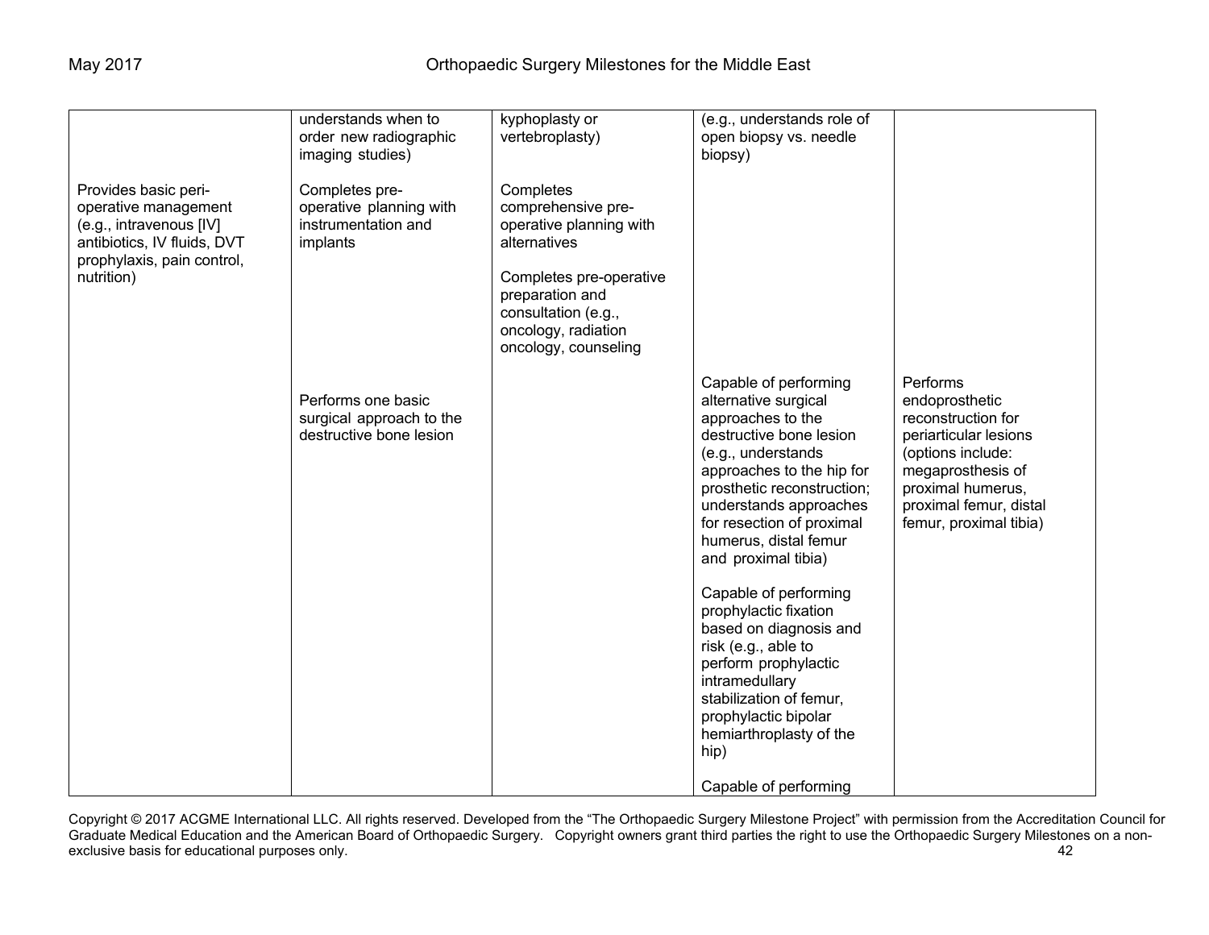| | | | | |
|---|---|---|---|---|
| | understands when to order new radiographic imaging studies) | kyphoplasty or vertebroplasty) | (e.g., understands role of open biopsy vs. needle biopsy) | |
| Provides basic peri-operative management (e.g., intravenous [IV] antibiotics, IV fluids, DVT prophylaxis, pain control, nutrition) | Completes pre-operative planning with instrumentation and implants | Completes comprehensive pre-operative planning with alternatives<br><br>Completes pre-operative preparation and consultation (e.g., oncology, radiation oncology, counseling | | |
| | Performs one basic surgical approach to the destructive bone lesion | | Capable of performing alternative surgical approaches to the destructive bone lesion (e.g., understands approaches to the hip for prosthetic reconstruction; understands approaches for resection of proximal humerus, distal femur and proximal tibia)<br><br>Capable of performing prophylactic fixation based on diagnosis and risk (e.g., able to perform prophylactic intramedullary stabilization of femur, prophylactic bipolar hemiarthroplasty of the hip)<br><br>Capable of performing | Performs endoprosthetic reconstruction for periarticular lesions (options include: megaprosthesis of proximal humerus, proximal femur, distal femur, proximal tibia) |

Copyright © 2017 ACGME International LLC. All rights reserved. Developed from the "The Orthopaedic Surgery Milestone Project" with permission from the Accreditation Council for Graduate Medical Education and the American Board of Orthopaedic Surgery. Copyright owners grant third parties the right to use the Orthopaedic Surgery Milestones on a non-exclusive basis for educational purposes only.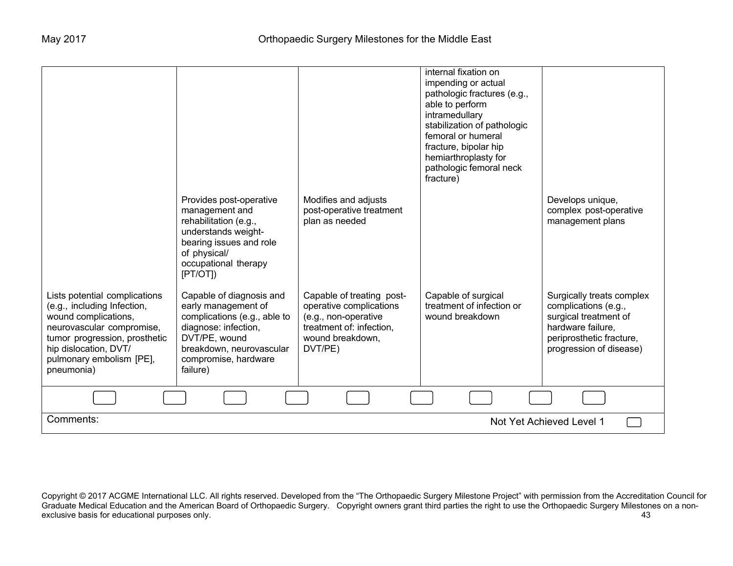| | | | | |
|---|---|---|---|---|
| | | | internal fixation on impending or actual pathologic fractures (e.g., able to perform intramedullary stabilization of pathologic femoral or humeral fracture, bipolar hip hemiarthroplasty for pathologic femoral neck fracture) | |
| | Provides post-operative management and rehabilitation (e.g., understands weight-bearing issues and role of physical/ occupational therapy [PT/OT]) | Modifies and adjusts post-operative treatment plan as needed | | Develops unique, complex post-operative management plans |
| Lists potential complications (e.g., including Infection, wound complications, neurovascular compromise, tumor progression, prosthetic hip dislocation, DVT/ pulmonary embolism [PE], pneumonia) | Capable of diagnosis and early management of complications (e.g., able to diagnose: infection, DVT/PE, wound breakdown, neurovascular compromise, hardware failure) | Capable of treating post-operative complications (e.g., non-operative treatment of: infection, wound breakdown, DVT/PE) | Capable of surgical treatment of infection or wound breakdown | Surgically treats complex complications (e.g., surgical treatment of hardware failure, periprosthetic fracture, progression of disease) |

Comments:

Not Yet Achieved Level 1

Copyright © 2017 ACGME International LLC. All rights reserved. Developed from the "The Orthopaedic Surgery Milestone Project" with permission from the Accreditation Council for Graduate Medical Education and the American Board of Orthopaedic Surgery. Copyright owners grant third parties the right to use the Orthopaedic Surgery Milestones on a non-exclusive basis for educational purposes only.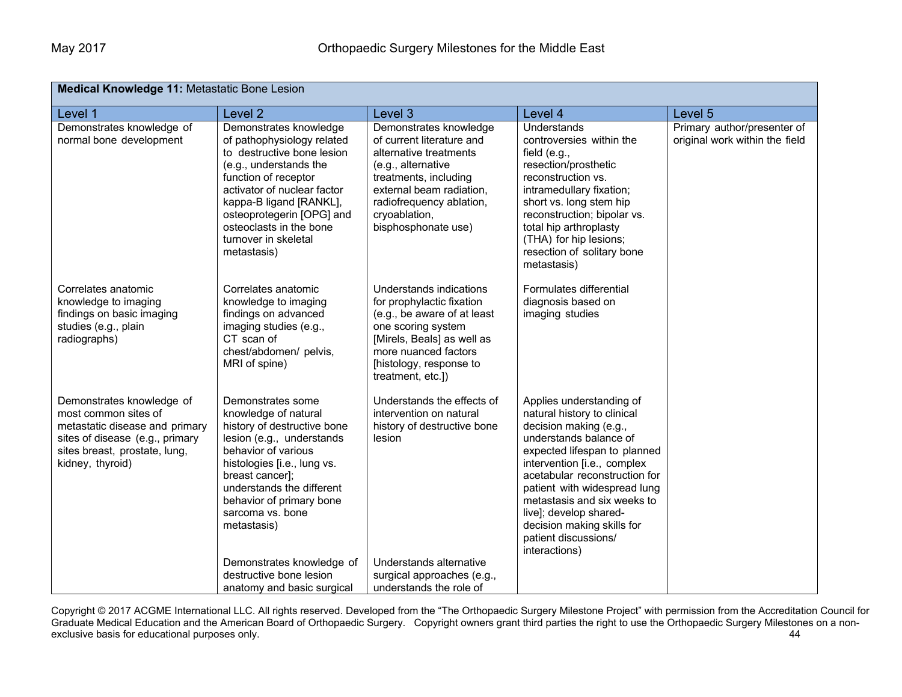| **Medical Knowledge 11:** Metastatic Bone Lesion | | | | |
|---|---|---|---|---|
| Level 1 | Level 2 | Level 3 | Level 4 | Level 5 |
| Demonstrates knowledge of normal bone development | Demonstrates knowledge of pathophysiology related to destructive bone lesion (e.g., understands the function of receptor activator of nuclear factor kappa-B ligand [RANKL], osteoprotegerin [OPG] and osteoclasts in the bone turnover in skeletal metastasis) | Demonstrates knowledge of current literature and alternative treatments (e.g., alternative treatments, including external beam radiation, radiofrequency ablation, cryoablation, bisphosphonate use) | Understands controversies within the field (e.g., resection/prosthetic reconstruction vs. intramedullary fixation; short vs. long stem hip reconstruction; bipolar vs. total hip arthroplasty (THA) for hip lesions; resection of solitary bone metastasis) | Primary author/presenter of original work within the field |
| Correlates anatomic knowledge to imaging findings on basic imaging studies (e.g., plain radiographs) | Correlates anatomic knowledge to imaging findings on advanced imaging studies (e.g., CT scan of chest/abdomen/ pelvis, MRI of spine) | Understands indications for prophylactic fixation (e.g., be aware of at least one scoring system [Mirels, Beals] as well as more nuanced factors [histology, response to treatment, etc.]) | Formulates differential diagnosis based on imaging studies | |
| Demonstrates knowledge of most common sites of metastatic disease and primary sites of disease (e.g., primary sites breast, prostate, lung, kidney, thyroid) | Demonstrates some knowledge of natural history of destructive bone lesion (e.g., understands behavior of various histologies [i.e., lung vs. breast cancer]; understands the different behavior of primary bone sarcoma vs. bone metastasis) | Understands the effects of intervention on natural history of destructive bone lesion | Applies understanding of natural history to clinical decision making (e.g., understands balance of expected lifespan to planned intervention [i.e., complex acetabular reconstruction for patient with widespread lung metastasis and six weeks to live]; develop shared-decision making skills for patient discussions/ interactions) | |
| | Demonstrates knowledge of destructive bone lesion anatomy and basic surgical | Understands alternative surgical approaches (e.g., understands the role of | | |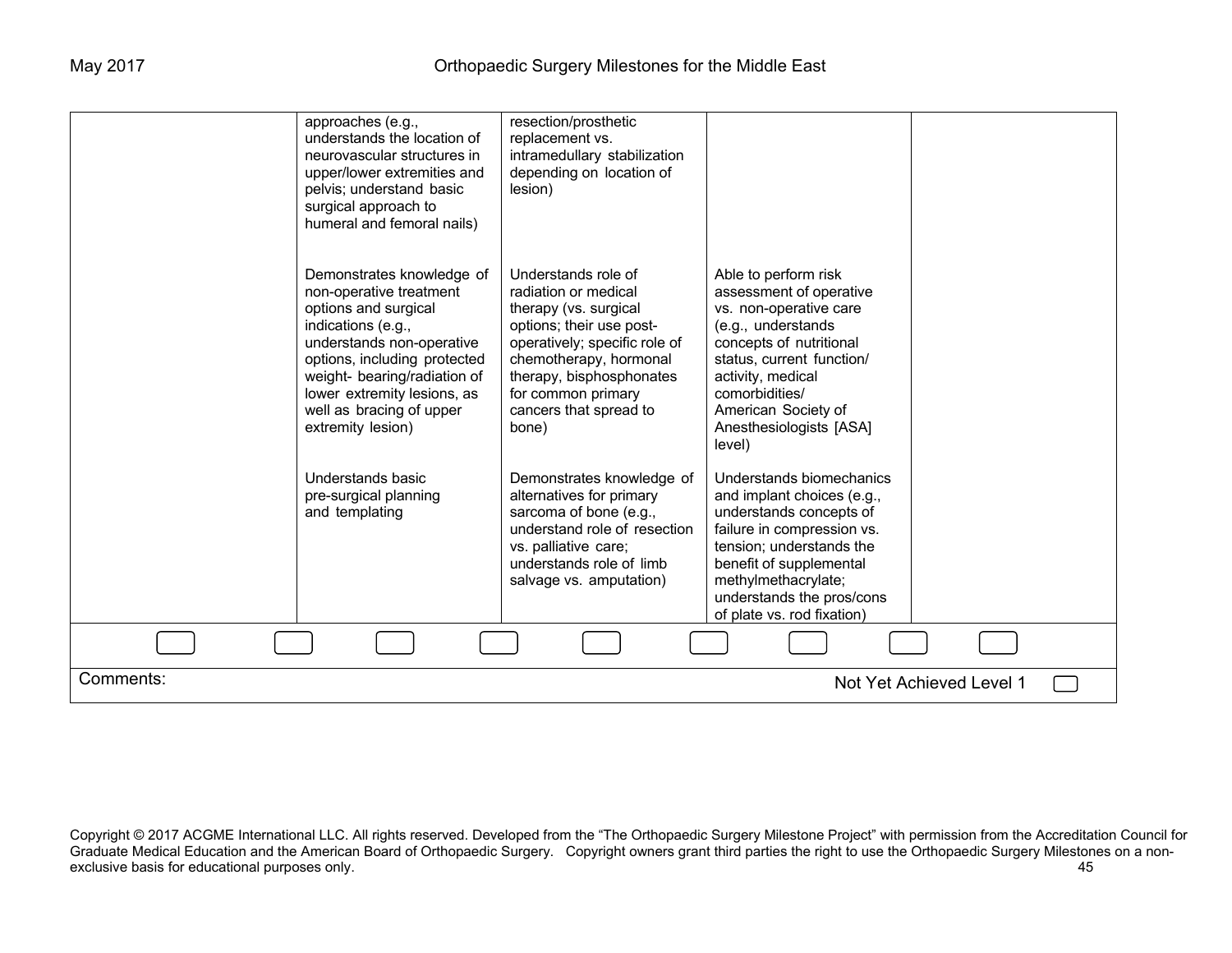| | | | | |
|---|---|---|---|---|
| | approaches (e.g., understands the location of neurovascular structures in upper/lower extremities and pelvis; understand basic surgical approach to humeral and femoral nails) | resection/prosthetic replacement vs. intramedullary stabilization depending on location of lesion) | | |
| | Demonstrates knowledge of non-operative treatment options and surgical indications (e.g., understands non-operative options, including protected weight- bearing/radiation of lower extremity lesions, as well as bracing of upper extremity lesion) | Understands role of radiation or medical therapy (vs. surgical options; their use post-operatively; specific role of chemotherapy, hormonal therapy, bisphosphonates for common primary cancers that spread to bone) | Able to perform risk assessment of operative vs. non-operative care (e.g., understands concepts of nutritional status, current function/ activity, medical comorbidities/ American Society of Anesthesiologists [ASA] level) | |
| | Understands basic pre-surgical planning and templating | Demonstrates knowledge of alternatives for primary sarcoma of bone (e.g., understand role of resection vs. palliative care; understands role of limb salvage vs. amputation) | Understands biomechanics and implant choices (e.g., understands concepts of failure in compression vs. tension; understands the benefit of supplemental methylmethacrylate; understands the pros/cons of plate vs. rod fixation) | |

Comments:

Not Yet Achieved Level 1

Copyright © 2017 ACGME International LLC. All rights reserved. Developed from the "The Orthopaedic Surgery Milestone Project" with permission from the Accreditation Council for Graduate Medical Education and the American Board of Orthopaedic Surgery. Copyright owners grant third parties the right to use the Orthopaedic Surgery Milestones on a non-exclusive basis for educational purposes only.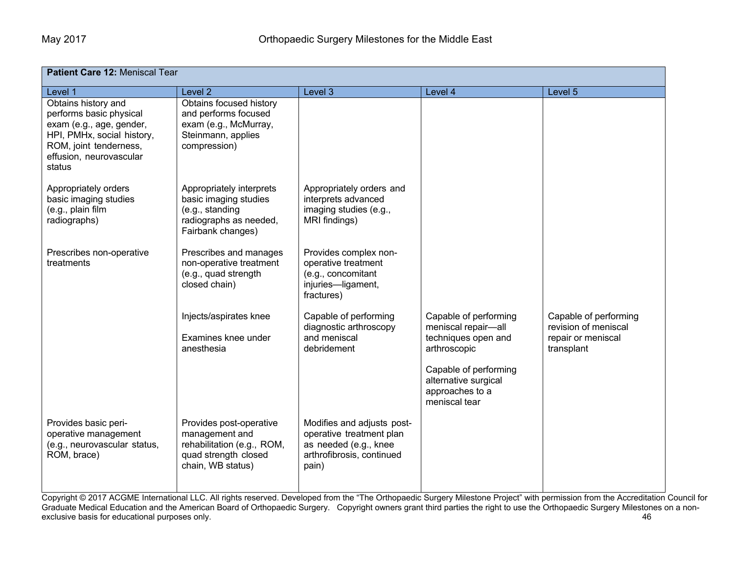| **Patient Care 12:** Meniscal Tear | | | | |
|---|---|---|---|---|
| Level 1 | Level 2 | Level 3 | Level 4 | Level 5 |
| Obtains history and performs basic physical exam (e.g., age, gender, HPI, PMHx, social history, ROM, joint tenderness, effusion, neurovascular status | Obtains focused history and performs focused exam (e.g., McMurray, Steinmann, applies compression) | | | |
| Appropriately orders basic imaging studies (e.g., plain film radiographs) | Appropriately interprets basic imaging studies (e.g., standing radiographs as needed, Fairbank changes) | Appropriately orders and interprets advanced imaging studies (e.g., MRI findings) | | |
| Prescribes non-operative treatments | Prescribes and manages non-operative treatment (e.g., quad strength closed chain) | Provides complex non-operative treatment (e.g., concomitant injuries—ligament, fractures) | | |
| | Injects/aspirates knee<br><br>Examines knee under anesthesia | Capable of performing diagnostic arthroscopy and meniscal debridement | Capable of performing meniscal repair—all techniques open and arthroscopic<br><br>Capable of performing alternative surgical approaches to a meniscal tear | Capable of performing revision of meniscal repair or meniscal transplant |
| Provides basic peri-operative management (e.g., neurovascular status, ROM, brace) | Provides post-operative management and rehabilitation (e.g., ROM, quad strength closed chain, WB status) | Modifies and adjusts post-operative treatment plan as needed (e.g., knee arthrofibrosis, continued pain) | | |

Copyright © 2017 ACGME International LLC. All rights reserved. Developed from the "The Orthopaedic Surgery Milestone Project" with permission from the Accreditation Council for Graduate Medical Education and the American Board of Orthopaedic Surgery. Copyright owners grant third parties the right to use the Orthopaedic Surgery Milestones on a non-exclusive basis for educational purposes only.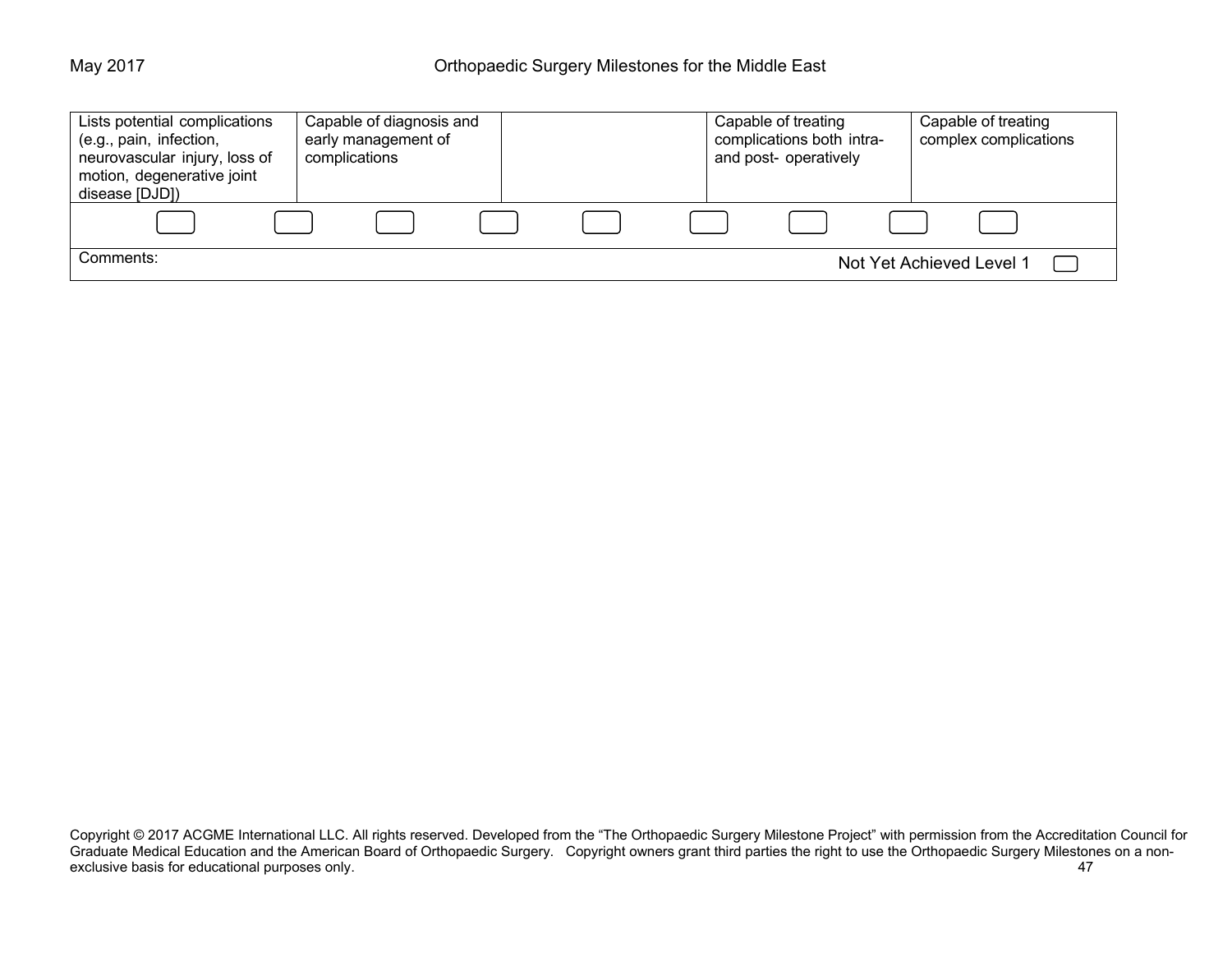| Level 1 | Level 2 | Level 3 | Level 4 | Level 5 |
|---|---|---|---|---|
| Lists potential complications (e.g., pain, infection, neurovascular injury, loss of motion, degenerative joint disease [DJD]) | Capable of diagnosis and early management of complications | | Capable of treating complications both intra- and post- operatively | Capable of treating complex complications |

Comments:

Not Yet Achieved Level 1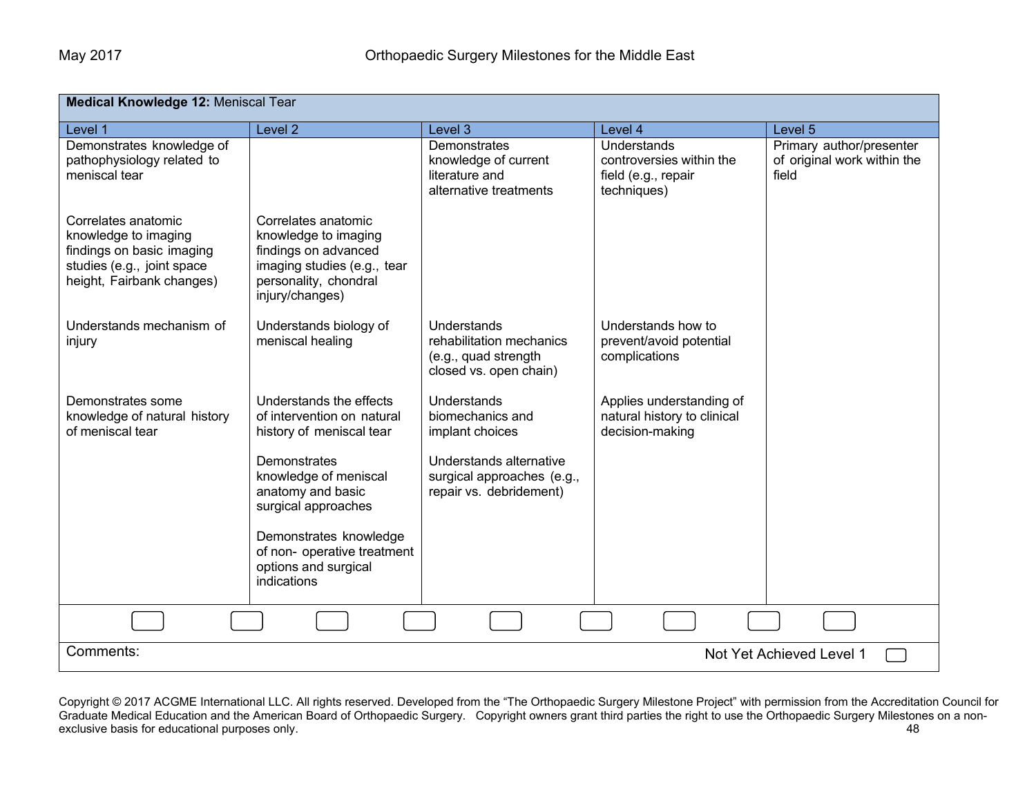| **Medical Knowledge 12:** Meniscal Tear | | | | |
|---|---|---|---|---|
| Level 1 | Level 2 | Level 3 | Level 4 | Level 5 |
| Demonstrates knowledge of pathophysiology related to meniscal tear | | Demonstrates knowledge of current literature and alternative treatments | Understands controversies within the field (e.g., repair techniques) | Primary author/presenter of original work within the field |
| Correlates anatomic knowledge to imaging findings on basic imaging studies (e.g., joint space height, Fairbank changes) | Correlates anatomic knowledge to imaging findings on advanced imaging studies (e.g., tear personality, chondral injury/changes) | | | |
| Understands mechanism of injury | Understands biology of meniscal healing | Understands rehabilitation mechanics (e.g., quad strength closed vs. open chain) | Understands how to prevent/avoid potential complications | |
| Demonstrates some knowledge of natural history of meniscal tear | Understands the effects of intervention on natural history of meniscal tear<br><br>Demonstrates knowledge of meniscal anatomy and basic surgical approaches<br><br>Demonstrates knowledge of non- operative treatment options and surgical indications | Understands biomechanics and implant choices<br><br>Understands alternative surgical approaches (e.g., repair vs. debridement) | Applies understanding of natural history to clinical decision-making | |

Comments:

Not Yet Achieved Level 1

Copyright © 2017 ACGME International LLC. All rights reserved. Developed from the "The Orthopaedic Surgery Milestone Project" with permission from the Accreditation Council for Graduate Medical Education and the American Board of Orthopaedic Surgery. Copyright owners grant third parties the right to use the Orthopaedic Surgery Milestones on a non-exclusive basis for educational purposes only.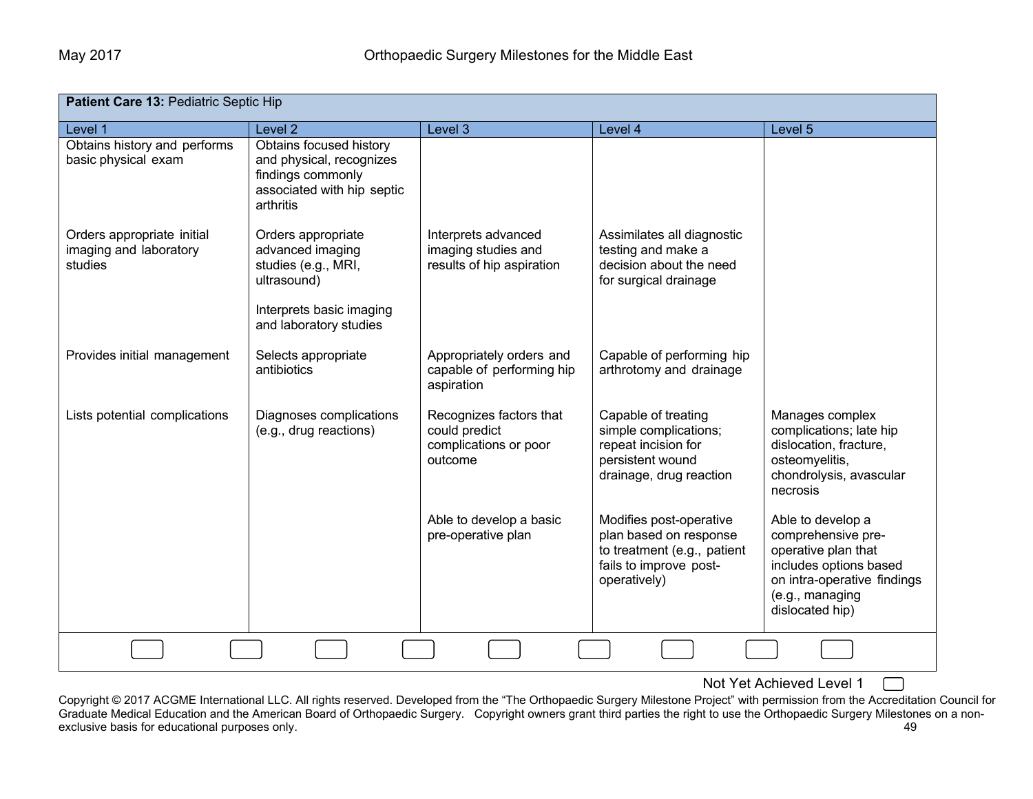| **Patient Care 13:** Pediatric Septic Hip | | | | |
|---|---|---|---|---|
| Level 1 | Level 2 | Level 3 | Level 4 | Level 5 |
| Obtains history and performs basic physical exam | Obtains focused history and physical, recognizes findings commonly associated with hip septic arthritis | | | |
| Orders appropriate initial imaging and laboratory studies | Orders appropriate advanced imaging studies (e.g., MRI, ultrasound)<br><br>Interprets basic imaging and laboratory studies | Interprets advanced imaging studies and results of hip aspiration | Assimilates all diagnostic testing and make a decision about the need for surgical drainage | |
| Provides initial management | Selects appropriate antibiotics | Appropriately orders and capable of performing hip aspiration | Capable of performing hip arthrotomy and drainage | |
| Lists potential complications | Diagnoses complications (e.g., drug reactions) | Recognizes factors that could predict complications or poor outcome | Capable of treating simple complications; repeat incision for persistent wound drainage, drug reaction | Manages complex complications; late hip dislocation, fracture, osteomyelitis, chondrolysis, avascular necrosis |
| | | Able to develop a basic pre-operative plan | Modifies post-operative plan based on response to treatment (e.g., patient fails to improve post-operatively) | Able to develop a comprehensive pre-operative plan that includes options based on intra-operative findings (e.g., managing dislocated hip) |

Not Yet Achieved Level 1

Copyright © 2017 ACGME International LLC. All rights reserved. Developed from the "The Orthopaedic Surgery Milestone Project" with permission from the Accreditation Council for Graduate Medical Education and the American Board of Orthopaedic Surgery. Copyright owners grant third parties the right to use the Orthopaedic Surgery Milestones on a non-exclusive basis for educational purposes only.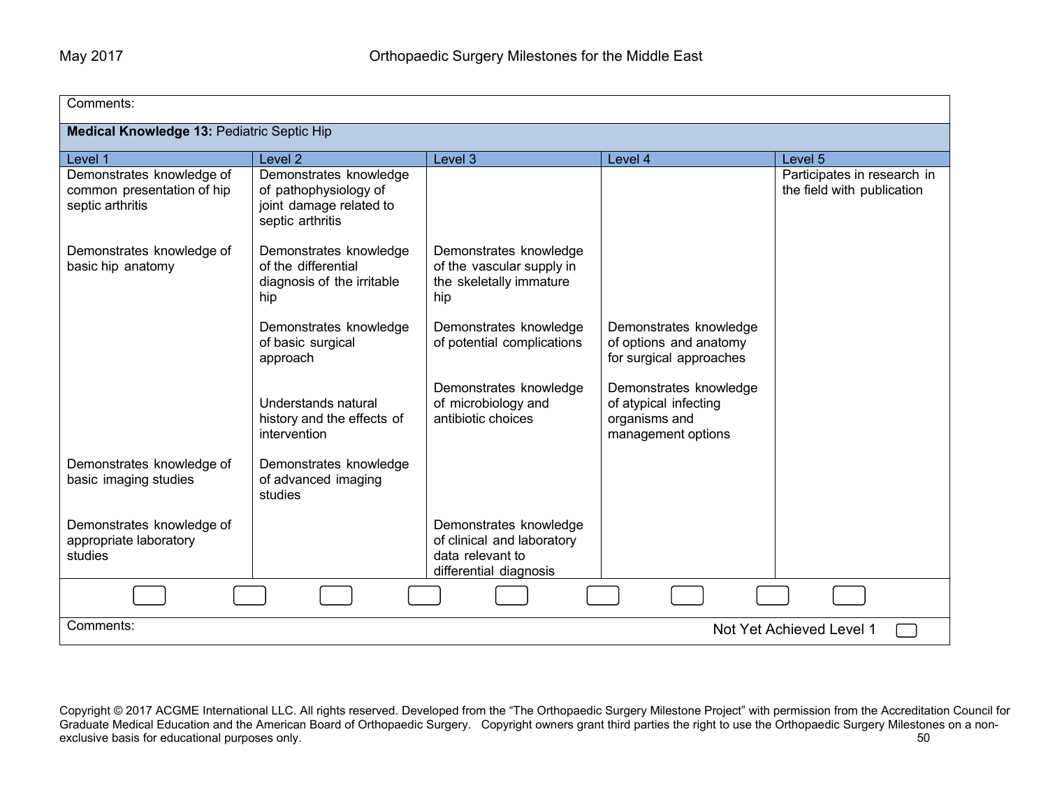Comments:

**Medical Knowledge 13:** Pediatric Septic Hip

| Level 1 | Level 2 | Level 3 | Level 4 | Level 5 |
|---|---|---|---|---|
| Demonstrates knowledge of common presentation of hip septic arthritis | Demonstrates knowledge of pathophysiology of joint damage related to septic arthritis | | | Participates in research in the field with publication |
| Demonstrates knowledge of basic hip anatomy | Demonstrates knowledge of the differential diagnosis of the irritable hip | Demonstrates knowledge of the vascular supply in the skeletally immature hip | | |
| | Demonstrates knowledge of basic surgical approach | Demonstrates knowledge of potential complications | Demonstrates knowledge of options and anatomy for surgical approaches | |
| | Understands natural history and the effects of intervention | Demonstrates knowledge of microbiology and antibiotic choices | Demonstrates knowledge of atypical infecting organisms and management options | |
| Demonstrates knowledge of basic imaging studies | Demonstrates knowledge of advanced imaging studies | | | |
| Demonstrates knowledge of appropriate laboratory studies | | Demonstrates knowledge of clinical and laboratory data relevant to differential diagnosis | | |

Comments: Not Yet Achieved Level 1

Copyright © 2017 ACGME International LLC. All rights reserved. Developed from the "The Orthopaedic Surgery Milestone Project" with permission from the Accreditation Council for Graduate Medical Education and the American Board of Orthopaedic Surgery. Copyright owners grant third parties the right to use the Orthopaedic Surgery Milestones on a non-exclusive basis for educational purposes only.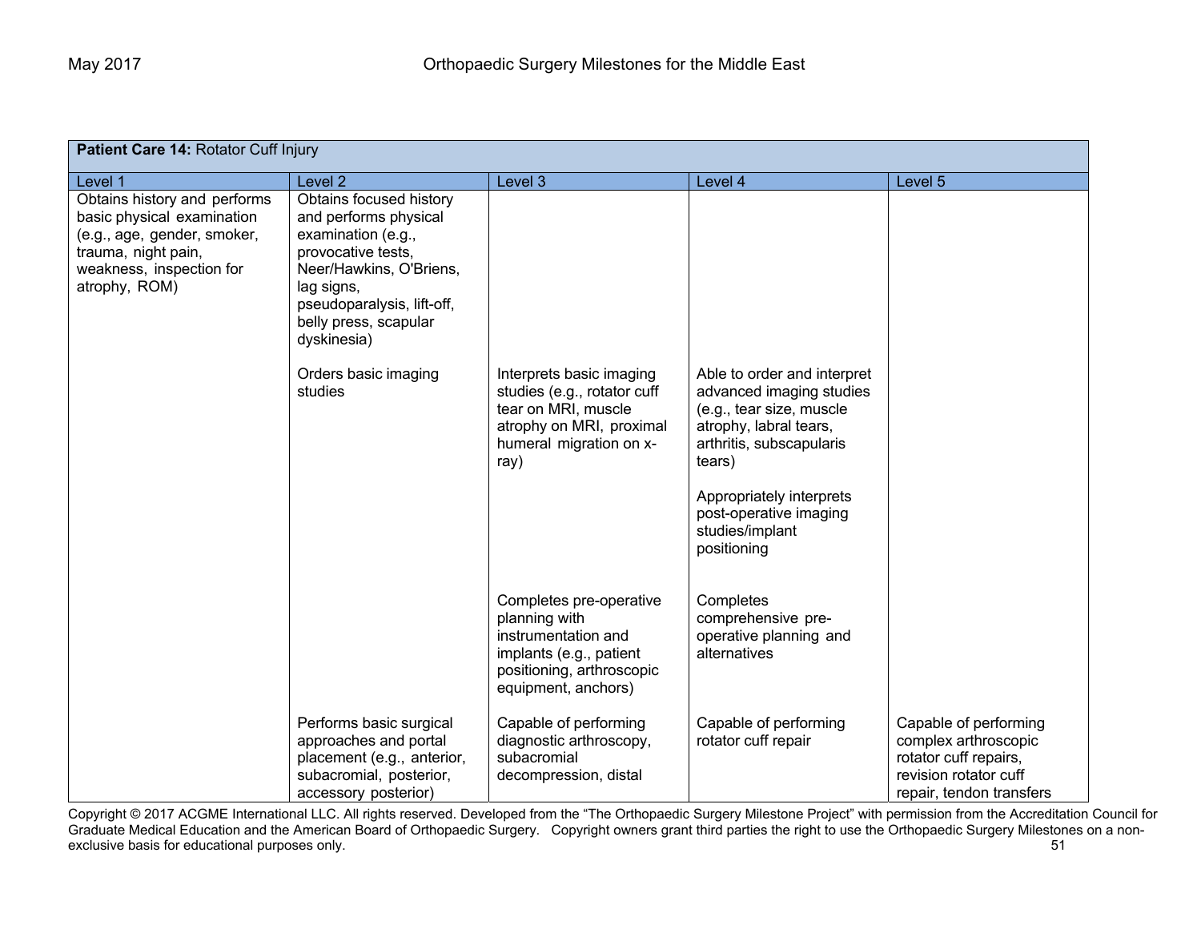| **Patient Care 14:** Rotator Cuff Injury | | | | |
|---|---|---|---|---|
| Level 1 | Level 2 | Level 3 | Level 4 | Level 5 |
| Obtains history and performs basic physical examination (e.g., age, gender, smoker, trauma, night pain, weakness, inspection for atrophy, ROM) | Obtains focused history and performs physical examination (e.g., provocative tests, Neer/Hawkins, O'Briens, lag signs, pseudoparalysis, lift-off, belly press, scapular dyskinesia) | | | |
| | Orders basic imaging studies | Interprets basic imaging studies (e.g., rotator cuff tear on MRI, muscle atrophy on MRI, proximal humeral migration on x-ray) | Able to order and interpret advanced imaging studies (e.g., tear size, muscle atrophy, labral tears, arthritis, subscapularis tears)<br><br>Appropriately interprets post-operative imaging studies/implant positioning | |
| | | Completes pre-operative planning with instrumentation and implants (e.g., patient positioning, arthroscopic equipment, anchors) | Completes comprehensive pre-operative planning and alternatives | |
| | Performs basic surgical approaches and portal placement (e.g., anterior, subacromial, posterior, accessory posterior) | Capable of performing diagnostic arthroscopy, subacromial decompression, distal | Capable of performing rotator cuff repair | Capable of performing complex arthroscopic rotator cuff repairs, revision rotator cuff repair, tendon transfers |

Copyright © 2017 ACGME International LLC. All rights reserved. Developed from the "The Orthopaedic Surgery Milestone Project" with permission from the Accreditation Council for Graduate Medical Education and the American Board of Orthopaedic Surgery. Copyright owners grant third parties the right to use the Orthopaedic Surgery Milestones on a non-exclusive basis for educational purposes only.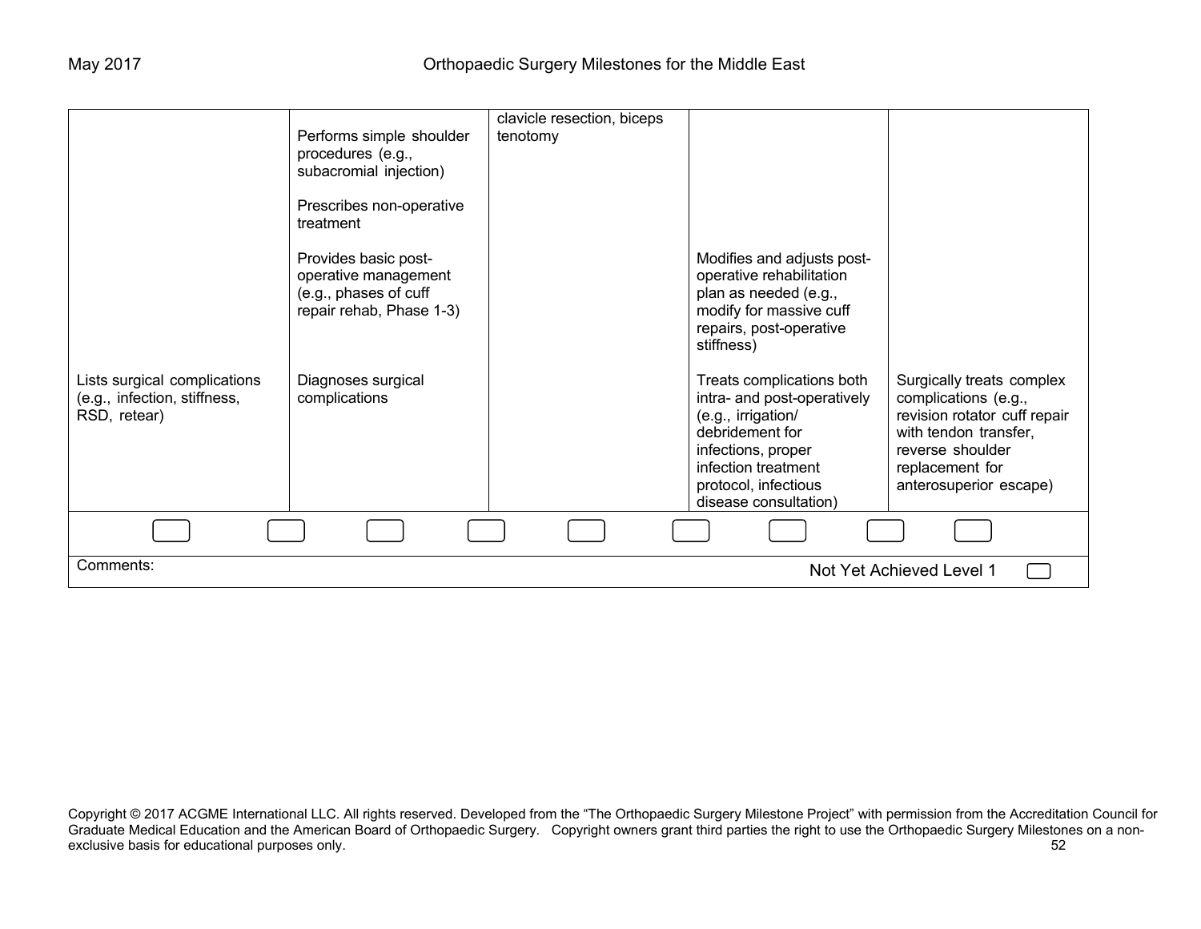| Level 1 | Level 2 | Level 3 | Level 4 | Level 5 |
|---|---|---|---|---|
| | Performs simple shoulder procedures (e.g., subacromial injection) | clavicle resection, biceps tenotomy | | |
| | Prescribes non-operative treatment | | | |
| | Provides basic post-operative management (e.g., phases of cuff repair rehab, Phase 1-3) | | Modifies and adjusts post-operative rehabilitation plan as needed (e.g., modify for massive cuff repairs, post-operative stiffness) | |
| Lists surgical complications (e.g., infection, stiffness, RSD, retear) | Diagnoses surgical complications | | Treats complications both intra- and post-operatively (e.g., irrigation/ debridement for infections, proper infection treatment protocol, infectious disease consultation) | Surgically treats complex complications (e.g., revision rotator cuff repair with tendon transfer, reverse shoulder replacement for anterosuperior escape) |

Comments:

Not Yet Achieved Level 1

Copyright © 2017 ACGME International LLC. All rights reserved. Developed from the "The Orthopaedic Surgery Milestone Project" with permission from the Accreditation Council for Graduate Medical Education and the American Board of Orthopaedic Surgery. Copyright owners grant third parties the right to use the Orthopaedic Surgery Milestones on a non-exclusive basis for educational purposes only.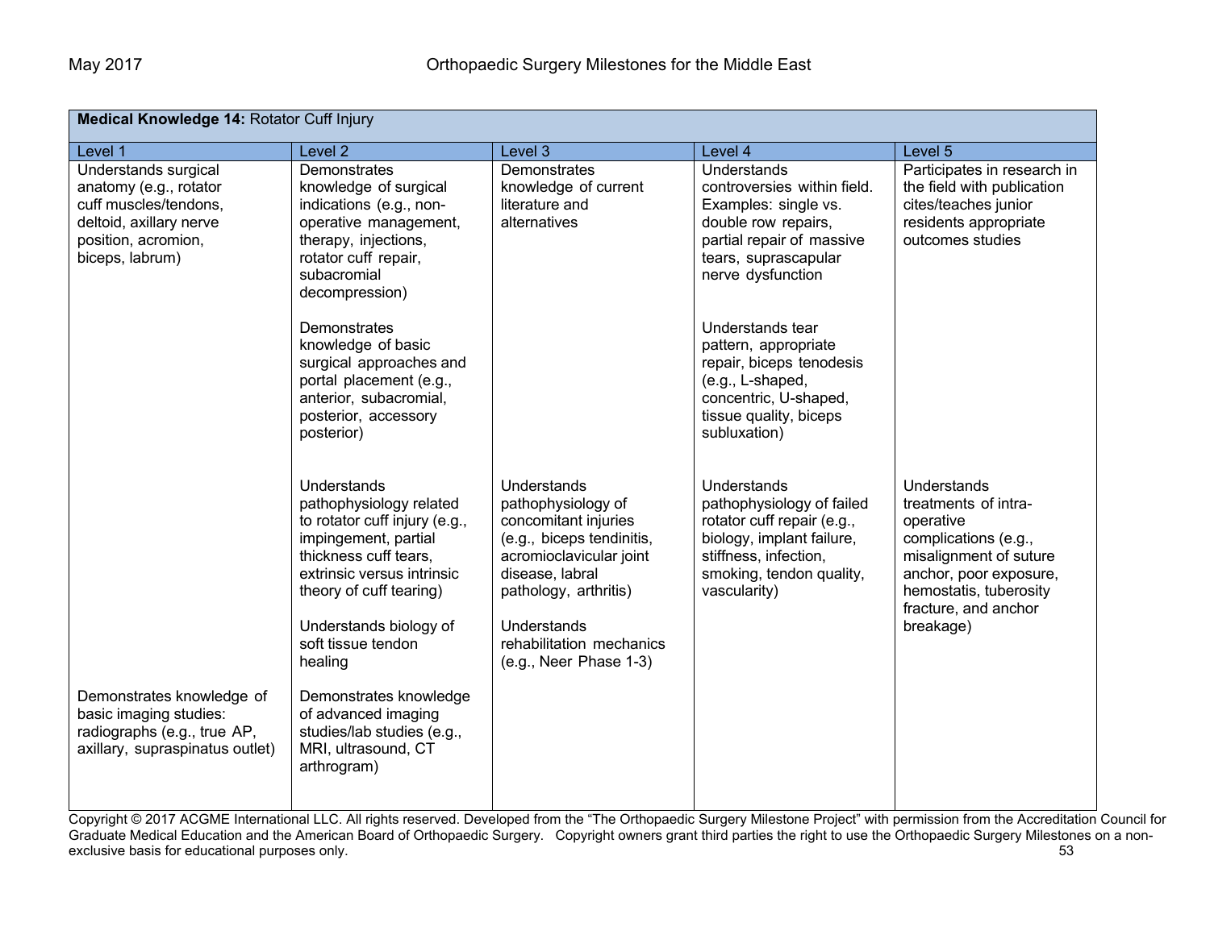| **Medical Knowledge 14:** Rotator Cuff Injury | | | | |
|---|---|---|---|---|
| Level 1 | Level 2 | Level 3 | Level 4 | Level 5 |
| Understands surgical anatomy (e.g., rotator cuff muscles/tendons, deltoid, axillary nerve position, acromion, biceps, labrum) | Demonstrates knowledge of surgical indications (e.g., non-operative management, therapy, injections, rotator cuff repair, subacromial decompression)<br><br>Demonstrates knowledge of basic surgical approaches and portal placement (e.g., anterior, subacromial, posterior, accessory posterior) | Demonstrates knowledge of current literature and alternatives | Understands controversies within field. Examples: single vs. double row repairs, partial repair of massive tears, suprascapular nerve dysfunction<br><br>Understands tear pattern, appropriate repair, biceps tenodesis (e.g., L-shaped, concentric, U-shaped, tissue quality, biceps subluxation) | Participates in research in the field with publication cites/teaches junior residents appropriate outcomes studies |
| | Understands pathophysiology related to rotator cuff injury (e.g., impingement, partial thickness cuff tears, extrinsic versus intrinsic theory of cuff tearing)<br><br>Understands biology of soft tissue tendon healing | Understands pathophysiology of concomitant injuries (e.g., biceps tendinitis, acromioclavicular joint disease, labral pathology, arthritis)<br><br>Understands rehabilitation mechanics (e.g., Neer Phase 1-3) | Understands pathophysiology of failed rotator cuff repair (e.g., biology, implant failure, stiffness, infection, smoking, tendon quality, vascularity) | Understands treatments of intra-operative complications (e.g., misalignment of suture anchor, poor exposure, hemostatis, tuberosity fracture, and anchor breakage) |
| Demonstrates knowledge of basic imaging studies: radiographs (e.g., true AP, axillary, supraspinatus outlet) | Demonstrates knowledge of advanced imaging studies/lab studies (e.g., MRI, ultrasound, CT arthrogram) | | | |

Copyright © 2017 ACGME International LLC. All rights reserved. Developed from the "The Orthopaedic Surgery Milestone Project" with permission from the Accreditation Council for Graduate Medical Education and the American Board of Orthopaedic Surgery. Copyright owners grant third parties the right to use the Orthopaedic Surgery Milestones on a non-exclusive basis for educational purposes only.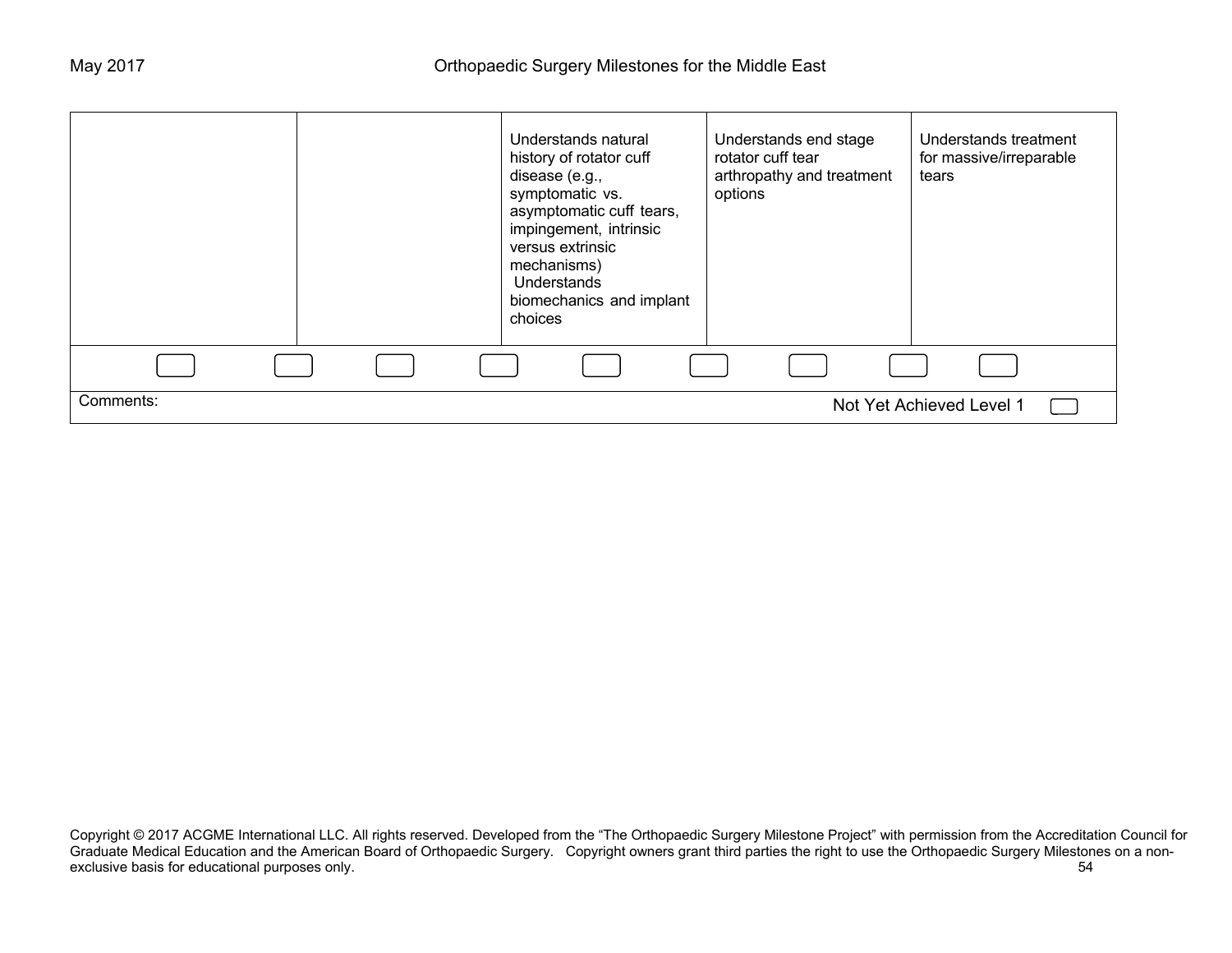| | | | | |
|---|---|---|---|---|
| | | Understands natural history of rotator cuff disease (e.g., symptomatic vs. asymptomatic cuff tears, impingement, intrinsic versus extrinsic mechanisms)<br>Understands biomechanics and implant choices | Understands end stage rotator cuff tear arthropathy and treatment options | Understands treatment for massive/irreparable tears |

Comments:

Not Yet Achieved Level 1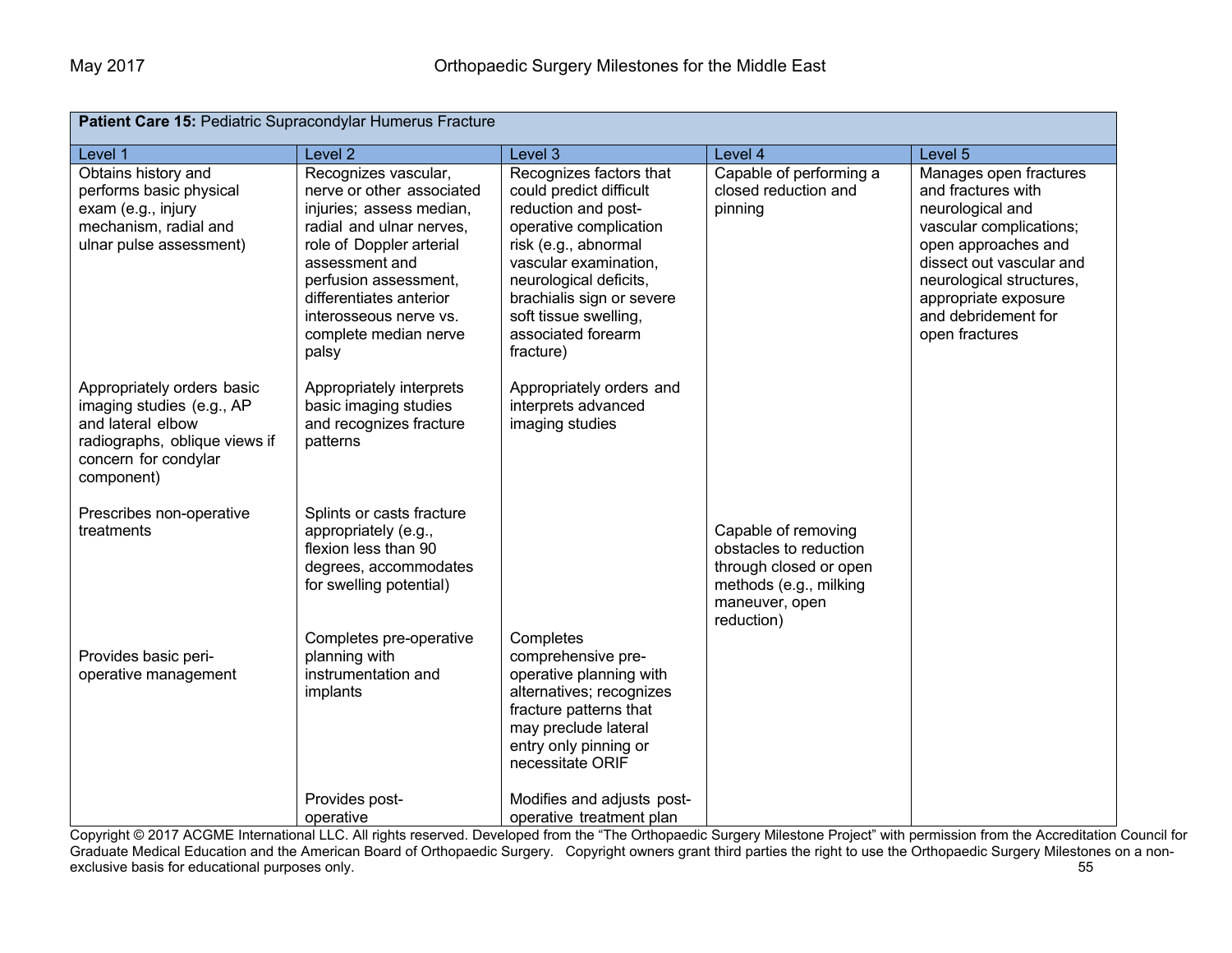| **Patient Care 15:** Pediatric Supracondylar Humerus Fracture | | | | |
|---|---|---|---|---|
| Level 1 | Level 2 | Level 3 | Level 4 | Level 5 |
| Obtains history and performs basic physical exam (e.g., injury mechanism, radial and ulnar pulse assessment) | Recognizes vascular, nerve or other associated injuries; assess median, radial and ulnar nerves, role of Doppler arterial assessment and perfusion assessment, differentiates anterior interosseous nerve vs. complete median nerve palsy | Recognizes factors that could predict difficult reduction and post-operative complication risk (e.g., abnormal vascular examination, neurological deficits, brachialis sign or severe soft tissue swelling, associated forearm fracture) | Capable of performing a closed reduction and pinning | Manages open fractures and fractures with neurological and vascular complications; open approaches and dissect out vascular and neurological structures, appropriate exposure and debridement for open fractures |
| Appropriately orders basic imaging studies (e.g., AP and lateral elbow radiographs, oblique views if concern for condylar component) | Appropriately interprets basic imaging studies and recognizes fracture patterns | Appropriately orders and interprets advanced imaging studies | | |
| Prescribes non-operative treatments | Splints or casts fracture appropriately (e.g., flexion less than 90 degrees, accommodates for swelling potential) | | Capable of removing obstacles to reduction through closed or open methods (e.g., milking maneuver, open reduction) | |
| Provides basic peri-operative management | Completes pre-operative planning with instrumentation and implants | Completes comprehensive pre-operative planning with alternatives; recognizes fracture patterns that may preclude lateral entry only pinning or necessitate ORIF | | |
| | Provides post-operative | Modifies and adjusts post-operative treatment plan | | |

Copyright © 2017 ACGME International LLC. All rights reserved. Developed from the "The Orthopaedic Surgery Milestone Project" with permission from the Accreditation Council for Graduate Medical Education and the American Board of Orthopaedic Surgery. Copyright owners grant third parties the right to use the Orthopaedic Surgery Milestones on a non-exclusive basis for educational purposes only.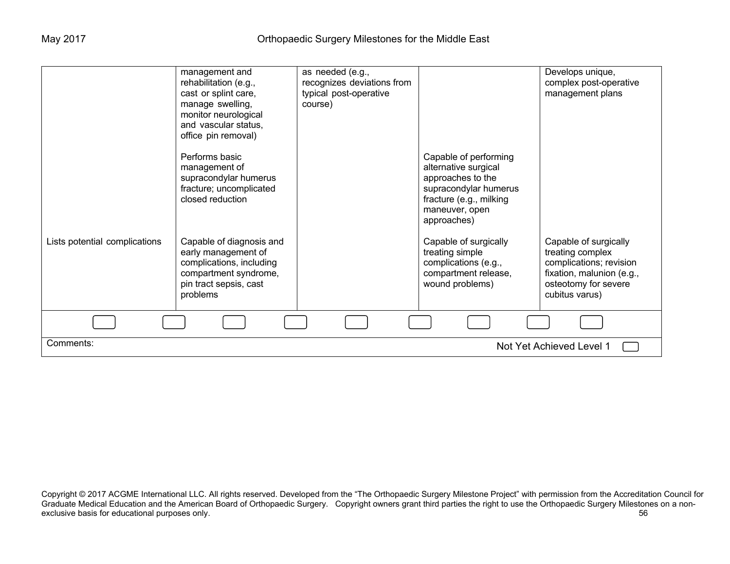| | | | | |
|---|---|---|---|---|
| | management and rehabilitation (e.g., cast or splint care, manage swelling, monitor neurological and vascular status, office pin removal) | as needed (e.g., recognizes deviations from typical post-operative course) | | Develops unique, complex post-operative management plans |
| | Performs basic management of supracondylar humerus fracture; uncomplicated closed reduction | | Capable of performing alternative surgical approaches to the supracondylar humerus fracture (e.g., milking maneuver, open approaches) | |
| Lists potential complications | Capable of diagnosis and early management of complications, including compartment syndrome, pin tract sepsis, cast problems | | Capable of surgically treating simple complications (e.g., compartment release, wound problems) | Capable of surgically treating complex complications; revision fixation, malunion (e.g., osteotomy for severe cubitus varus) |

Comments:

Not Yet Achieved Level 1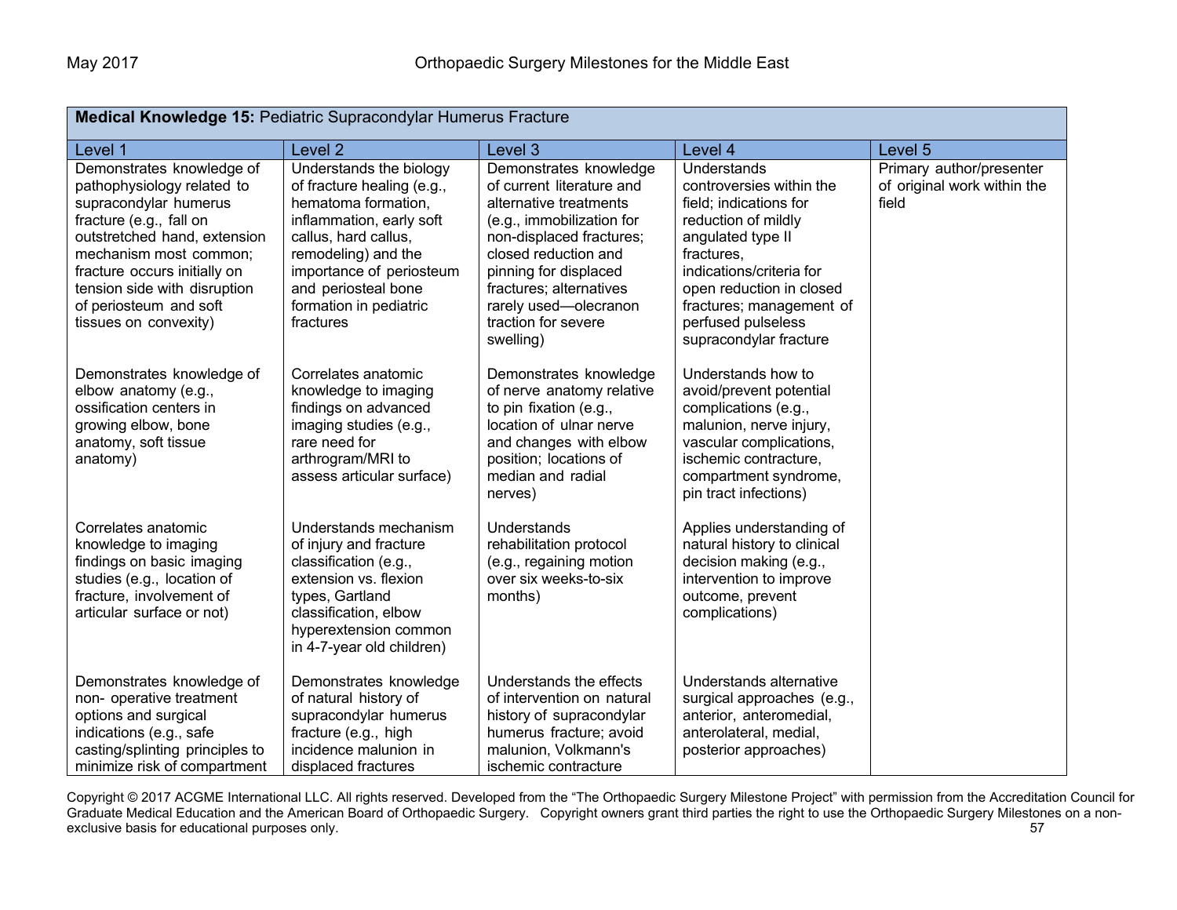| **Medical Knowledge 15:** Pediatric Supracondylar Humerus Fracture | | | | |
|---|---|---|---|---|
| Level 1 | Level 2 | Level 3 | Level 4 | Level 5 |
| Demonstrates knowledge of pathophysiology related to supracondylar humerus fracture (e.g., fall on outstretched hand, extension mechanism most common; fracture occurs initially on tension side with disruption of periosteum and soft tissues on convexity) | Understands the biology of fracture healing (e.g., hematoma formation, inflammation, early soft callus, hard callus, remodeling) and the importance of periosteum and periosteal bone formation in pediatric fractures | Demonstrates knowledge of current literature and alternative treatments (e.g., immobilization for non-displaced fractures; closed reduction and pinning for displaced fractures; alternatives rarely used—olecranon traction for severe swelling) | Understands controversies within the field; indications for reduction of mildly angulated type II fractures, indications/criteria for open reduction in closed fractures; management of perfused pulseless supracondylar fracture | Primary author/presenter of original work within the field |
| Demonstrates knowledge of elbow anatomy (e.g., ossification centers in growing elbow, bone anatomy, soft tissue anatomy) | Correlates anatomic knowledge to imaging findings on advanced imaging studies (e.g., rare need for arthrogram/MRI to assess articular surface) | Demonstrates knowledge of nerve anatomy relative to pin fixation (e.g., location of ulnar nerve and changes with elbow position; locations of median and radial nerves) | Understands how to avoid/prevent potential complications (e.g., malunion, nerve injury, vascular complications, ischemic contracture, compartment syndrome, pin tract infections) | |
| Correlates anatomic knowledge to imaging findings on basic imaging studies (e.g., location of fracture, involvement of articular surface or not) | Understands mechanism of injury and fracture classification (e.g., extension vs. flexion types, Gartland classification, elbow hyperextension common in 4-7-year old children) | Understands rehabilitation protocol (e.g., regaining motion over six weeks-to-six months) | Applies understanding of natural history to clinical decision making (e.g., intervention to improve outcome, prevent complications) | |
| Demonstrates knowledge of non- operative treatment options and surgical indications (e.g., safe casting/splinting principles to minimize risk of compartment | Demonstrates knowledge of natural history of supracondylar humerus fracture (e.g., high incidence malunion in displaced fractures | Understands the effects of intervention on natural history of supracondylar humerus fracture; avoid malunion, Volkmann's ischemic contracture | Understands alternative surgical approaches (e.g., anterior, anteromedial, anterolateral, medial, posterior approaches) | |

Copyright © 2017 ACGME International LLC. All rights reserved. Developed from the "The Orthopaedic Surgery Milestone Project" with permission from the Accreditation Council for Graduate Medical Education and the American Board of Orthopaedic Surgery. Copyright owners grant third parties the right to use the Orthopaedic Surgery Milestones on a non-exclusive basis for educational purposes only.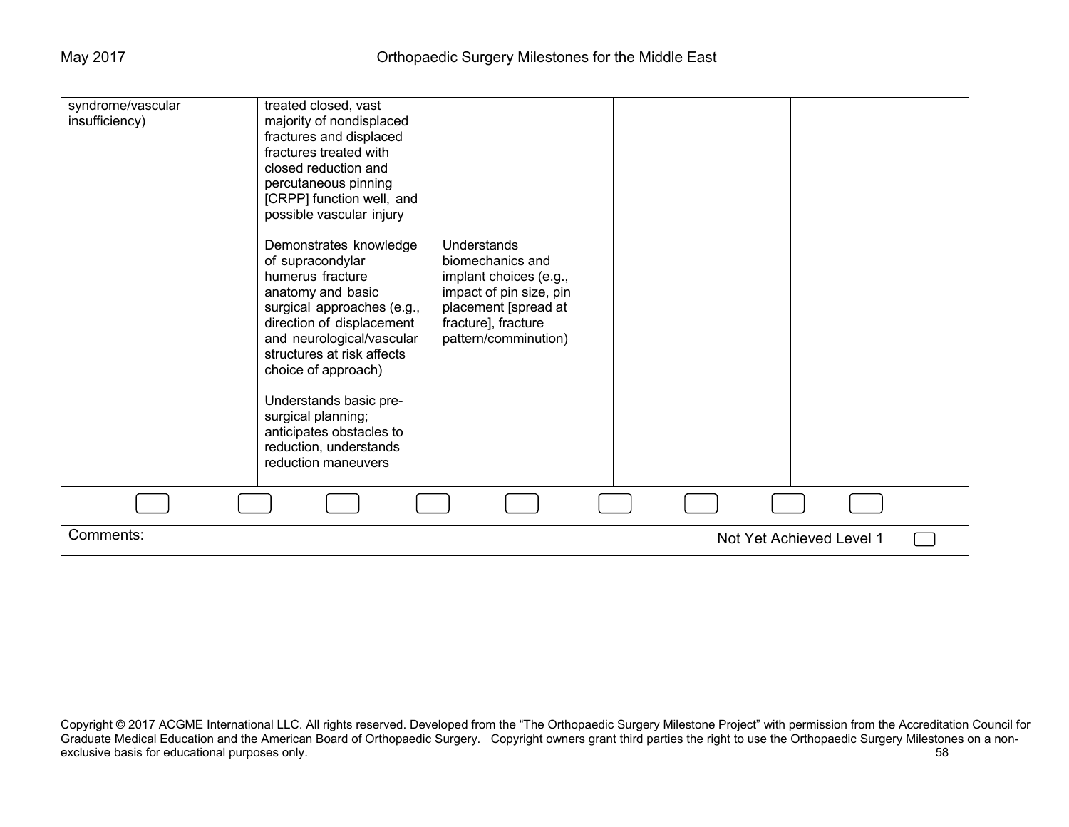| | | | | |
|---|---|---|---|---|
| syndrome/vascular insufficiency) | treated closed, vast majority of nondisplaced fractures and displaced fractures treated with closed reduction and percutaneous pinning [CRPP] function well, and possible vascular injury<br><br>Demonstrates knowledge of supracondylar humerus fracture anatomy and basic surgical approaches (e.g., direction of displacement and neurological/vascular structures at risk affects choice of approach)<br><br>Understands basic pre-surgical planning; anticipates obstacles to reduction, understands reduction maneuvers | Understands biomechanics and implant choices (e.g., impact of pin size, pin placement [spread at fracture], fracture pattern/comminution) | | |

Comments:

Not Yet Achieved Level 1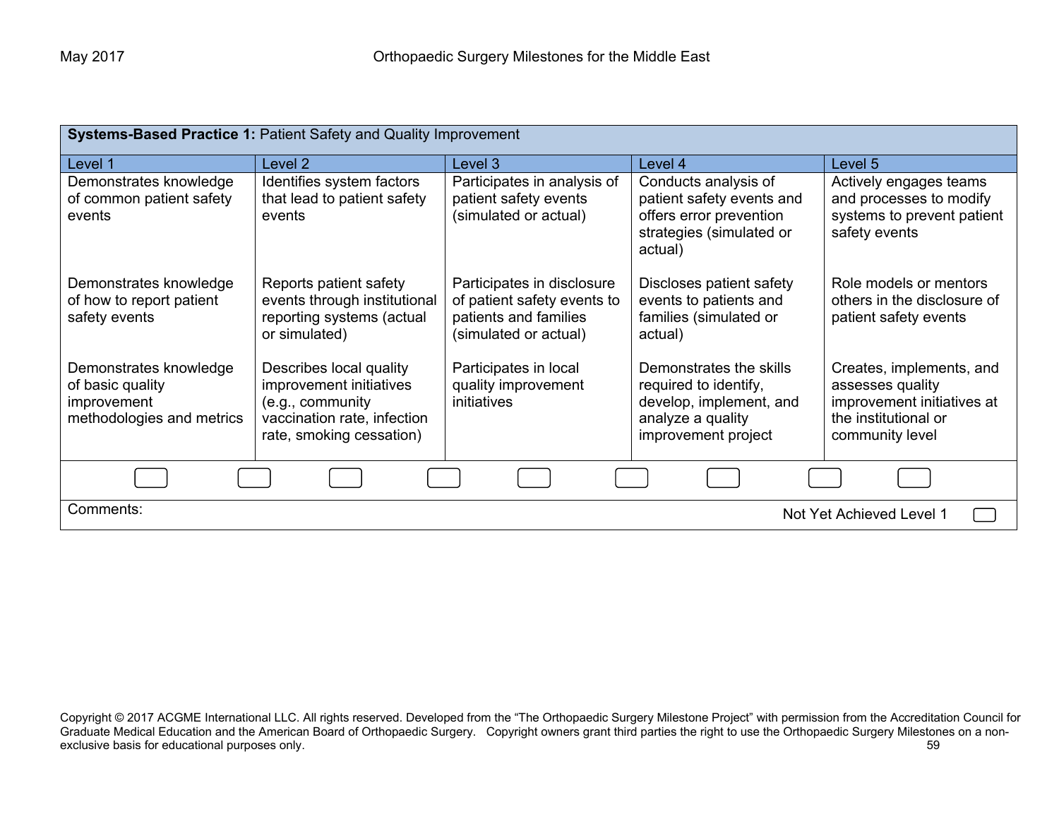| **Systems-Based Practice 1:** Patient Safety and Quality Improvement | | | | |
|---|---|---|---|---|
| Level 1 | Level 2 | Level 3 | Level 4 | Level 5 |
| Demonstrates knowledge of common patient safety events | Identifies system factors that lead to patient safety events | Participates in analysis of patient safety events (simulated or actual) | Conducts analysis of patient safety events and offers error prevention strategies (simulated or actual) | Actively engages teams and processes to modify systems to prevent patient safety events |
| Demonstrates knowledge of how to report patient safety events | Reports patient safety events through institutional reporting systems (actual or simulated) | Participates in disclosure of patient safety events to patients and families (simulated or actual) | Discloses patient safety events to patients and families (simulated or actual) | Role models or mentors others in the disclosure of patient safety events |
| Demonstrates knowledge of basic quality improvement methodologies and metrics | Describes local quality improvement initiatives (e.g., community vaccination rate, infection rate, smoking cessation) | Participates in local quality improvement initiatives | Demonstrates the skills required to identify, develop, implement, and analyze a quality improvement project | Creates, implements, and assesses quality improvement initiatives at the institutional or community level |

Comments:

Not Yet Achieved Level 1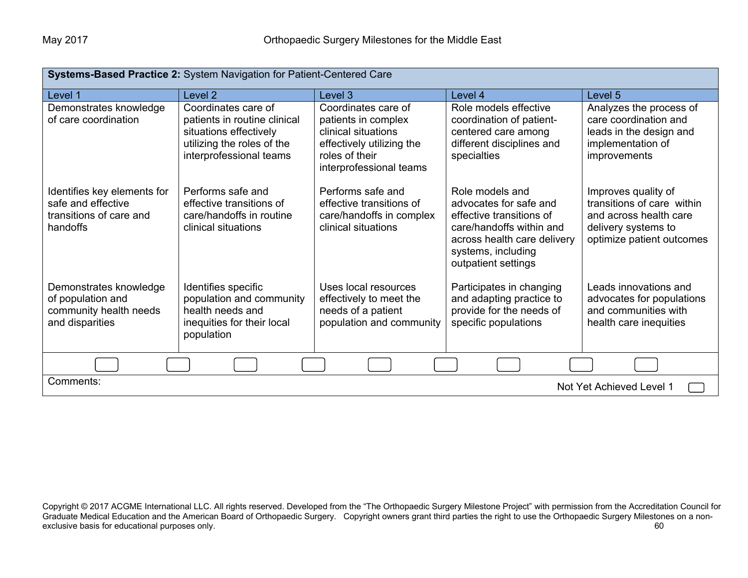**Systems-Based Practice 2:** System Navigation for Patient-Centered Care

| Level 1 | Level 2 | Level 3 | Level 4 | Level 5 |
|---|---|---|---|---|
| Demonstrates knowledge of care coordination | Coordinates care of patients in routine clinical situations effectively utilizing the roles of the interprofessional teams | Coordinates care of patients in complex clinical situations effectively utilizing the roles of their interprofessional teams | Role models effective coordination of patient-centered care among different disciplines and specialties | Analyzes the process of care coordination and leads in the design and implementation of improvements |
| Identifies key elements for safe and effective transitions of care and handoffs | Performs safe and effective transitions of care/handoffs in routine clinical situations | Performs safe and effective transitions of care/handoffs in complex clinical situations | Role models and advocates for safe and effective transitions of care/handoffs within and across health care delivery systems, including outpatient settings | Improves quality of transitions of care within and across health care delivery systems to optimize patient outcomes |
| Demonstrates knowledge of population and community health needs and disparities | Identifies specific population and community health needs and inequities for their local population | Uses local resources effectively to meet the needs of a patient population and community | Participates in changing and adapting practice to provide for the needs of specific populations | Leads innovations and advocates for populations and communities with health care inequities |

Comments:

Not Yet Achieved Level 1

Copyright © 2017 ACGME International LLC. All rights reserved. Developed from the "The Orthopaedic Surgery Milestone Project" with permission from the Accreditation Council for Graduate Medical Education and the American Board of Orthopaedic Surgery. Copyright owners grant third parties the right to use the Orthopaedic Surgery Milestones on a non-exclusive basis for educational purposes only.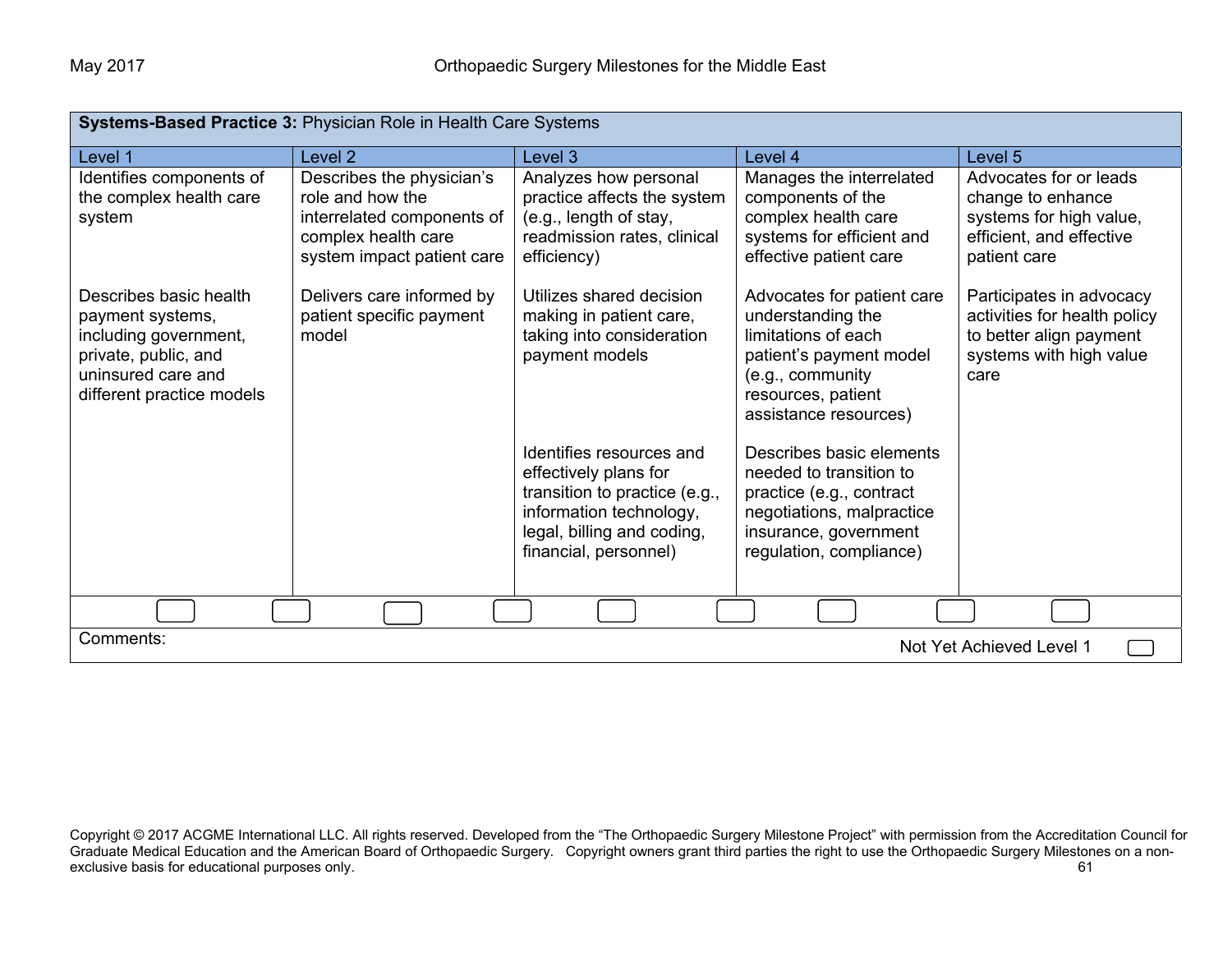| **Systems-Based Practice 3:** Physician Role in Health Care Systems | | | | |
|---|---|---|---|---|
| Level 1 | Level 2 | Level 3 | Level 4 | Level 5 |
| Identifies components of the complex health care system | Describes the physician's role and how the interrelated components of complex health care system impact patient care | Analyzes how personal practice affects the system (e.g., length of stay, readmission rates, clinical efficiency) | Manages the interrelated components of the complex health care systems for efficient and effective patient care | Advocates for or leads change to enhance systems for high value, efficient, and effective patient care |
| Describes basic health payment systems, including government, private, public, and uninsured care and different practice models | Delivers care informed by patient specific payment model | Utilizes shared decision making in patient care, taking into consideration payment models | Advocates for patient care understanding the limitations of each patient's payment model (e.g., community resources, patient assistance resources) | Participates in advocacy activities for health policy to better align payment systems with high value care |
| | | Identifies resources and effectively plans for transition to practice (e.g., information technology, legal, billing and coding, financial, personnel) | Describes basic elements needed to transition to practice (e.g., contract negotiations, malpractice insurance, government regulation, compliance) | |

Comments:

Not Yet Achieved Level 1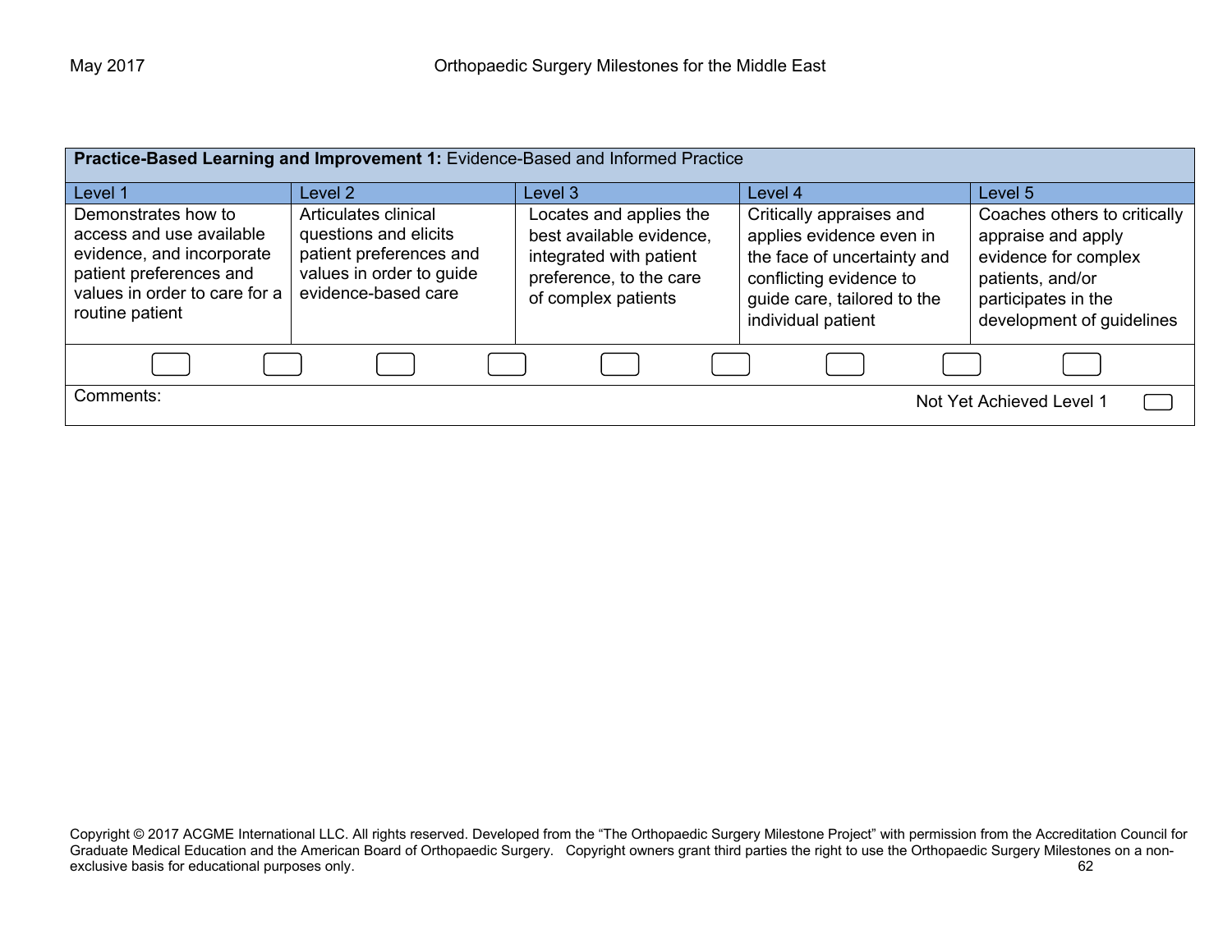| **Practice-Based Learning and Improvement 1:** Evidence-Based and Informed Practice | | | | |
|---|---|---|---|---|
| Level 1 | Level 2 | Level 3 | Level 4 | Level 5 |
| Demonstrates how to access and use available evidence, and incorporate patient preferences and values in order to care for a routine patient | Articulates clinical questions and elicits patient preferences and values in order to guide evidence-based care | Locates and applies the best available evidence, integrated with patient preference, to the care of complex patients | Critically appraises and applies evidence even in the face of uncertainty and conflicting evidence to guide care, tailored to the individual patient | Coaches others to critically appraise and apply evidence for complex patients, and/or participates in the development of guidelines |

Comments:

Not Yet Achieved Level 1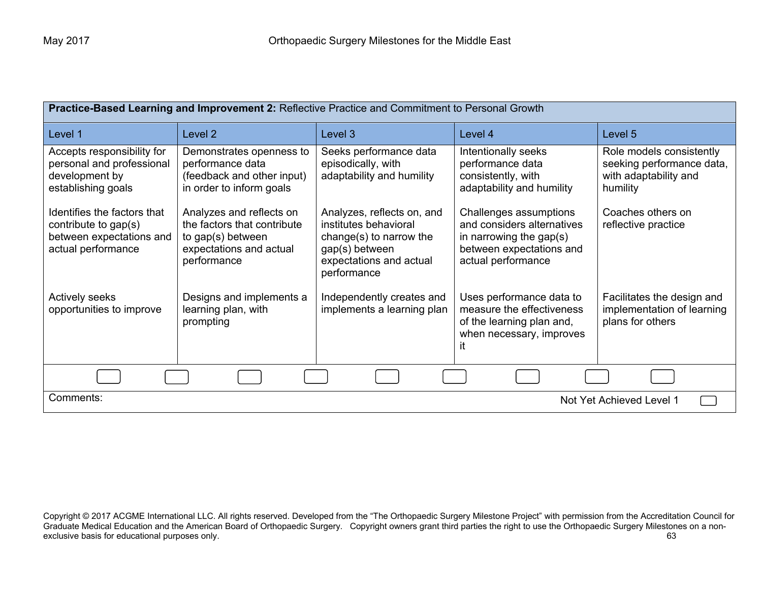| **Practice-Based Learning and Improvement 2:** Reflective Practice and Commitment to Personal Growth | | | | |
|---|---|---|---|---|
| Level 1 | Level 2 | Level 3 | Level 4 | Level 5 |
| Accepts responsibility for personal and professional development by establishing goals<br><br>Identifies the factors that contribute to gap(s) between expectations and actual performance<br><br>Actively seeks opportunities to improve | Demonstrates openness to performance data (feedback and other input) in order to inform goals<br><br>Analyzes and reflects on the factors that contribute to gap(s) between expectations and actual performance<br><br>Designs and implements a learning plan, with prompting | Seeks performance data episodically, with adaptability and humility<br><br>Analyzes, reflects on, and institutes behavioral change(s) to narrow the gap(s) between expectations and actual performance<br><br>Independently creates and implements a learning plan | Intentionally seeks performance data consistently, with adaptability and humility<br><br>Challenges assumptions and considers alternatives in narrowing the gap(s) between expectations and actual performance<br><br>Uses performance data to measure the effectiveness of the learning plan and, when necessary, improves it | Role models consistently seeking performance data, with adaptability and humility<br><br>Coaches others on reflective practice<br><br>Facilitates the design and implementation of learning plans for others |

Comments:

Not Yet Achieved Level 1

Copyright © 2017 ACGME International LLC. All rights reserved. Developed from the "The Orthopaedic Surgery Milestone Project" with permission from the Accreditation Council for Graduate Medical Education and the American Board of Orthopaedic Surgery. Copyright owners grant third parties the right to use the Orthopaedic Surgery Milestones on a non-exclusive basis for educational purposes only.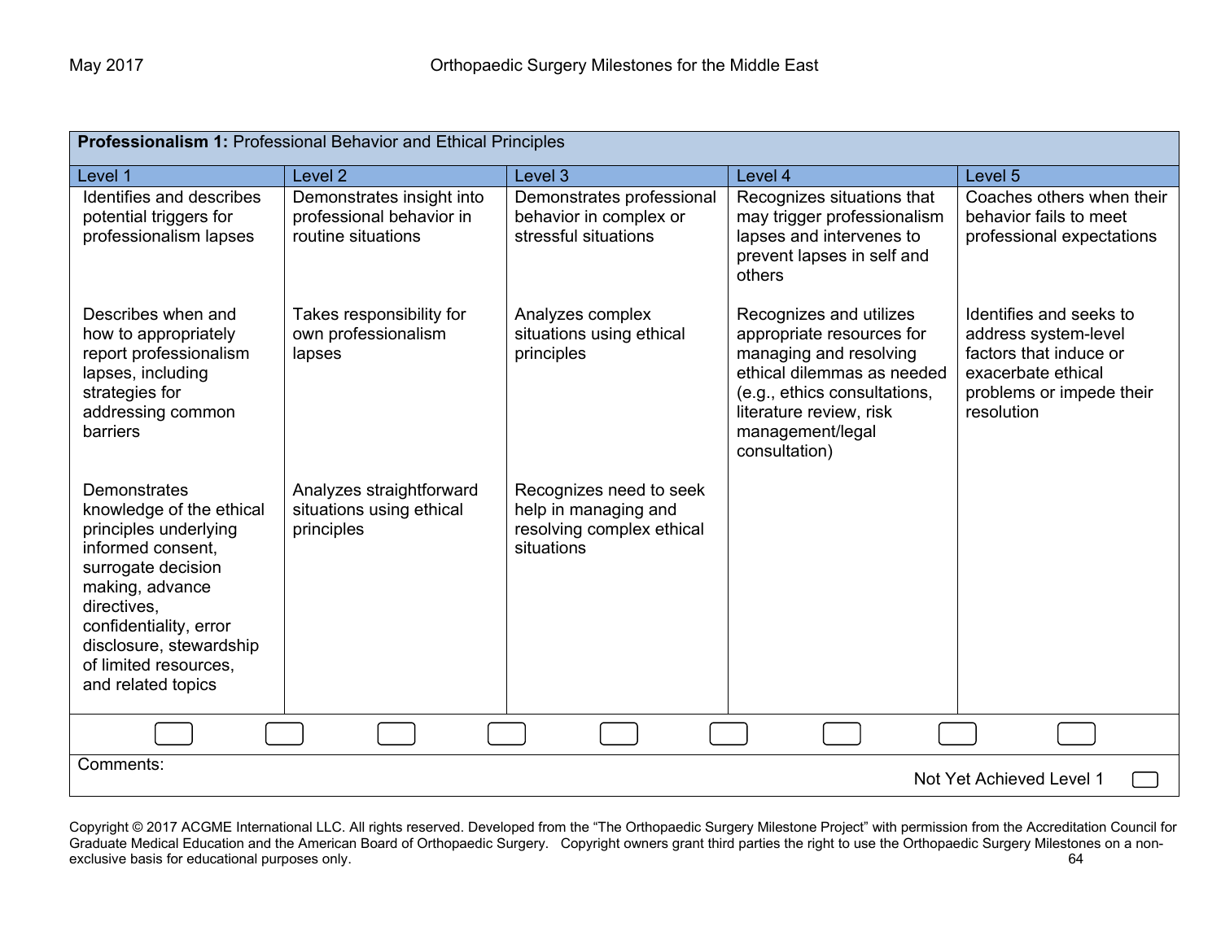| **Professionalism 1:** Professional Behavior and Ethical Principles | | | | |
|---|---|---|---|---|
| Level 1 | Level 2 | Level 3 | Level 4 | Level 5 |
| Identifies and describes potential triggers for professionalism lapses | Demonstrates insight into professional behavior in routine situations | Demonstrates professional behavior in complex or stressful situations | Recognizes situations that may trigger professionalism lapses and intervenes to prevent lapses in self and others | Coaches others when their behavior fails to meet professional expectations |
| Describes when and how to appropriately report professionalism lapses, including strategies for addressing common barriers | Takes responsibility for own professionalism lapses | Analyzes complex situations using ethical principles | Recognizes and utilizes appropriate resources for managing and resolving ethical dilemmas as needed (e.g., ethics consultations, literature review, risk management/legal consultation) | Identifies and seeks to address system-level factors that induce or exacerbate ethical problems or impede their resolution |
| Demonstrates knowledge of the ethical principles underlying informed consent, surrogate decision making, advance directives, confidentiality, error disclosure, stewardship of limited resources, and related topics | Analyzes straightforward situations using ethical principles | Recognizes need to seek help in managing and resolving complex ethical situations | | |

Comments:

Not Yet Achieved Level 1 ☐

Copyright © 2017 ACGME International LLC. All rights reserved. Developed from the "The Orthopaedic Surgery Milestone Project" with permission from the Accreditation Council for Graduate Medical Education and the American Board of Orthopaedic Surgery. Copyright owners grant third parties the right to use the Orthopaedic Surgery Milestones on a non-exclusive basis for educational purposes only.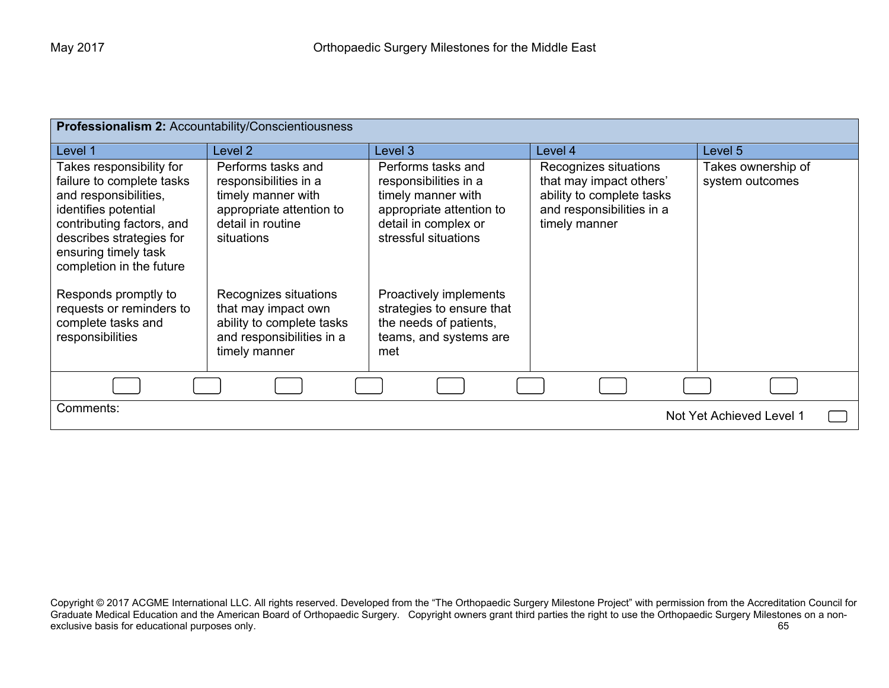| **Professionalism 2:** Accountability/Conscientiousness | | | | |
|---|---|---|---|---|
| Level 1 | Level 2 | Level 3 | Level 4 | Level 5 |
| Takes responsibility for failure to complete tasks and responsibilities, identifies potential contributing factors, and describes strategies for ensuring timely task completion in the future<br><br>Responds promptly to requests or reminders to complete tasks and responsibilities | Performs tasks and responsibilities in a timely manner with appropriate attention to detail in routine situations<br><br>Recognizes situations that may impact own ability to complete tasks and responsibilities in a timely manner | Performs tasks and responsibilities in a timely manner with appropriate attention to detail in complex or stressful situations<br><br>Proactively implements strategies to ensure that the needs of patients, teams, and systems are met | Recognizes situations that may impact others' ability to complete tasks and responsibilities in a timely manner | Takes ownership of system outcomes |
| Comments: | | | | Not Yet Achieved Level 1 |

Copyright © 2017 ACGME International LLC. All rights reserved. Developed from the "The Orthopaedic Surgery Milestone Project" with permission from the Accreditation Council for Graduate Medical Education and the American Board of Orthopaedic Surgery. Copyright owners grant third parties the right to use the Orthopaedic Surgery Milestones on a non-exclusive basis for educational purposes only.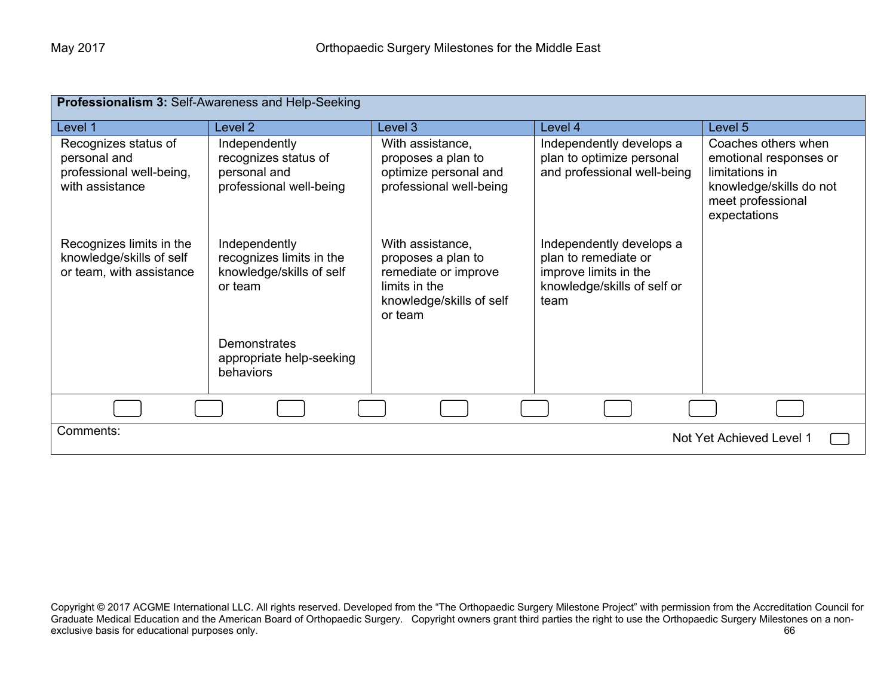| **Professionalism 3:** Self-Awareness and Help-Seeking | | | | |
|---|---|---|---|---|
| Level 1 | Level 2 | Level 3 | Level 4 | Level 5 |
| Recognizes status of personal and professional well-being, with assistance | Independently recognizes status of personal and professional well-being | With assistance, proposes a plan to optimize personal and professional well-being | Independently develops a plan to optimize personal and professional well-being | Coaches others when emotional responses or limitations in knowledge/skills do not meet professional expectations |
| Recognizes limits in the knowledge/skills of self or team, with assistance | Independently recognizes limits in the knowledge/skills of self or team | With assistance, proposes a plan to remediate or improve limits in the knowledge/skills of self or team | Independently develops a plan to remediate or improve limits in the knowledge/skills of self or team | |
| | Demonstrates appropriate help-seeking behaviors | | | |

Comments:

Not Yet Achieved Level 1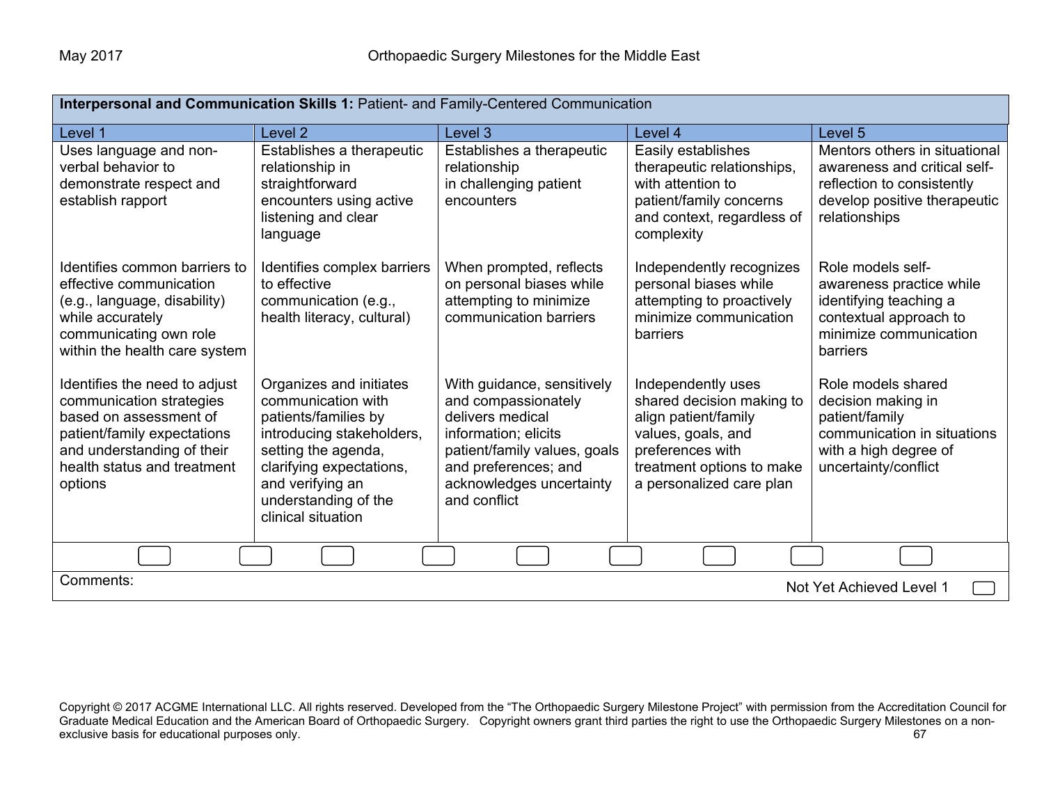| **Interpersonal and Communication Skills 1:** Patient- and Family-Centered Communication | | | | |
|---|---|---|---|---|
| Level 1 | Level 2 | Level 3 | Level 4 | Level 5 |
| Uses language and non-verbal behavior to demonstrate respect and establish rapport | Establishes a therapeutic relationship in straightforward encounters using active listening and clear language | Establishes a therapeutic relationship in challenging patient encounters | Easily establishes therapeutic relationships, with attention to patient/family concerns and context, regardless of complexity | Mentors others in situational awareness and critical self-reflection to consistently develop positive therapeutic relationships |
| Identifies common barriers to effective communication (e.g., language, disability) while accurately communicating own role within the health care system | Identifies complex barriers to effective communication (e.g., health literacy, cultural) | When prompted, reflects on personal biases while attempting to minimize communication barriers | Independently recognizes personal biases while attempting to proactively minimize communication barriers | Role models self-awareness practice while identifying teaching a contextual approach to minimize communication barriers |
| Identifies the need to adjust communication strategies based on assessment of patient/family expectations and understanding of their health status and treatment options | Organizes and initiates communication with patients/families by introducing stakeholders, setting the agenda, clarifying expectations, and verifying an understanding of the clinical situation | With guidance, sensitively and compassionately delivers medical information; elicits patient/family values, goals and preferences; and acknowledges uncertainty and conflict | Independently uses shared decision making to align patient/family values, goals, and preferences with treatment options to make a personalized care plan | Role models shared decision making in patient/family communication in situations with a high degree of uncertainty/conflict |

Comments:

Not Yet Achieved Level 1

Copyright © 2017 ACGME International LLC. All rights reserved. Developed from the "The Orthopaedic Surgery Milestone Project" with permission from the Accreditation Council for Graduate Medical Education and the American Board of Orthopaedic Surgery. Copyright owners grant third parties the right to use the Orthopaedic Surgery Milestones on a non-exclusive basis for educational purposes only.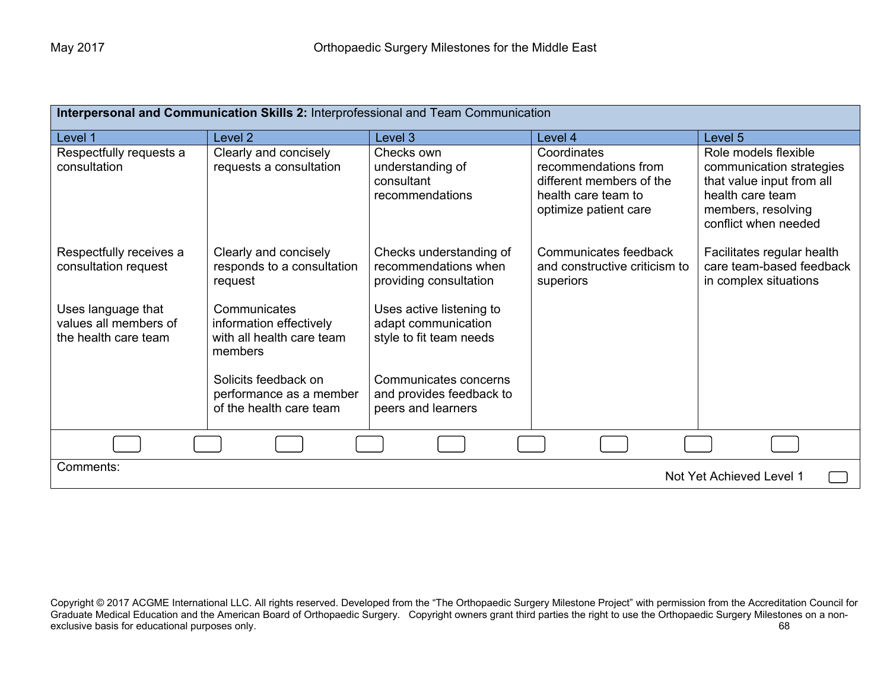| **Interpersonal and Communication Skills 2:** Interprofessional and Team Communication | | | | |
|---|---|---|---|---|
| Level 1 | Level 2 | Level 3 | Level 4 | Level 5 |
| Respectfully requests a consultation | Clearly and concisely requests a consultation | Checks own understanding of consultant recommendations | Coordinates recommendations from different members of the health care team to optimize patient care | Role models flexible communication strategies that value input from all health care team members, resolving conflict when needed |
| Respectfully receives a consultation request | Clearly and concisely responds to a consultation request | Checks understanding of recommendations when providing consultation | Communicates feedback and constructive criticism to superiors | Facilitates regular health care team-based feedback in complex situations |
| Uses language that values all members of the health care team | Communicates information effectively with all health care team members | Uses active listening to adapt communication style to fit team needs | | |
| | Solicits feedback on performance as a member of the health care team | Communicates concerns and provides feedback to peers and learners | | |
| Comments: | | | | Not Yet Achieved Level 1 |

Copyright © 2017 ACGME International LLC. All rights reserved. Developed from the "The Orthopaedic Surgery Milestone Project" with permission from the Accreditation Council for Graduate Medical Education and the American Board of Orthopaedic Surgery. Copyright owners grant third parties the right to use the Orthopaedic Surgery Milestones on a non-exclusive basis for educational purposes only.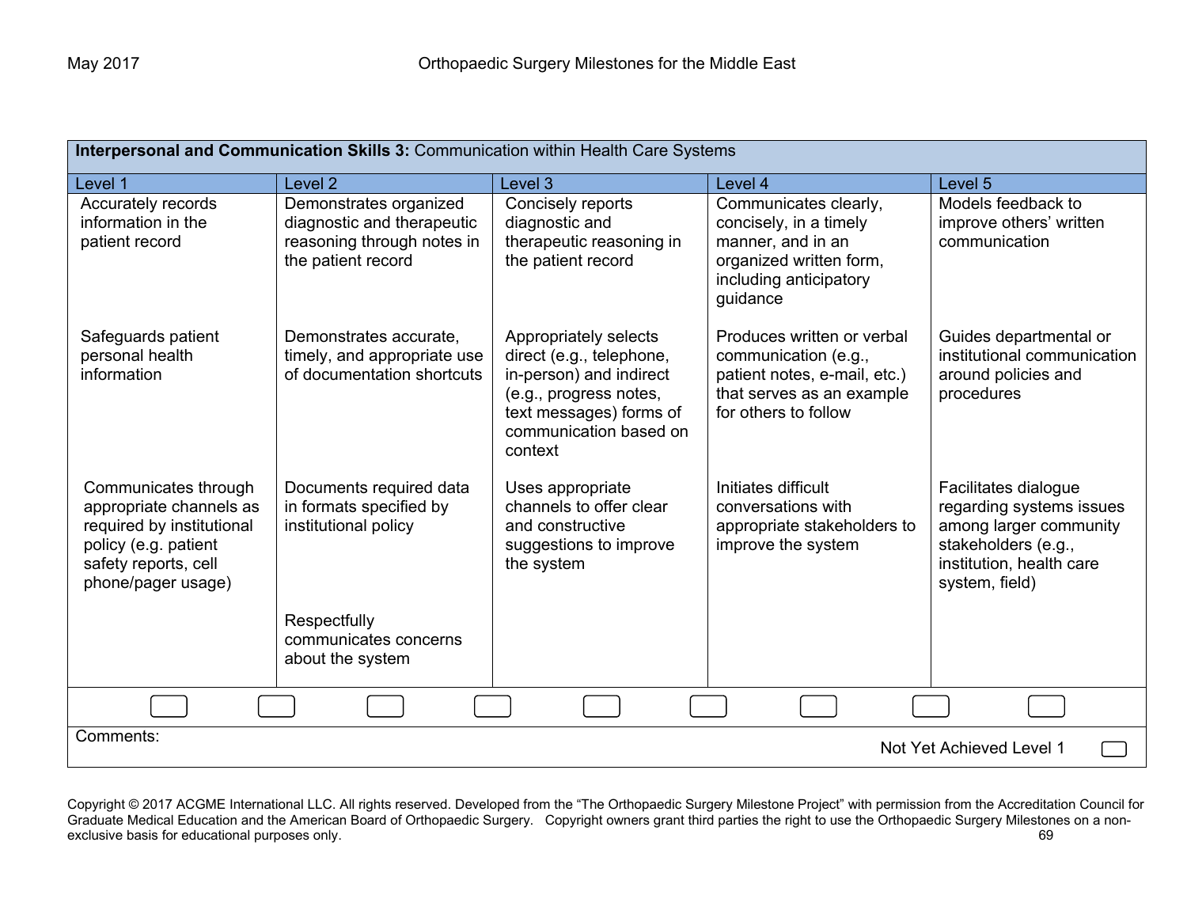| **Interpersonal and Communication Skills 3:** Communication within Health Care Systems | | | | |
|---|---|---|---|---|
| Level 1 | Level 2 | Level 3 | Level 4 | Level 5 |
| Accurately records information in the patient record | Demonstrates organized diagnostic and therapeutic reasoning through notes in the patient record | Concisely reports diagnostic and therapeutic reasoning in the patient record | Communicates clearly, concisely, in a timely manner, and in an organized written form, including anticipatory guidance | Models feedback to improve others' written communication |
| Safeguards patient personal health information | Demonstrates accurate, timely, and appropriate use of documentation shortcuts | Appropriately selects direct (e.g., telephone, in-person) and indirect (e.g., progress notes, text messages) forms of communication based on context | Produces written or verbal communication (e.g., patient notes, e-mail, etc.) that serves as an example for others to follow | Guides departmental or institutional communication around policies and procedures |
| Communicates through appropriate channels as required by institutional policy (e.g. patient safety reports, cell phone/pager usage) | Documents required data in formats specified by institutional policy | Uses appropriate channels to offer clear and constructive suggestions to improve the system | Initiates difficult conversations with appropriate stakeholders to improve the system | Facilitates dialogue regarding systems issues among larger community stakeholders (e.g., institution, health care system, field) |
| | Respectfully communicates concerns about the system | | | |

Comments:

Not Yet Achieved Level 1

Copyright © 2017 ACGME International LLC. All rights reserved. Developed from the "The Orthopaedic Surgery Milestone Project" with permission from the Accreditation Council for Graduate Medical Education and the American Board of Orthopaedic Surgery. Copyright owners grant third parties the right to use the Orthopaedic Surgery Milestones on a non-exclusive basis for educational purposes only.